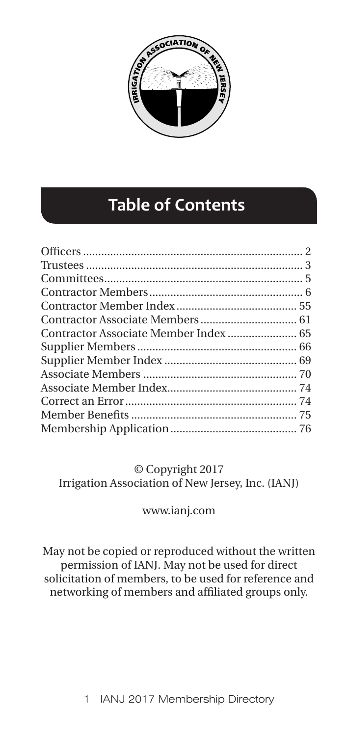# Table of Contents

| | |
|---|---|
| Officers | 2 |
| Trustees | 3 |
| Committees | 5 |
| Contractor Members | 6 |
| Contractor Member Index | 55 |
| Contractor Associate Members | 61 |
| Contractor Associate Member Index | 65 |
| Supplier Members | 66 |
| Supplier Member Index | 69 |
| Associate Members | 70 |
| Associate Member Index | 74 |
| Correct an Error | 74 |
| Member Benefits | 75 |
| Membership Application | 76 |

© Copyright 2017
Irrigation Association of New Jersey, Inc. (IANJ)

www.ianj.com

May not be copied or reproduced without the written permission of IANJ. May not be used for direct solicitation of members, to be used for reference and networking of members and affiliated groups only.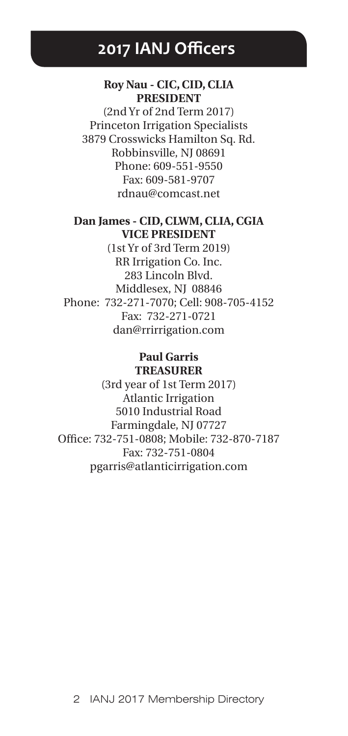# 2017 IANJ Officers

**Roy Nau - CIC, CID, CLIA**
**PRESIDENT**
(2nd Yr of 2nd Term 2017)
Princeton Irrigation Specialists
3879 Crosswicks Hamilton Sq. Rd.
Robbinsville, NJ 08691
Phone: 609-551-9550
Fax: 609-581-9707
rdnau@comcast.net

**Dan James - CID, CLWM, CLIA, CGIA**
**VICE PRESIDENT**
(1st Yr of 3rd Term 2019)
RR Irrigation Co. Inc.
283 Lincoln Blvd.
Middlesex, NJ 08846
Phone: 732-271-7070; Cell: 908-705-4152
Fax: 732-271-0721
dan@rrirrigation.com

**Paul Garris**
**TREASURER**
(3rd year of 1st Term 2017)
Atlantic Irrigation
5010 Industrial Road
Farmingdale, NJ 07727
Office: 732-751-0808; Mobile: 732-870-7187
Fax: 732-751-0804
pgarris@atlanticirrigation.com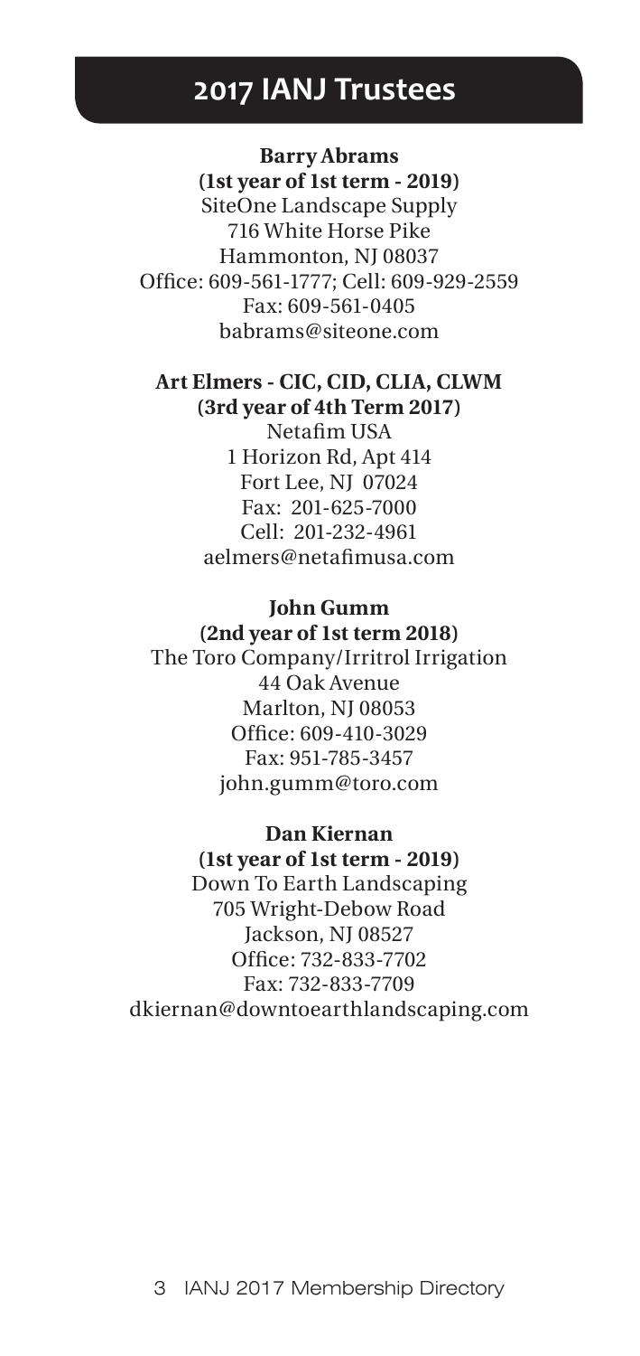# 2017 IANJ Trustees

**Barry Abrams**
**(1st year of 1st term - 2019)**
SiteOne Landscape Supply
716 White Horse Pike
Hammonton, NJ 08037
Office: 609-561-1777; Cell: 609-929-2559
Fax: 609-561-0405
babrams@siteone.com

**Art Elmers - CIC, CID, CLIA, CLWM**
**(3rd year of 4th Term 2017)**
Netafim USA
1 Horizon Rd, Apt 414
Fort Lee, NJ 07024
Fax: 201-625-7000
Cell: 201-232-4961
aelmers@netafimusa.com

**John Gumm**
**(2nd year of 1st term 2018)**
The Toro Company/Irritrol Irrigation
44 Oak Avenue
Marlton, NJ 08053
Office: 609-410-3029
Fax: 951-785-3457
john.gumm@toro.com

**Dan Kiernan**
**(1st year of 1st term - 2019)**
Down To Earth Landscaping
705 Wright-Debow Road
Jackson, NJ 08527
Office: 732-833-7702
Fax: 732-833-7709
dkiernan@downtoearthlandscaping.com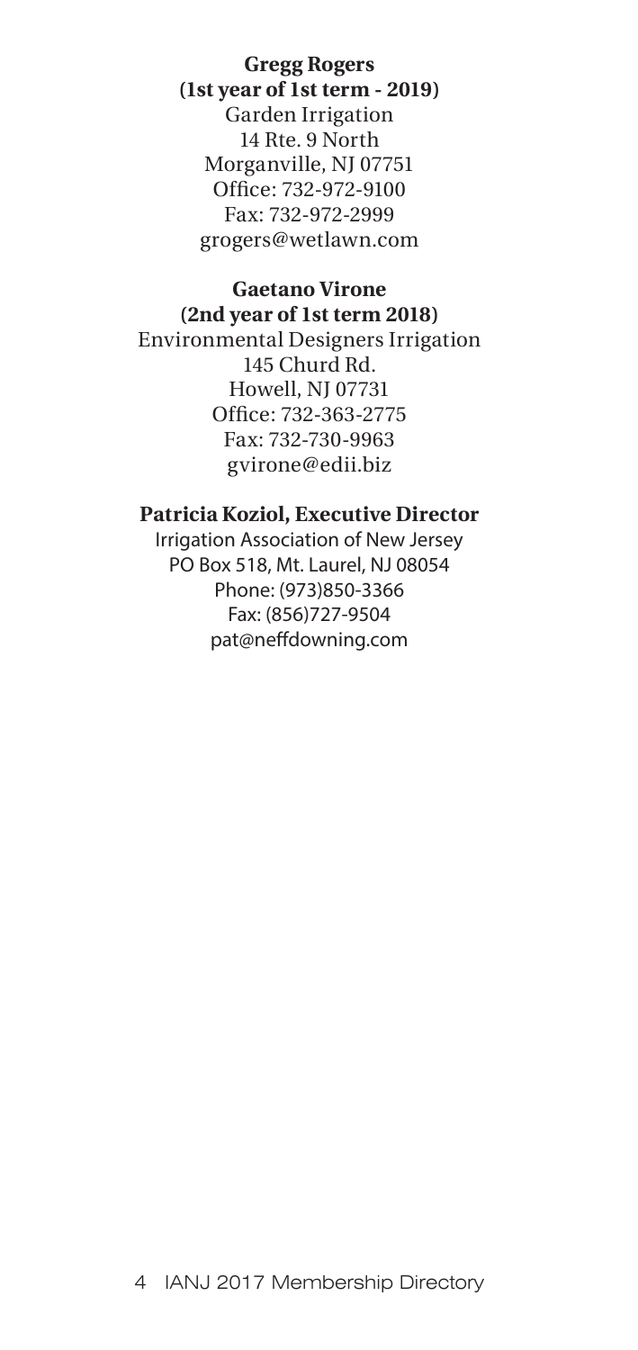**Gregg Rogers**
**(1st year of 1st term - 2019)**
Garden Irrigation
14 Rte. 9 North
Morganville, NJ 07751
Office: 732-972-9100
Fax: 732-972-2999
grogers@wetlawn.com

**Gaetano Virone**
**(2nd year of 1st term 2018)**
Environmental Designers Irrigation
145 Churd Rd.
Howell, NJ 07731
Office: 732-363-2775
Fax: 732-730-9963
gvirone@edii.biz

**Patricia Koziol, Executive Director**
Irrigation Association of New Jersey
PO Box 518, Mt. Laurel, NJ 08054
Phone: (973)850-3366
Fax: (856)727-9504
pat@neffdowning.com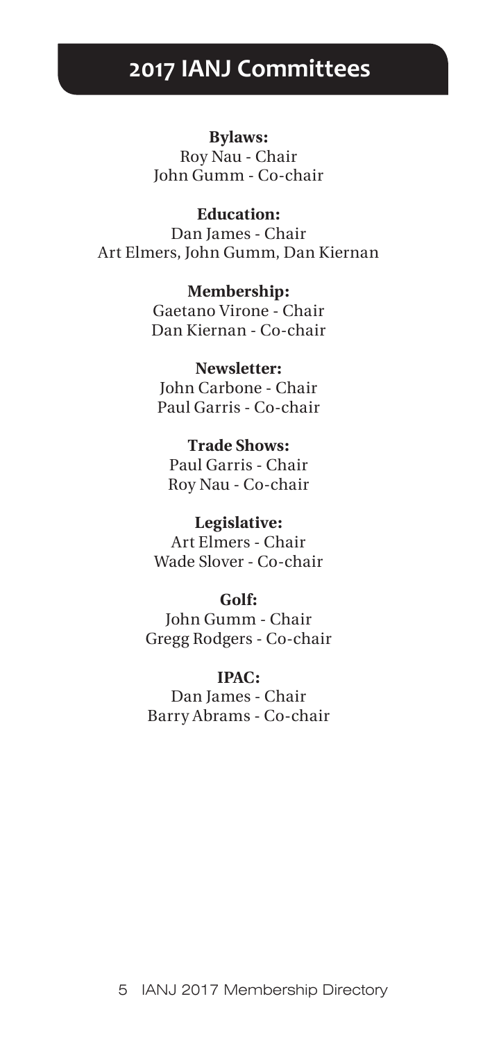# 2017 IANJ Committees

**Bylaws:**
Roy Nau - Chair
John Gumm - Co-chair

**Education:**
Dan James - Chair
Art Elmers, John Gumm, Dan Kiernan

**Membership:**
Gaetano Virone - Chair
Dan Kiernan - Co-chair

**Newsletter:**
John Carbone - Chair
Paul Garris - Co-chair

**Trade Shows:**
Paul Garris - Chair
Roy Nau - Co-chair

**Legislative:**
Art Elmers - Chair
Wade Slover - Co-chair

**Golf:**
John Gumm - Chair
Gregg Rodgers - Co-chair

**IPAC:**
Dan James - Chair
Barry Abrams - Co-chair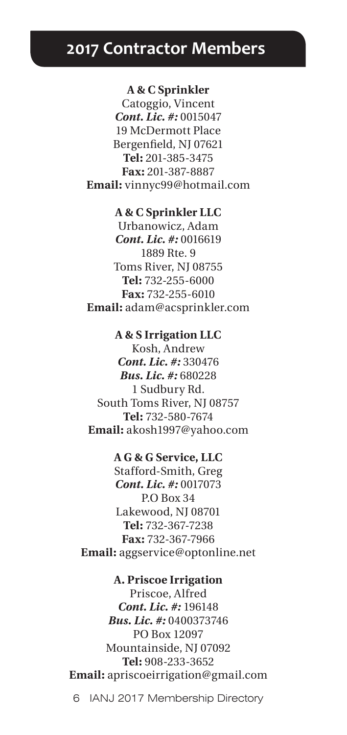## 2017 Contractor Members

**A & C Sprinkler**
Catoggio, Vincent
***Cont. Lic. #:*** 0015047
19 McDermott Place
Bergenfield, NJ 07621
**Tel:** 201-385-3475
**Fax:** 201-387-8887
**Email:** vinnyc99@hotmail.com

**A & C Sprinkler LLC**
Urbanowicz, Adam
***Cont. Lic. #:*** 0016619
1889 Rte. 9
Toms River, NJ 08755
**Tel:** 732-255-6000
**Fax:** 732-255-6010
**Email:** adam@acsprinkler.com

**A & S Irrigation LLC**
Kosh, Andrew
***Cont. Lic. #:*** 330476
***Bus. Lic. #:*** 680228
1 Sudbury Rd.
South Toms River, NJ 08757
**Tel:** 732-580-7674
**Email:** akosh1997@yahoo.com

**A G & G Service, LLC**
Stafford-Smith, Greg
***Cont. Lic. #:*** 0017073
P.O Box 34
Lakewood, NJ 08701
**Tel:** 732-367-7238
**Fax:** 732-367-7966
**Email:** aggservice@optonline.net

**A. Priscoe Irrigation**
Priscoe, Alfred
***Cont. Lic. #:*** 196148
***Bus. Lic. #:*** 0400373746
PO Box 12097
Mountainside, NJ 07092
**Tel:** 908-233-3652
**Email:** apriscoeirrigation@gmail.com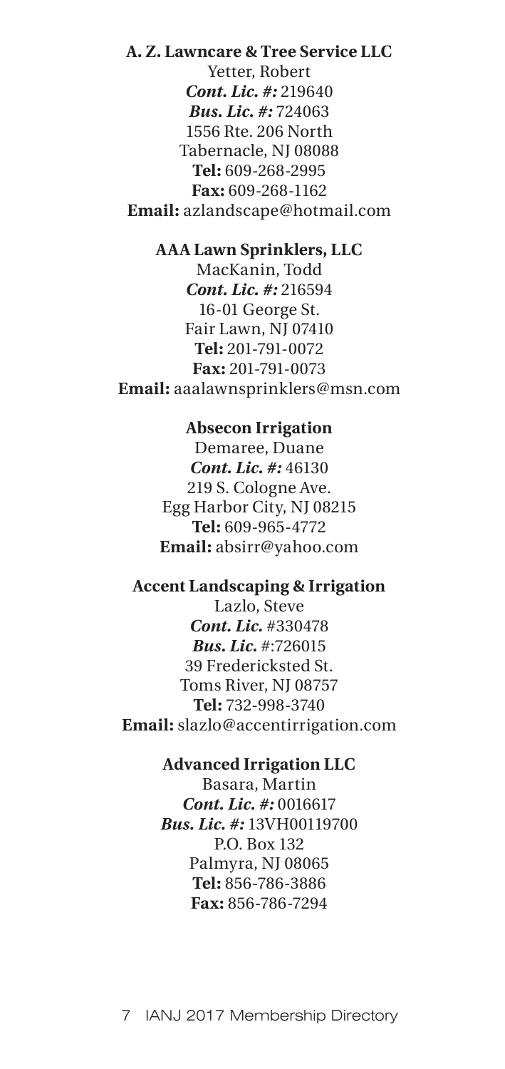**A. Z. Lawncare & Tree Service LLC**
Yetter, Robert
***Cont. Lic. #:*** 219640
***Bus. Lic. #:*** 724063
1556 Rte. 206 North
Tabernacle, NJ 08088
**Tel:** 609-268-2995
**Fax:** 609-268-1162
**Email:** azlandscape@hotmail.com

**AAA Lawn Sprinklers, LLC**
MacKanin, Todd
***Cont. Lic. #:*** 216594
16-01 George St.
Fair Lawn, NJ 07410
**Tel:** 201-791-0072
**Fax:** 201-791-0073
**Email:** aaalawnsprinklers@msn.com

**Absecon Irrigation**
Demaree, Duane
***Cont. Lic. #:*** 46130
219 S. Cologne Ave.
Egg Harbor City, NJ 08215
**Tel:** 609-965-4772
**Email:** absirr@yahoo.com

**Accent Landscaping & Irrigation**
Lazlo, Steve
***Cont. Lic.*** #330478
***Bus. Lic.*** #:726015
39 Fredericksted St.
Toms River, NJ 08757
**Tel:** 732-998-3740
**Email:** slazlo@accentirrigation.com

**Advanced Irrigation LLC**
Basara, Martin
***Cont. Lic. #:*** 0016617
***Bus. Lic. #:*** 13VH00119700
P.O. Box 132
Palmyra, NJ 08065
**Tel:** 856-786-3886
**Fax:** 856-786-7294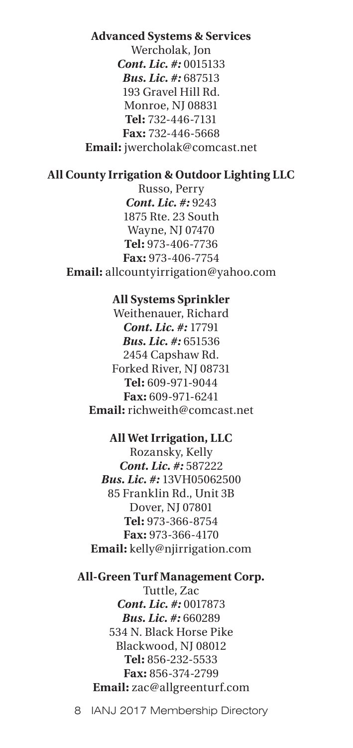**Advanced Systems & Services**
Wercholak, Jon
***Cont. Lic. #:*** 0015133
***Bus. Lic. #:*** 687513
193 Gravel Hill Rd.
Monroe, NJ 08831
**Tel:** 732-446-7131
**Fax:** 732-446-5668
**Email:** jwercholak@comcast.net

**All County Irrigation & Outdoor Lighting LLC**
Russo, Perry
***Cont. Lic. #:*** 9243
1875 Rte. 23 South
Wayne, NJ 07470
**Tel:** 973-406-7736
**Fax:** 973-406-7754
**Email:** allcountyirrigation@yahoo.com

**All Systems Sprinkler**
Weithenauer, Richard
***Cont. Lic. #:*** 17791
***Bus. Lic. #:*** 651536
2454 Capshaw Rd.
Forked River, NJ 08731
**Tel:** 609-971-9044
**Fax:** 609-971-6241
**Email:** richweith@comcast.net

**All Wet Irrigation, LLC**
Rozansky, Kelly
***Cont. Lic. #:*** 587222
***Bus. Lic. #:*** 13VH05062500
85 Franklin Rd., Unit 3B
Dover, NJ 07801
**Tel:** 973-366-8754
**Fax:** 973-366-4170
**Email:** kelly@njirrigation.com

**All-Green Turf Management Corp.**
Tuttle, Zac
***Cont. Lic. #:*** 0017873
***Bus. Lic. #:*** 660289
534 N. Black Horse Pike
Blackwood, NJ 08012
**Tel:** 856-232-5533
**Fax:** 856-374-2799
**Email:** zac@allgreenturf.com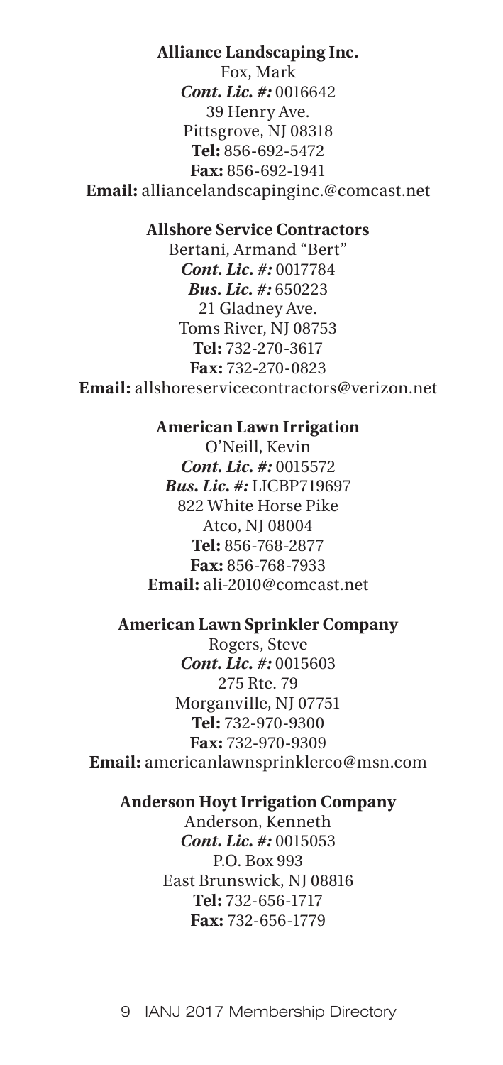**Alliance Landscaping Inc.**
Fox, Mark
***Cont. Lic. #:*** 0016642
39 Henry Ave.
Pittsgrove, NJ 08318
**Tel:** 856-692-5472
**Fax:** 856-692-1941
**Email:** alliancelandscapinginc.@comcast.net

**Allshore Service Contractors**
Bertani, Armand "Bert"
***Cont. Lic. #:*** 0017784
***Bus. Lic. #:*** 650223
21 Gladney Ave.
Toms River, NJ 08753
**Tel:** 732-270-3617
**Fax:** 732-270-0823
**Email:** allshoreservicecontractors@verizon.net

**American Lawn Irrigation**
O'Neill, Kevin
***Cont. Lic. #:*** 0015572
***Bus. Lic. #:*** LICBP719697
822 White Horse Pike
Atco, NJ 08004
**Tel:** 856-768-2877
**Fax:** 856-768-7933
**Email:** ali-2010@comcast.net

**American Lawn Sprinkler Company**
Rogers, Steve
***Cont. Lic. #:*** 0015603
275 Rte. 79
Morganville, NJ 07751
**Tel:** 732-970-9300
**Fax:** 732-970-9309
**Email:** americanlawnsprinklerco@msn.com

**Anderson Hoyt Irrigation Company**
Anderson, Kenneth
***Cont. Lic. #:*** 0015053
P.O. Box 993
East Brunswick, NJ 08816
**Tel:** 732-656-1717
**Fax:** 732-656-1779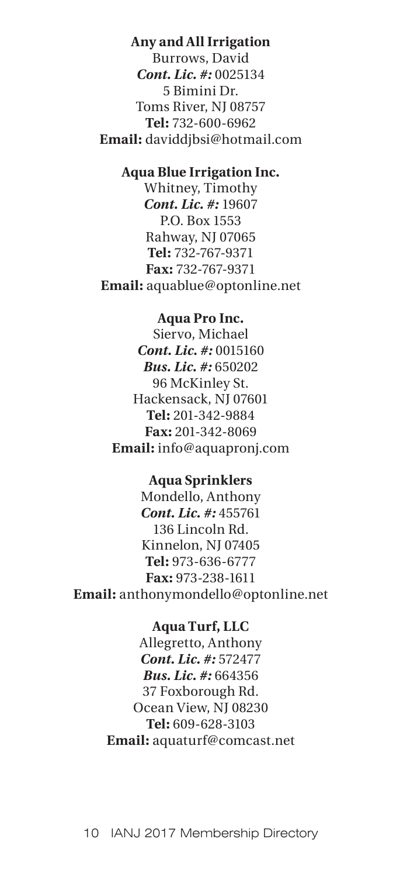**Any and All Irrigation**
Burrows, David
***Cont. Lic. #:*** 0025134
5 Bimini Dr.
Toms River, NJ 08757
**Tel:** 732-600-6962
**Email:** daviddjbsi@hotmail.com

**Aqua Blue Irrigation Inc.**
Whitney, Timothy
***Cont. Lic. #:*** 19607
P.O. Box 1553
Rahway, NJ 07065
**Tel:** 732-767-9371
**Fax:** 732-767-9371
**Email:** aquablue@optonline.net

**Aqua Pro Inc.**
Siervo, Michael
***Cont. Lic. #:*** 0015160
***Bus. Lic. #:*** 650202
96 McKinley St.
Hackensack, NJ 07601
**Tel:** 201-342-9884
**Fax:** 201-342-8069
**Email:** info@aquapronj.com

**Aqua Sprinklers**
Mondello, Anthony
***Cont. Lic. #:*** 455761
136 Lincoln Rd.
Kinnelon, NJ 07405
**Tel:** 973-636-6777
**Fax:** 973-238-1611
**Email:** anthonymondello@optonline.net

**Aqua Turf, LLC**
Allegretto, Anthony
***Cont. Lic. #:*** 572477
***Bus. Lic. #:*** 664356
37 Foxborough Rd.
Ocean View, NJ 08230
**Tel:** 609-628-3103
**Email:** aquaturf@comcast.net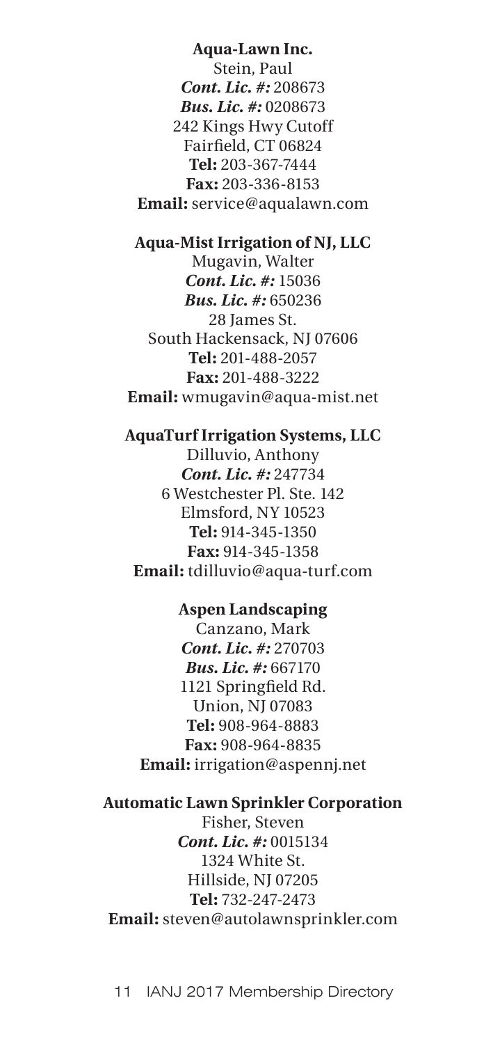**Aqua-Lawn Inc.**
Stein, Paul
***Cont. Lic. #:*** 208673
***Bus. Lic. #:*** 0208673
242 Kings Hwy Cutoff
Fairfield, CT 06824
**Tel:** 203-367-7444
**Fax:** 203-336-8153
**Email:** service@aqualawn.com

**Aqua-Mist Irrigation of NJ, LLC**
Mugavin, Walter
***Cont. Lic. #:*** 15036
***Bus. Lic. #:*** 650236
28 James St.
South Hackensack, NJ 07606
**Tel:** 201-488-2057
**Fax:** 201-488-3222
**Email:** wmugavin@aqua-mist.net

**AquaTurf Irrigation Systems, LLC**
Dilluvio, Anthony
***Cont. Lic. #:*** 247734
6 Westchester Pl. Ste. 142
Elmsford, NY 10523
**Tel:** 914-345-1350
**Fax:** 914-345-1358
**Email:** tdilluvio@aqua-turf.com

**Aspen Landscaping**
Canzano, Mark
***Cont. Lic. #:*** 270703
***Bus. Lic. #:*** 667170
1121 Springfield Rd.
Union, NJ 07083
**Tel:** 908-964-8883
**Fax:** 908-964-8835
**Email:** irrigation@aspennj.net

**Automatic Lawn Sprinkler Corporation**
Fisher, Steven
***Cont. Lic. #:*** 0015134
1324 White St.
Hillside, NJ 07205
**Tel:** 732-247-2473
**Email:** steven@autolawnsprinkler.com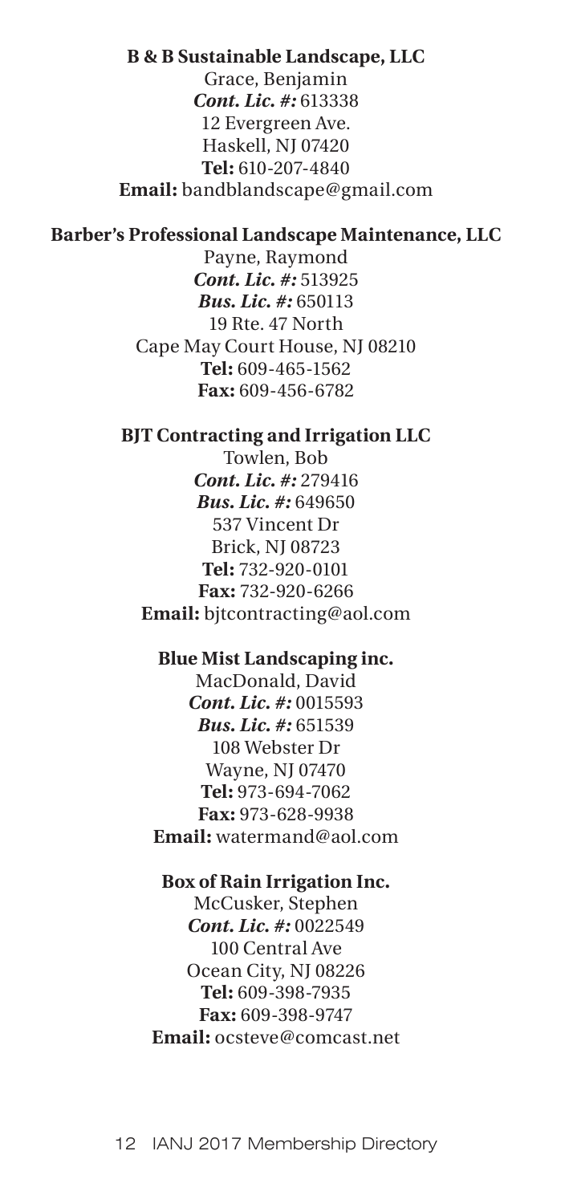**B & B Sustainable Landscape, LLC**
Grace, Benjamin
***Cont. Lic. #:*** 613338
12 Evergreen Ave.
Haskell, NJ 07420
**Tel:** 610-207-4840
**Email:** bandblandscape@gmail.com

**Barber's Professional Landscape Maintenance, LLC**
Payne, Raymond
***Cont. Lic. #:*** 513925
***Bus. Lic. #:*** 650113
19 Rte. 47 North
Cape May Court House, NJ 08210
**Tel:** 609-465-1562
**Fax:** 609-456-6782

**BJT Contracting and Irrigation LLC**
Towlen, Bob
***Cont. Lic. #:*** 279416
***Bus. Lic. #:*** 649650
537 Vincent Dr
Brick, NJ 08723
**Tel:** 732-920-0101
**Fax:** 732-920-6266
**Email:** bjtcontracting@aol.com

**Blue Mist Landscaping inc.**
MacDonald, David
***Cont. Lic. #:*** 0015593
***Bus. Lic. #:*** 651539
108 Webster Dr
Wayne, NJ 07470
**Tel:** 973-694-7062
**Fax:** 973-628-9938
**Email:** watermand@aol.com

**Box of Rain Irrigation Inc.**
McCusker, Stephen
***Cont. Lic. #:*** 0022549
100 Central Ave
Ocean City, NJ 08226
**Tel:** 609-398-7935
**Fax:** 609-398-9747
**Email:** ocsteve@comcast.net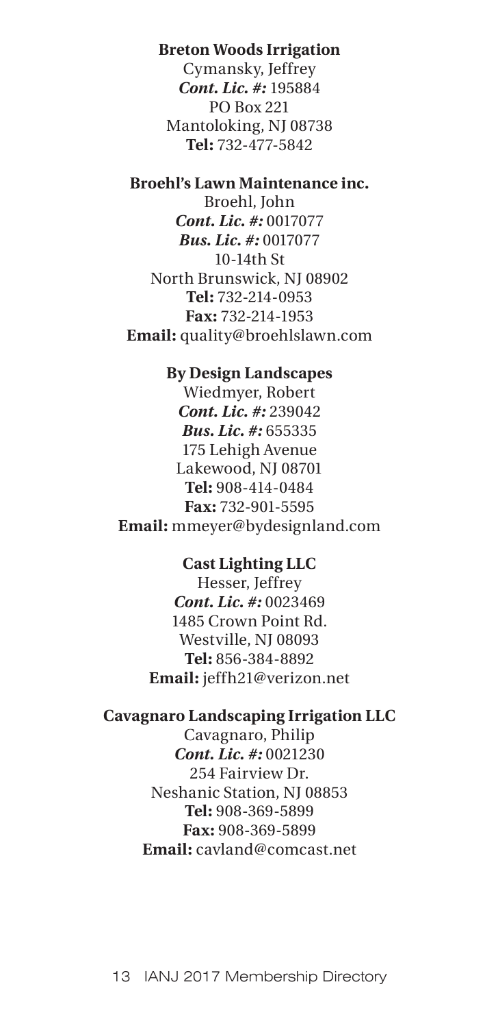**Breton Woods Irrigation**
Cymansky, Jeffrey
***Cont. Lic. #:*** 195884
PO Box 221
Mantoloking, NJ 08738
**Tel:** 732-477-5842

**Broehl's Lawn Maintenance inc.**
Broehl, John
***Cont. Lic. #:*** 0017077
***Bus. Lic. #:*** 0017077
10-14th St
North Brunswick, NJ 08902
**Tel:** 732-214-0953
**Fax:** 732-214-1953
**Email:** quality@broehlslawn.com

**By Design Landscapes**
Wiedmyer, Robert
***Cont. Lic. #:*** 239042
***Bus. Lic. #:*** 655335
175 Lehigh Avenue
Lakewood, NJ 08701
**Tel:** 908-414-0484
**Fax:** 732-901-5595
**Email:** mmeyer@bydesignland.com

**Cast Lighting LLC**
Hesser, Jeffrey
***Cont. Lic. #:*** 0023469
1485 Crown Point Rd.
Westville, NJ 08093
**Tel:** 856-384-8892
**Email:** jeffh21@verizon.net

**Cavagnaro Landscaping Irrigation LLC**
Cavagnaro, Philip
***Cont. Lic. #:*** 0021230
254 Fairview Dr.
Neshanic Station, NJ 08853
**Tel:** 908-369-5899
**Fax:** 908-369-5899
**Email:** cavland@comcast.net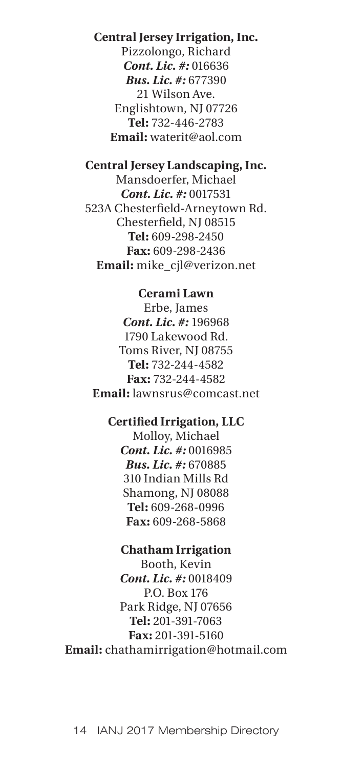**Central Jersey Irrigation, Inc.**
Pizzolongo, Richard
***Cont. Lic. #:*** 016636
***Bus. Lic. #:*** 677390
21 Wilson Ave.
Englishtown, NJ 07726
**Tel:** 732-446-2783
**Email:** waterit@aol.com

**Central Jersey Landscaping, Inc.**
Mansdoerfer, Michael
***Cont. Lic. #:*** 0017531
523A Chesterfield-Arneytown Rd.
Chesterfield, NJ 08515
**Tel:** 609-298-2450
**Fax:** 609-298-2436
**Email:** mike_cjl@verizon.net

**Cerami Lawn**
Erbe, James
***Cont. Lic. #:*** 196968
1790 Lakewood Rd.
Toms River, NJ 08755
**Tel:** 732-244-4582
**Fax:** 732-244-4582
**Email:** lawnsrus@comcast.net

**Certified Irrigation, LLC**
Molloy, Michael
***Cont. Lic. #:*** 0016985
***Bus. Lic. #:*** 670885
310 Indian Mills Rd
Shamong, NJ 08088
**Tel:** 609-268-0996
**Fax:** 609-268-5868

**Chatham Irrigation**
Booth, Kevin
***Cont. Lic. #:*** 0018409
P.O. Box 176
Park Ridge, NJ 07656
**Tel:** 201-391-7063
**Fax:** 201-391-5160
**Email:** chathamirrigation@hotmail.com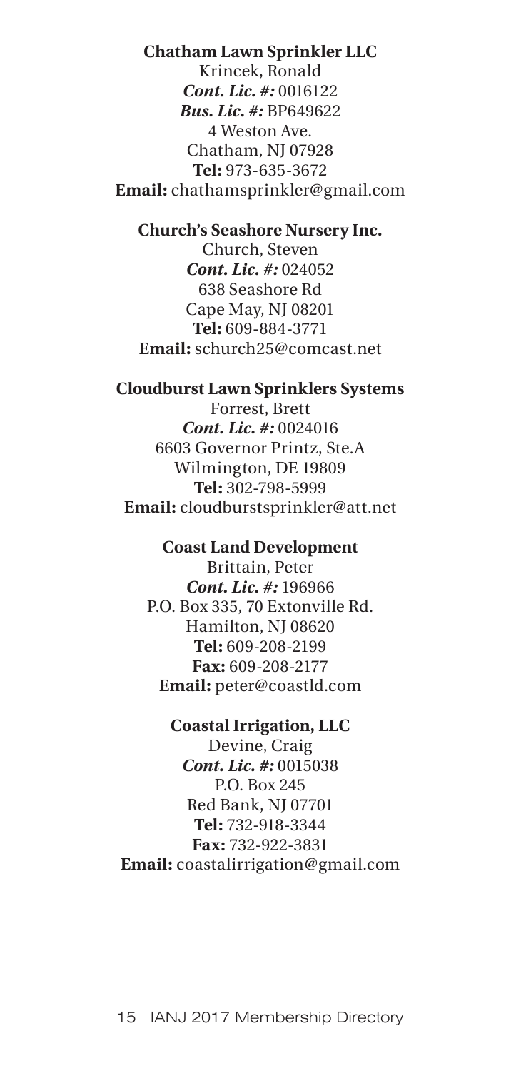**Chatham Lawn Sprinkler LLC**
Krincek, Ronald
***Cont. Lic. #:*** 0016122
***Bus. Lic. #:*** BP649622
4 Weston Ave.
Chatham, NJ 07928
**Tel:** 973-635-3672
**Email:** chathamsprinkler@gmail.com

**Church's Seashore Nursery Inc.**
Church, Steven
***Cont. Lic. #:*** 024052
638 Seashore Rd
Cape May, NJ 08201
**Tel:** 609-884-3771
**Email:** schurch25@comcast.net

**Cloudburst Lawn Sprinklers Systems**
Forrest, Brett
***Cont. Lic. #:*** 0024016
6603 Governor Printz, Ste.A
Wilmington, DE 19809
**Tel:** 302-798-5999
**Email:** cloudburstsprinkler@att.net

**Coast Land Development**
Brittain, Peter
***Cont. Lic. #:*** 196966
P.O. Box 335, 70 Extonville Rd.
Hamilton, NJ 08620
**Tel:** 609-208-2199
**Fax:** 609-208-2177
**Email:** peter@coastld.com

**Coastal Irrigation, LLC**
Devine, Craig
***Cont. Lic. #:*** 0015038
P.O. Box 245
Red Bank, NJ 07701
**Tel:** 732-918-3344
**Fax:** 732-922-3831
**Email:** coastalirrigation@gmail.com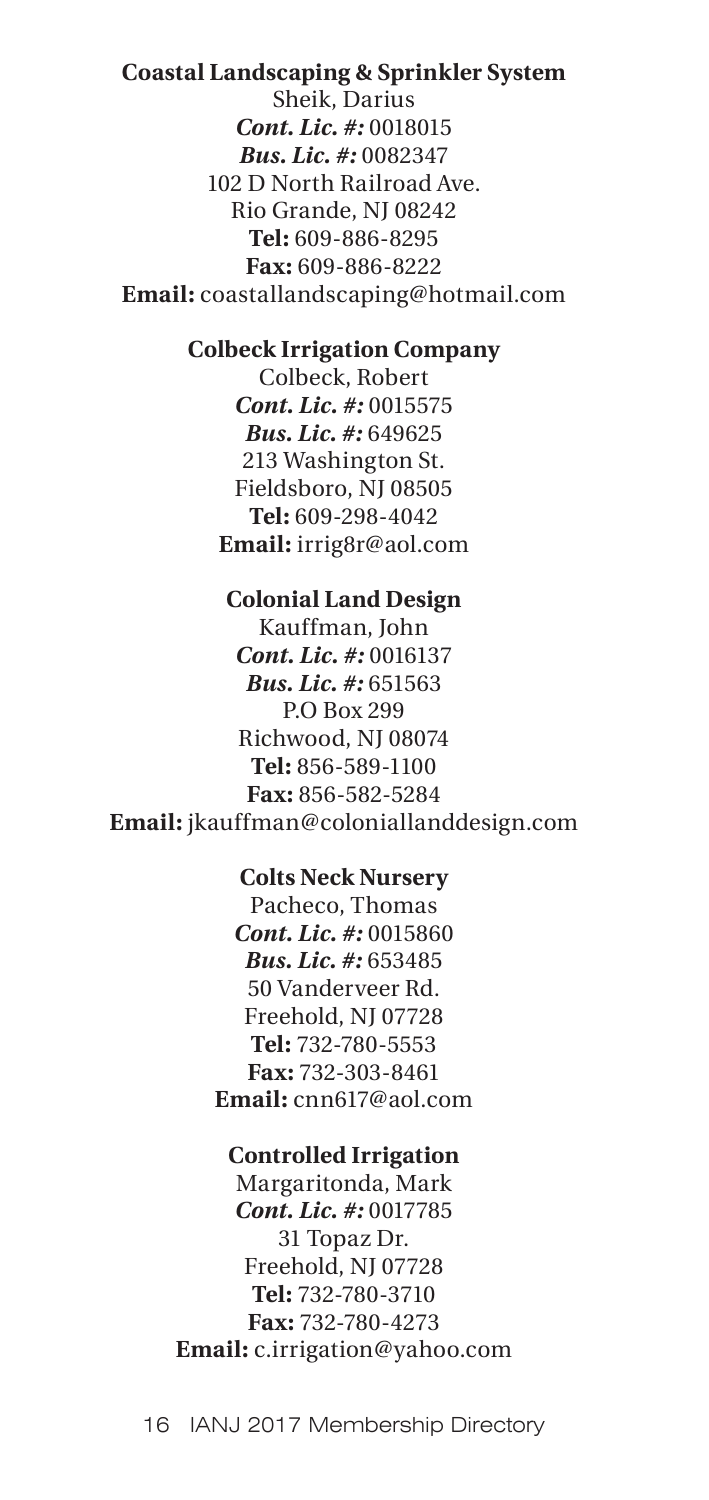**Coastal Landscaping & Sprinkler System**
Sheik, Darius
***Cont. Lic. #:*** 0018015
***Bus. Lic. #:*** 0082347
102 D North Railroad Ave.
Rio Grande, NJ 08242
**Tel:** 609-886-8295
**Fax:** 609-886-8222
**Email:** coastallandscaping@hotmail.com

**Colbeck Irrigation Company**
Colbeck, Robert
***Cont. Lic. #:*** 0015575
***Bus. Lic. #:*** 649625
213 Washington St.
Fieldsboro, NJ 08505
**Tel:** 609-298-4042
**Email:** irrig8r@aol.com

**Colonial Land Design**
Kauffman, John
***Cont. Lic. #:*** 0016137
***Bus. Lic. #:*** 651563
P.O Box 299
Richwood, NJ 08074
**Tel:** 856-589-1100
**Fax:** 856-582-5284
**Email:** jkauffman@coloniallanddesign.com

**Colts Neck Nursery**
Pacheco, Thomas
***Cont. Lic. #:*** 0015860
***Bus. Lic. #:*** 653485
50 Vanderveer Rd.
Freehold, NJ 07728
**Tel:** 732-780-5553
**Fax:** 732-303-8461
**Email:** cnn617@aol.com

**Controlled Irrigation**
Margaritonda, Mark
***Cont. Lic. #:*** 0017785
31 Topaz Dr.
Freehold, NJ 07728
**Tel:** 732-780-3710
**Fax:** 732-780-4273
**Email:** c.irrigation@yahoo.com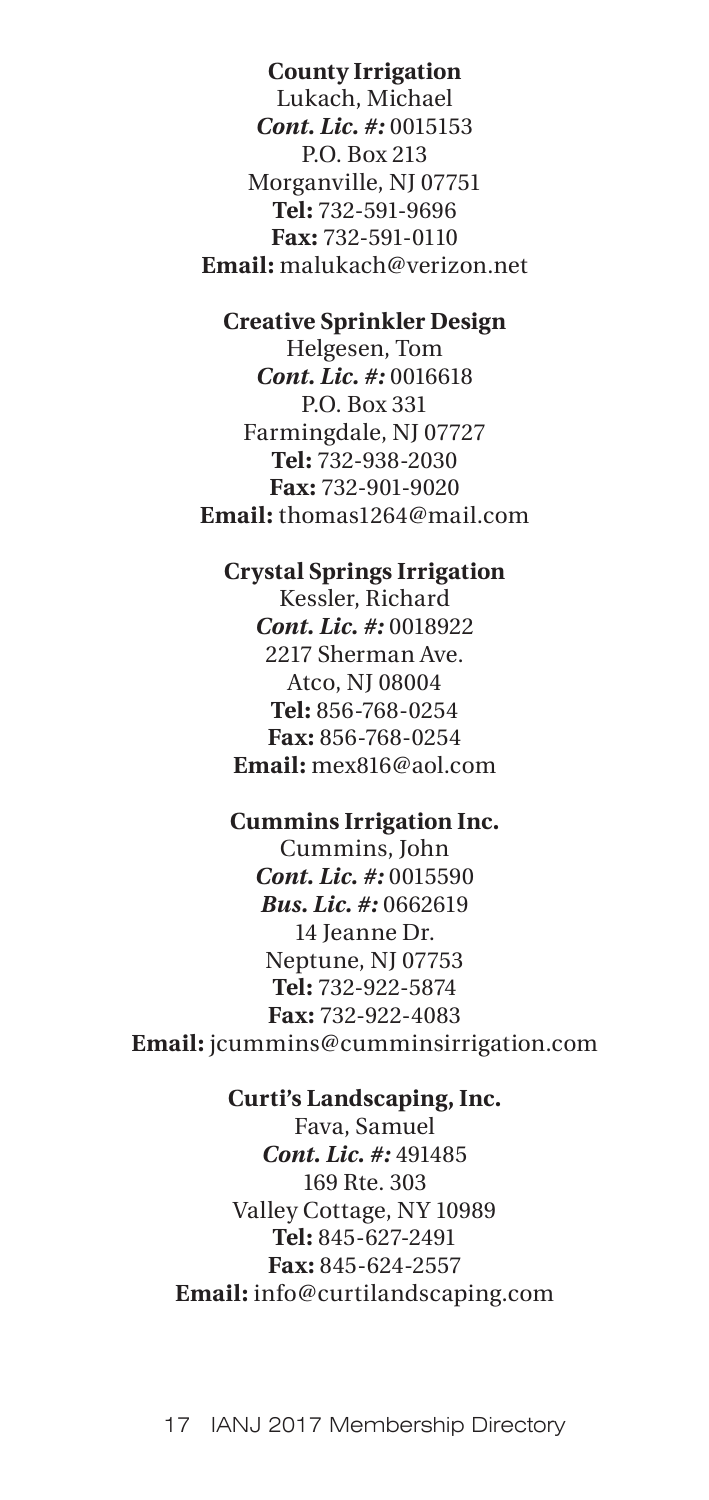**County Irrigation**
Lukach, Michael
***Cont. Lic. #:*** 0015153
P.O. Box 213
Morganville, NJ 07751
**Tel:** 732-591-9696
**Fax:** 732-591-0110
**Email:** malukach@verizon.net

**Creative Sprinkler Design**
Helgesen, Tom
***Cont. Lic. #:*** 0016618
P.O. Box 331
Farmingdale, NJ 07727
**Tel:** 732-938-2030
**Fax:** 732-901-9020
**Email:** thomas1264@mail.com

**Crystal Springs Irrigation**
Kessler, Richard
***Cont. Lic. #:*** 0018922
2217 Sherman Ave.
Atco, NJ 08004
**Tel:** 856-768-0254
**Fax:** 856-768-0254
**Email:** mex816@aol.com

**Cummins Irrigation Inc.**
Cummins, John
***Cont. Lic. #:*** 0015590
***Bus. Lic. #:*** 0662619
14 Jeanne Dr.
Neptune, NJ 07753
**Tel:** 732-922-5874
**Fax:** 732-922-4083
**Email:** jcummins@cumminsirrigation.com

**Curti's Landscaping, Inc.**
Fava, Samuel
***Cont. Lic. #:*** 491485
169 Rte. 303
Valley Cottage, NY 10989
**Tel:** 845-627-2491
**Fax:** 845-624-2557
**Email:** info@curtilandscaping.com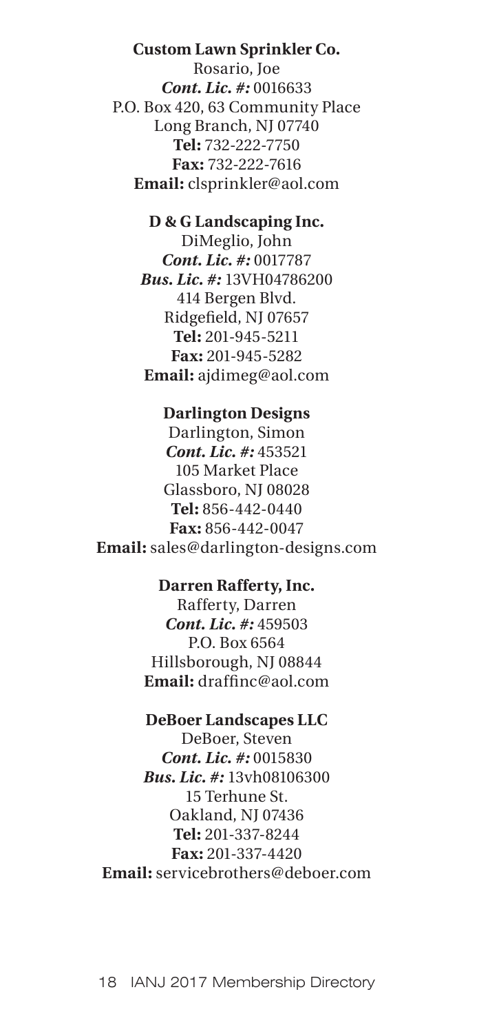**Custom Lawn Sprinkler Co.**
Rosario, Joe
***Cont. Lic. #:*** 0016633
P.O. Box 420, 63 Community Place
Long Branch, NJ 07740
**Tel:** 732-222-7750
**Fax:** 732-222-7616
**Email:** clsprinkler@aol.com

**D & G Landscaping Inc.**
DiMeglio, John
***Cont. Lic. #:*** 0017787
***Bus. Lic. #:*** 13VH04786200
414 Bergen Blvd.
Ridgefield, NJ 07657
**Tel:** 201-945-5211
**Fax:** 201-945-5282
**Email:** ajdimeg@aol.com

**Darlington Designs**
Darlington, Simon
***Cont. Lic. #:*** 453521
105 Market Place
Glassboro, NJ 08028
**Tel:** 856-442-0440
**Fax:** 856-442-0047
**Email:** sales@darlington-designs.com

**Darren Rafferty, Inc.**
Rafferty, Darren
***Cont. Lic. #:*** 459503
P.O. Box 6564
Hillsborough, NJ 08844
**Email:** draffinc@aol.com

**DeBoer Landscapes LLC**
DeBoer, Steven
***Cont. Lic. #:*** 0015830
***Bus. Lic. #:*** 13vh08106300
15 Terhune St.
Oakland, NJ 07436
**Tel:** 201-337-8244
**Fax:** 201-337-4420
**Email:** servicebrothers@deboer.com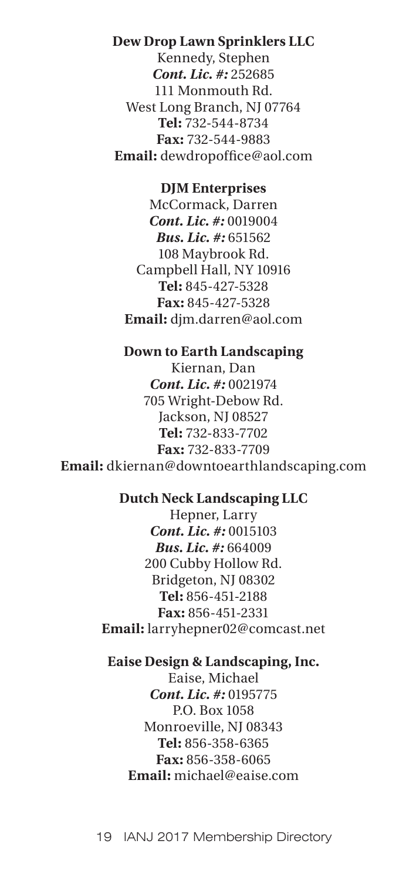**Dew Drop Lawn Sprinklers LLC**
Kennedy, Stephen
***Cont. Lic. #:*** 252685
111 Monmouth Rd.
West Long Branch, NJ 07764
**Tel:** 732-544-8734
**Fax:** 732-544-9883
**Email:** dewdropoffice@aol.com

**DJM Enterprises**
McCormack, Darren
***Cont. Lic. #:*** 0019004
***Bus. Lic. #:*** 651562
108 Maybrook Rd.
Campbell Hall, NY 10916
**Tel:** 845-427-5328
**Fax:** 845-427-5328
**Email:** djm.darren@aol.com

**Down to Earth Landscaping**
Kiernan, Dan
***Cont. Lic. #:*** 0021974
705 Wright-Debow Rd.
Jackson, NJ 08527
**Tel:** 732-833-7702
**Fax:** 732-833-7709
**Email:** dkiernan@downtoearthlandscaping.com

**Dutch Neck Landscaping LLC**
Hepner, Larry
***Cont. Lic. #:*** 0015103
***Bus. Lic. #:*** 664009
200 Cubby Hollow Rd.
Bridgeton, NJ 08302
**Tel:** 856-451-2188
**Fax:** 856-451-2331
**Email:** larryhepner02@comcast.net

**Eaise Design & Landscaping, Inc.**
Eaise, Michael
***Cont. Lic. #:*** 0195775
P.O. Box 1058
Monroeville, NJ 08343
**Tel:** 856-358-6365
**Fax:** 856-358-6065
**Email:** michael@eaise.com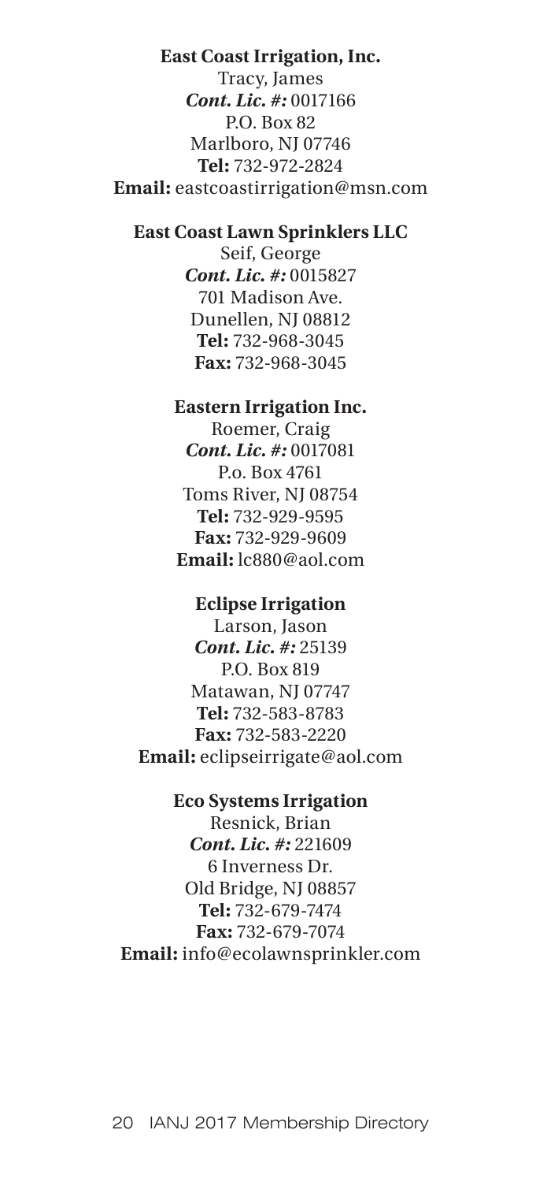**East Coast Irrigation, Inc.**
Tracy, James
***Cont. Lic. #:*** 0017166
P.O. Box 82
Marlboro, NJ 07746
**Tel:** 732-972-2824
**Email:** eastcoastirrigation@msn.com

**East Coast Lawn Sprinklers LLC**
Seif, George
***Cont. Lic. #:*** 0015827
701 Madison Ave.
Dunellen, NJ 08812
**Tel:** 732-968-3045
**Fax:** 732-968-3045

**Eastern Irrigation Inc.**
Roemer, Craig
***Cont. Lic. #:*** 0017081
P.o. Box 4761
Toms River, NJ 08754
**Tel:** 732-929-9595
**Fax:** 732-929-9609
**Email:** lc880@aol.com

**Eclipse Irrigation**
Larson, Jason
***Cont. Lic. #:*** 25139
P.O. Box 819
Matawan, NJ 07747
**Tel:** 732-583-8783
**Fax:** 732-583-2220
**Email:** eclipseirrigate@aol.com

**Eco Systems Irrigation**
Resnick, Brian
***Cont. Lic. #:*** 221609
6 Inverness Dr.
Old Bridge, NJ 08857
**Tel:** 732-679-7474
**Fax:** 732-679-7074
**Email:** info@ecolawnsprinkler.com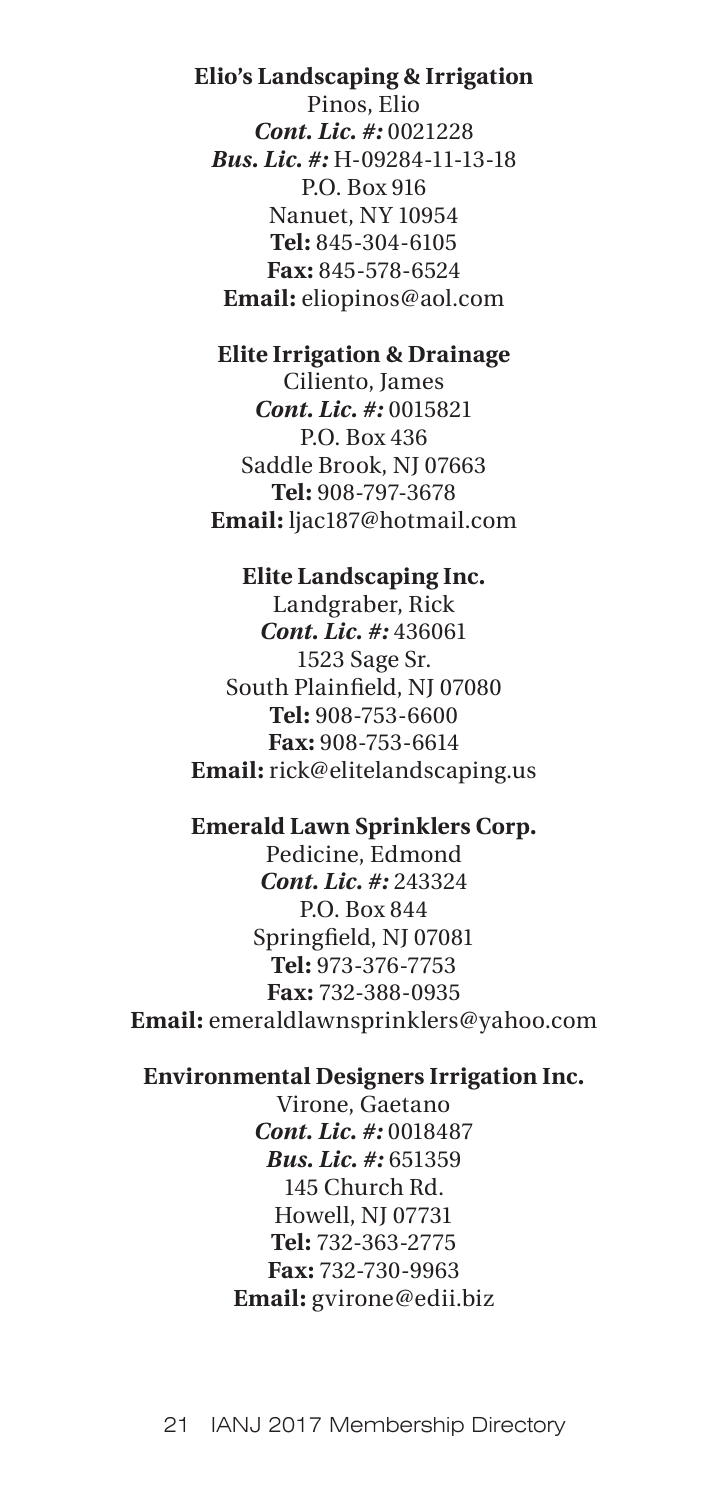**Elio's Landscaping & Irrigation**
Pinos, Elio
***Cont. Lic. #:*** 0021228
***Bus. Lic. #:*** H-09284-11-13-18
P.O. Box 916
Nanuet, NY 10954
**Tel:** 845-304-6105
**Fax:** 845-578-6524
**Email:** eliopinos@aol.com

**Elite Irrigation & Drainage**
Ciliento, James
***Cont. Lic. #:*** 0015821
P.O. Box 436
Saddle Brook, NJ 07663
**Tel:** 908-797-3678
**Email:** ljac187@hotmail.com

**Elite Landscaping Inc.**
Landgraber, Rick
***Cont. Lic. #:*** 436061
1523 Sage Sr.
South Plainfield, NJ 07080
**Tel:** 908-753-6600
**Fax:** 908-753-6614
**Email:** rick@elitelandscaping.us

**Emerald Lawn Sprinklers Corp.**
Pedicine, Edmond
***Cont. Lic. #:*** 243324
P.O. Box 844
Springfield, NJ 07081
**Tel:** 973-376-7753
**Fax:** 732-388-0935
**Email:** emeraldlawnsprinklers@yahoo.com

**Environmental Designers Irrigation Inc.**
Virone, Gaetano
***Cont. Lic. #:*** 0018487
***Bus. Lic. #:*** 651359
145 Church Rd.
Howell, NJ 07731
**Tel:** 732-363-2775
**Fax:** 732-730-9963
**Email:** gvirone@edii.biz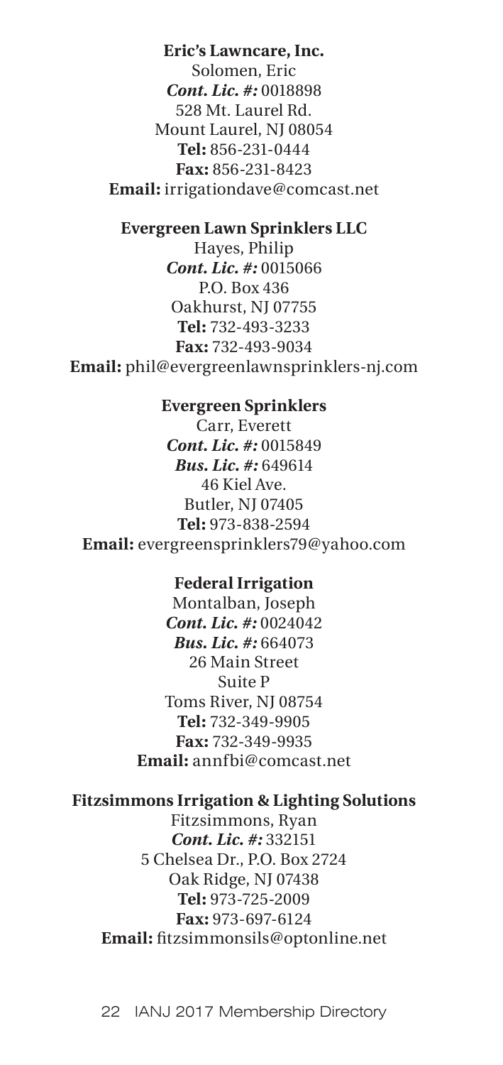**Eric's Lawncare, Inc.**
Solomen, Eric
***Cont. Lic. #:*** 0018898
528 Mt. Laurel Rd.
Mount Laurel, NJ 08054
**Tel:** 856-231-0444
**Fax:** 856-231-8423
**Email:** irrigationdave@comcast.net

**Evergreen Lawn Sprinklers LLC**
Hayes, Philip
***Cont. Lic. #:*** 0015066
P.O. Box 436
Oakhurst, NJ 07755
**Tel:** 732-493-3233
**Fax:** 732-493-9034
**Email:** phil@evergreenlawnsprinklers-nj.com

**Evergreen Sprinklers**
Carr, Everett
***Cont. Lic. #:*** 0015849
***Bus. Lic. #:*** 649614
46 Kiel Ave.
Butler, NJ 07405
**Tel:** 973-838-2594
**Email:** evergreensprinklers79@yahoo.com

**Federal Irrigation**
Montalban, Joseph
***Cont. Lic. #:*** 0024042
***Bus. Lic. #:*** 664073
26 Main Street
Suite P
Toms River, NJ 08754
**Tel:** 732-349-9905
**Fax:** 732-349-9935
**Email:** annfbi@comcast.net

**Fitzsimmons Irrigation & Lighting Solutions**
Fitzsimmons, Ryan
***Cont. Lic. #:*** 332151
5 Chelsea Dr., P.O. Box 2724
Oak Ridge, NJ 07438
**Tel:** 973-725-2009
**Fax:** 973-697-6124
**Email:** fitzsimmonsils@optonline.net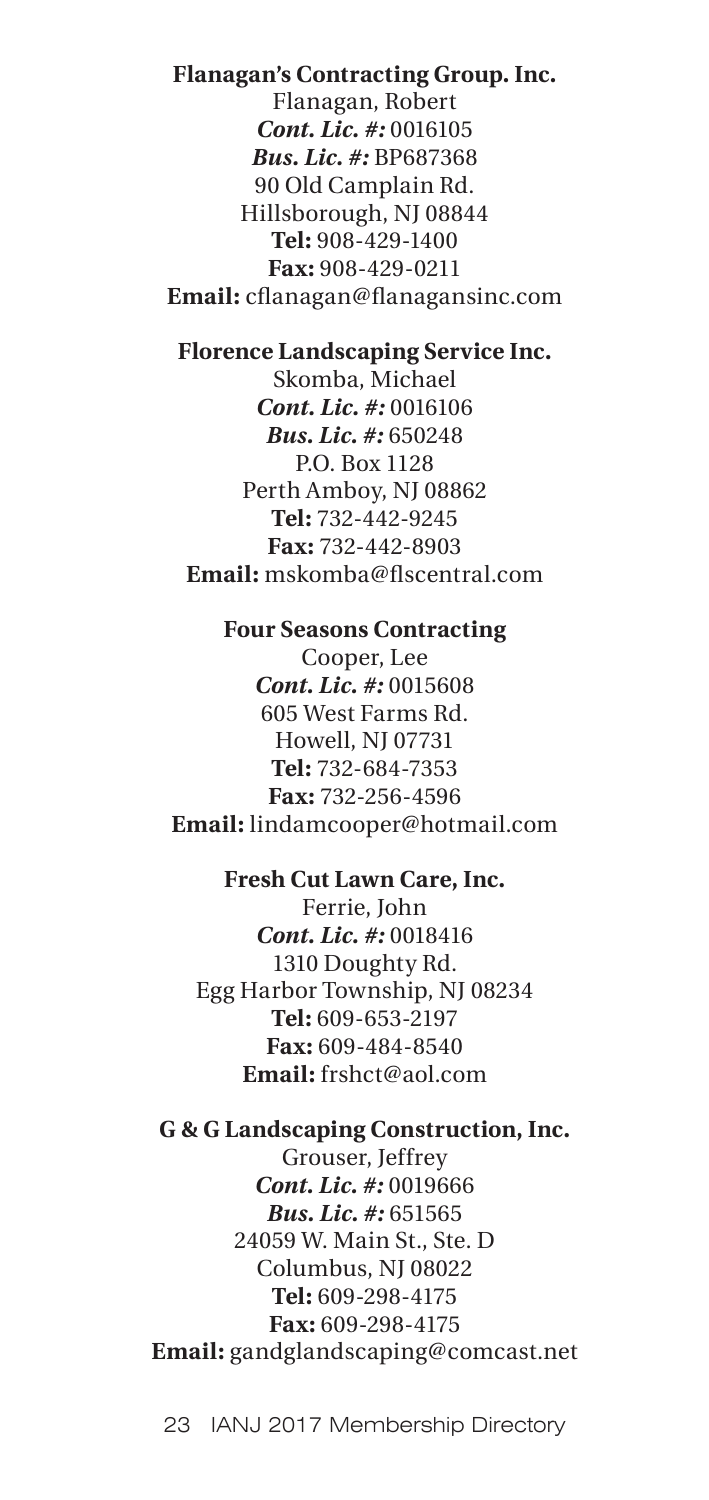**Flanagan's Contracting Group. Inc.**
Flanagan, Robert
***Cont. Lic. #:*** 0016105
***Bus. Lic. #:*** BP687368
90 Old Camplain Rd.
Hillsborough, NJ 08844
**Tel:** 908-429-1400
**Fax:** 908-429-0211
**Email:** cflanagan@flanagansinc.com

**Florence Landscaping Service Inc.**
Skomba, Michael
***Cont. Lic. #:*** 0016106
***Bus. Lic. #:*** 650248
P.O. Box 1128
Perth Amboy, NJ 08862
**Tel:** 732-442-9245
**Fax:** 732-442-8903
**Email:** mskomba@flscentral.com

**Four Seasons Contracting**
Cooper, Lee
***Cont. Lic. #:*** 0015608
605 West Farms Rd.
Howell, NJ 07731
**Tel:** 732-684-7353
**Fax:** 732-256-4596
**Email:** lindamcooper@hotmail.com

**Fresh Cut Lawn Care, Inc.**
Ferrie, John
***Cont. Lic. #:*** 0018416
1310 Doughty Rd.
Egg Harbor Township, NJ 08234
**Tel:** 609-653-2197
**Fax:** 609-484-8540
**Email:** frshct@aol.com

**G & G Landscaping Construction, Inc.**
Grouser, Jeffrey
***Cont. Lic. #:*** 0019666
***Bus. Lic. #:*** 651565
24059 W. Main St., Ste. D
Columbus, NJ 08022
**Tel:** 609-298-4175
**Fax:** 609-298-4175
**Email:** gandglandscaping@comcast.net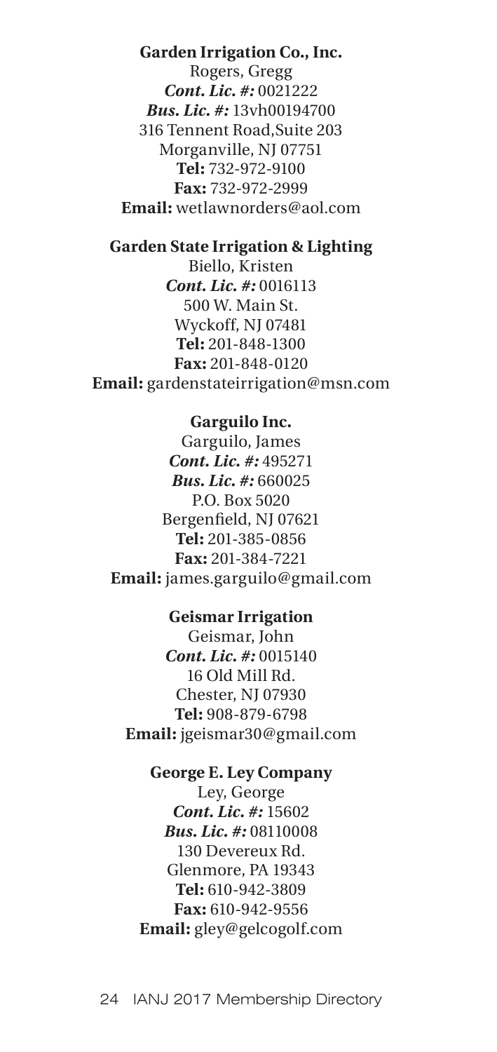**Garden Irrigation Co., Inc.**
Rogers, Gregg
***Cont. Lic. #:*** 0021222
***Bus. Lic. #:*** 13vh00194700
316 Tennent Road,Suite 203
Morganville, NJ 07751
**Tel:** 732-972-9100
**Fax:** 732-972-2999
**Email:** wetlawnorders@aol.com

**Garden State Irrigation & Lighting**
Biello, Kristen
***Cont. Lic. #:*** 0016113
500 W. Main St.
Wyckoff, NJ 07481
**Tel:** 201-848-1300
**Fax:** 201-848-0120
**Email:** gardenstateirrigation@msn.com

**Garguilo Inc.**
Garguilo, James
***Cont. Lic. #:*** 495271
***Bus. Lic. #:*** 660025
P.O. Box 5020
Bergenfield, NJ 07621
**Tel:** 201-385-0856
**Fax:** 201-384-7221
**Email:** james.garguilo@gmail.com

**Geismar Irrigation**
Geismar, John
***Cont. Lic. #:*** 0015140
16 Old Mill Rd.
Chester, NJ 07930
**Tel:** 908-879-6798
**Email:** jgeismar30@gmail.com

**George E. Ley Company**
Ley, George
***Cont. Lic. #:*** 15602
***Bus. Lic. #:*** 08110008
130 Devereux Rd.
Glenmore, PA 19343
**Tel:** 610-942-3809
**Fax:** 610-942-9556
**Email:** gley@gelcogolf.com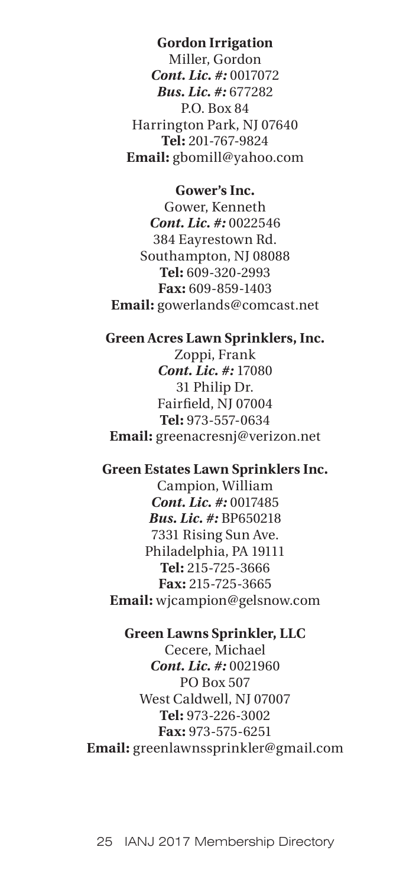**Gordon Irrigation**
Miller, Gordon
***Cont. Lic. #:*** 0017072
***Bus. Lic. #:*** 677282
P.O. Box 84
Harrington Park, NJ 07640
**Tel:** 201-767-9824
**Email:** gbomill@yahoo.com

**Gower's Inc.**
Gower, Kenneth
***Cont. Lic. #:*** 0022546
384 Eayrestown Rd.
Southampton, NJ 08088
**Tel:** 609-320-2993
**Fax:** 609-859-1403
**Email:** gowerlands@comcast.net

**Green Acres Lawn Sprinklers, Inc.**
Zoppi, Frank
***Cont. Lic. #:*** 17080
31 Philip Dr.
Fairfield, NJ 07004
**Tel:** 973-557-0634
**Email:** greenacresnj@verizon.net

**Green Estates Lawn Sprinklers Inc.**
Campion, William
***Cont. Lic. #:*** 0017485
***Bus. Lic. #:*** BP650218
7331 Rising Sun Ave.
Philadelphia, PA 19111
**Tel:** 215-725-3666
**Fax:** 215-725-3665
**Email:** wjcampion@gelsnow.com

**Green Lawns Sprinkler, LLC**
Cecere, Michael
***Cont. Lic. #:*** 0021960
PO Box 507
West Caldwell, NJ 07007
**Tel:** 973-226-3002
**Fax:** 973-575-6251
**Email:** greenlawnssprinkler@gmail.com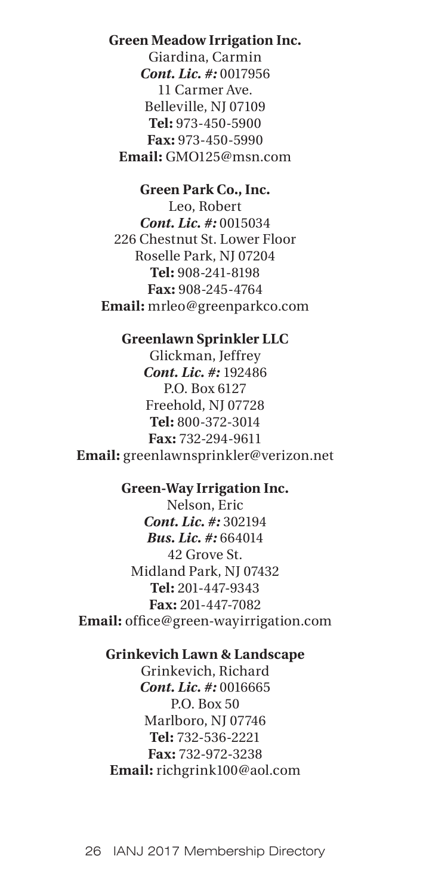**Green Meadow Irrigation Inc.**
Giardina, Carmin
***Cont. Lic. #:*** 0017956
11 Carmer Ave.
Belleville, NJ 07109
**Tel:** 973-450-5900
**Fax:** 973-450-5990
**Email:** GMO125@msn.com

**Green Park Co., Inc.**
Leo, Robert
***Cont. Lic. #:*** 0015034
226 Chestnut St. Lower Floor
Roselle Park, NJ 07204
**Tel:** 908-241-8198
**Fax:** 908-245-4764
**Email:** mrleo@greenparkco.com

**Greenlawn Sprinkler LLC**
Glickman, Jeffrey
***Cont. Lic. #:*** 192486
P.O. Box 6127
Freehold, NJ 07728
**Tel:** 800-372-3014
**Fax:** 732-294-9611
**Email:** greenlawnsprinkler@verizon.net

**Green-Way Irrigation Inc.**
Nelson, Eric
***Cont. Lic. #:*** 302194
***Bus. Lic. #:*** 664014
42 Grove St.
Midland Park, NJ 07432
**Tel:** 201-447-9343
**Fax:** 201-447-7082
**Email:** office@green-wayirrigation.com

**Grinkevich Lawn & Landscape**
Grinkevich, Richard
***Cont. Lic. #:*** 0016665
P.O. Box 50
Marlboro, NJ 07746
**Tel:** 732-536-2221
**Fax:** 732-972-3238
**Email:** richgrink100@aol.com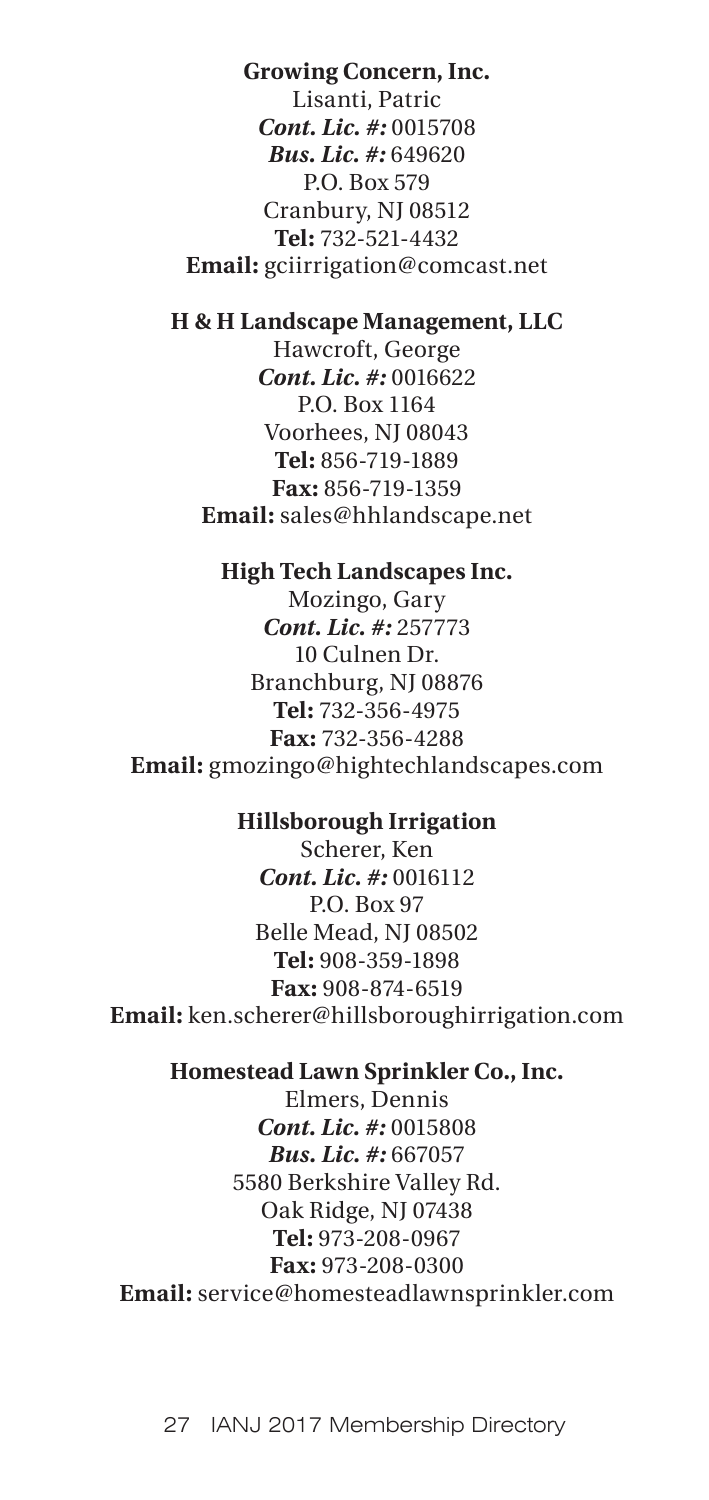**Growing Concern, Inc.**
Lisanti, Patric
***Cont. Lic. #:*** 0015708
***Bus. Lic. #:*** 649620
P.O. Box 579
Cranbury, NJ 08512
**Tel:** 732-521-4432
**Email:** gciirrigation@comcast.net

**H & H Landscape Management, LLC**
Hawcroft, George
***Cont. Lic. #:*** 0016622
P.O. Box 1164
Voorhees, NJ 08043
**Tel:** 856-719-1889
**Fax:** 856-719-1359
**Email:** sales@hhlandscape.net

**High Tech Landscapes Inc.**
Mozingo, Gary
***Cont. Lic. #:*** 257773
10 Culnen Dr.
Branchburg, NJ 08876
**Tel:** 732-356-4975
**Fax:** 732-356-4288
**Email:** gmozingo@hightechlandscapes.com

**Hillsborough Irrigation**
Scherer, Ken
***Cont. Lic. #:*** 0016112
P.O. Box 97
Belle Mead, NJ 08502
**Tel:** 908-359-1898
**Fax:** 908-874-6519
**Email:** ken.scherer@hillsboroughirrigation.com

**Homestead Lawn Sprinkler Co., Inc.**
Elmers, Dennis
***Cont. Lic. #:*** 0015808
***Bus. Lic. #:*** 667057
5580 Berkshire Valley Rd.
Oak Ridge, NJ 07438
**Tel:** 973-208-0967
**Fax:** 973-208-0300
**Email:** service@homesteadlawnsprinkler.com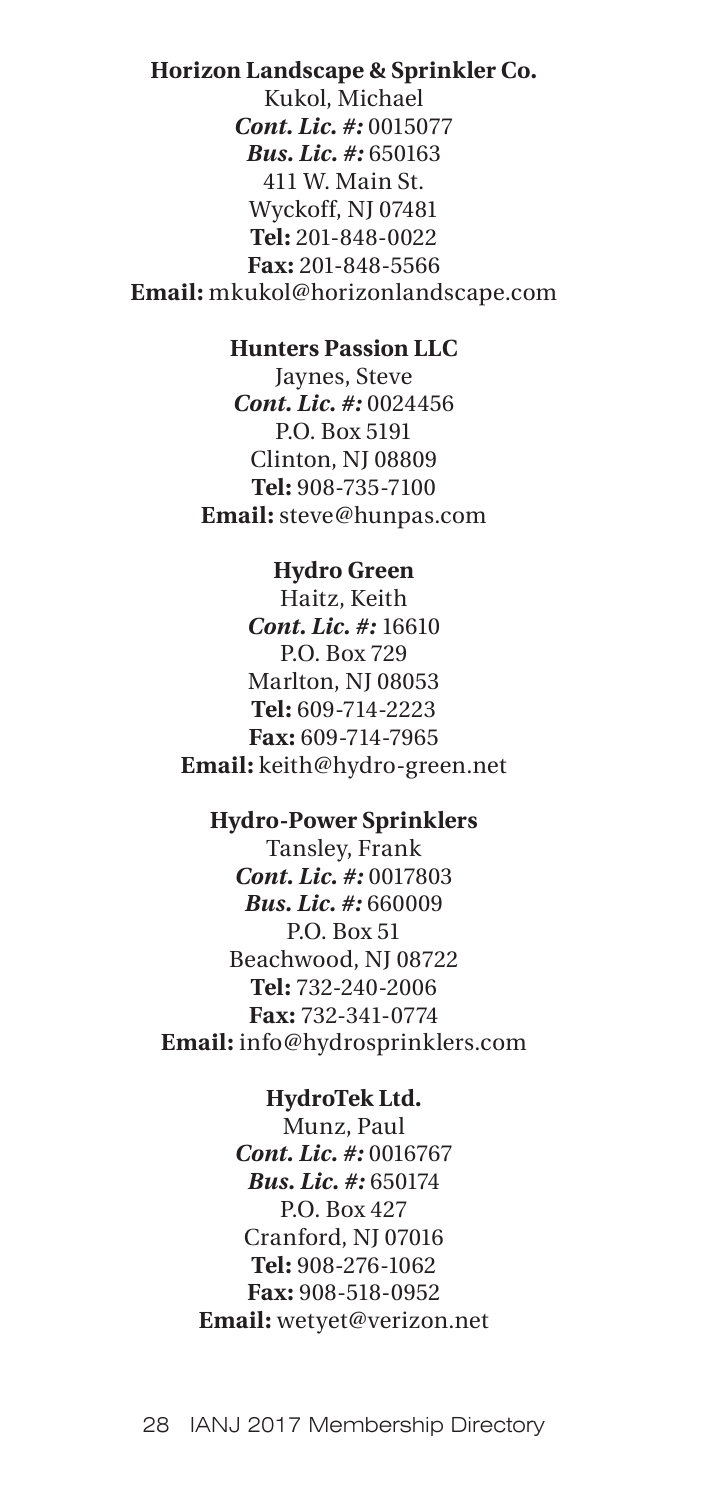**Horizon Landscape & Sprinkler Co.**
Kukol, Michael
***Cont. Lic. #:*** 0015077
***Bus. Lic. #:*** 650163
411 W. Main St.
Wyckoff, NJ 07481
**Tel:** 201-848-0022
**Fax:** 201-848-5566
**Email:** mkukol@horizonlandscape.com

**Hunters Passion LLC**
Jaynes, Steve
***Cont. Lic. #:*** 0024456
P.O. Box 5191
Clinton, NJ 08809
**Tel:** 908-735-7100
**Email:** steve@hunpas.com

**Hydro Green**
Haitz, Keith
***Cont. Lic. #:*** 16610
P.O. Box 729
Marlton, NJ 08053
**Tel:** 609-714-2223
**Fax:** 609-714-7965
**Email:** keith@hydro-green.net

**Hydro-Power Sprinklers**
Tansley, Frank
***Cont. Lic. #:*** 0017803
***Bus. Lic. #:*** 660009
P.O. Box 51
Beachwood, NJ 08722
**Tel:** 732-240-2006
**Fax:** 732-341-0774
**Email:** info@hydrosprinklers.com

**HydroTek Ltd.**
Munz, Paul
***Cont. Lic. #:*** 0016767
***Bus. Lic. #:*** 650174
P.O. Box 427
Cranford, NJ 07016
**Tel:** 908-276-1062
**Fax:** 908-518-0952
**Email:** wetyet@verizon.net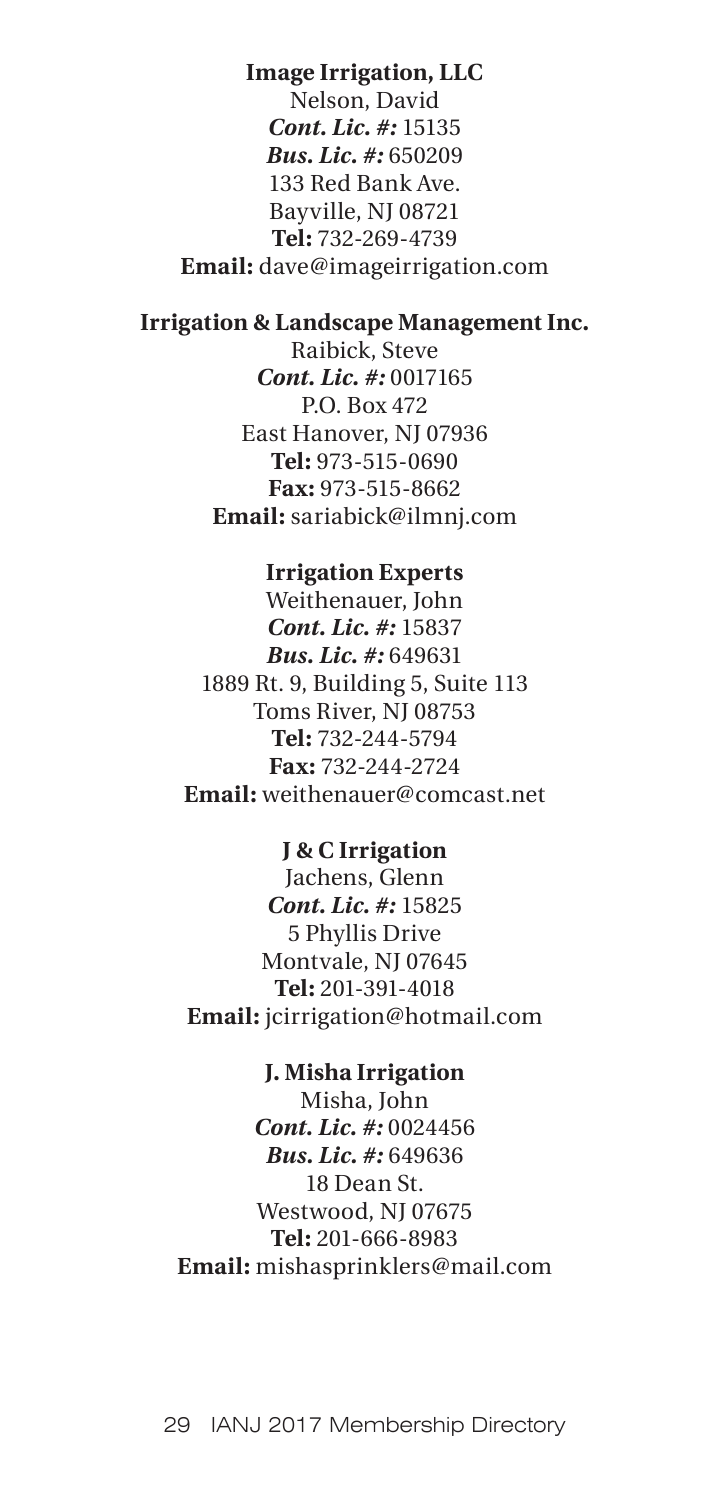**Image Irrigation, LLC**
Nelson, David
***Cont. Lic. #:*** 15135
***Bus. Lic. #:*** 650209
133 Red Bank Ave.
Bayville, NJ 08721
**Tel:** 732-269-4739
**Email:** dave@imageirrigation.com

**Irrigation & Landscape Management Inc.**
Raibick, Steve
***Cont. Lic. #:*** 0017165
P.O. Box 472
East Hanover, NJ 07936
**Tel:** 973-515-0690
**Fax:** 973-515-8662
**Email:** sariabick@ilmnj.com

**Irrigation Experts**
Weithenauer, John
***Cont. Lic. #:*** 15837
***Bus. Lic. #:*** 649631
1889 Rt. 9, Building 5, Suite 113
Toms River, NJ 08753
**Tel:** 732-244-5794
**Fax:** 732-244-2724
**Email:** weithenauer@comcast.net

**J & C Irrigation**
Jachens, Glenn
***Cont. Lic. #:*** 15825
5 Phyllis Drive
Montvale, NJ 07645
**Tel:** 201-391-4018
**Email:** jcirrigation@hotmail.com

**J. Misha Irrigation**
Misha, John
***Cont. Lic. #:*** 0024456
***Bus. Lic. #:*** 649636
18 Dean St.
Westwood, NJ 07675
**Tel:** 201-666-8983
**Email:** mishasprinklers@mail.com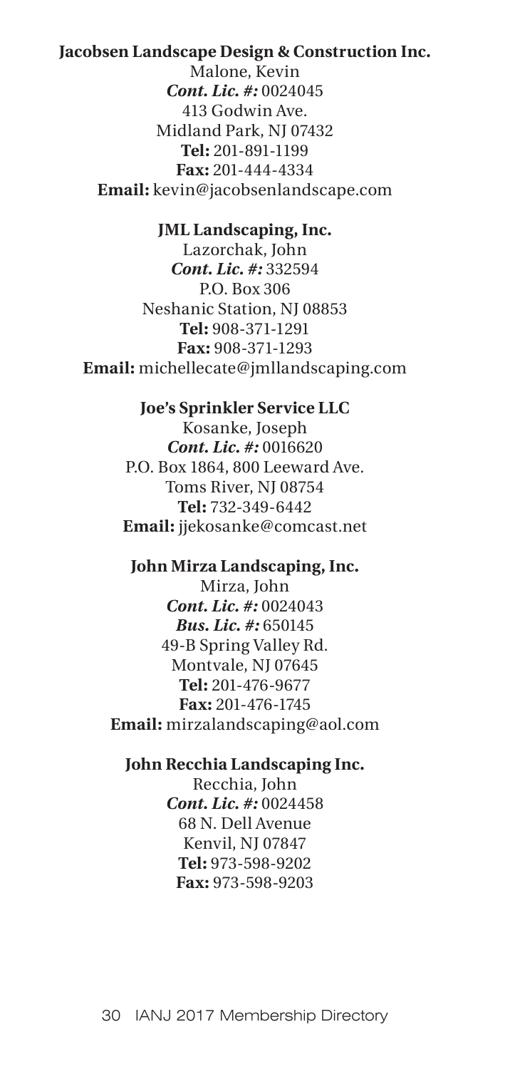**Jacobsen Landscape Design & Construction Inc.**
Malone, Kevin
***Cont. Lic. #:*** 0024045
413 Godwin Ave.
Midland Park, NJ 07432
**Tel:** 201-891-1199
**Fax:** 201-444-4334
**Email:** kevin@jacobsenlandscape.com

**JML Landscaping, Inc.**
Lazorchak, John
***Cont. Lic. #:*** 332594
P.O. Box 306
Neshanic Station, NJ 08853
**Tel:** 908-371-1291
**Fax:** 908-371-1293
**Email:** michellecate@jmllandscaping.com

**Joe's Sprinkler Service LLC**
Kosanke, Joseph
***Cont. Lic. #:*** 0016620
P.O. Box 1864, 800 Leeward Ave.
Toms River, NJ 08754
**Tel:** 732-349-6442
**Email:** jjekosanke@comcast.net

**John Mirza Landscaping, Inc.**
Mirza, John
***Cont. Lic. #:*** 0024043
***Bus. Lic. #:*** 650145
49-B Spring Valley Rd.
Montvale, NJ 07645
**Tel:** 201-476-9677
**Fax:** 201-476-1745
**Email:** mirzalandscaping@aol.com

**John Recchia Landscaping Inc.**
Recchia, John
***Cont. Lic. #:*** 0024458
68 N. Dell Avenue
Kenvil, NJ 07847
**Tel:** 973-598-9202
**Fax:** 973-598-9203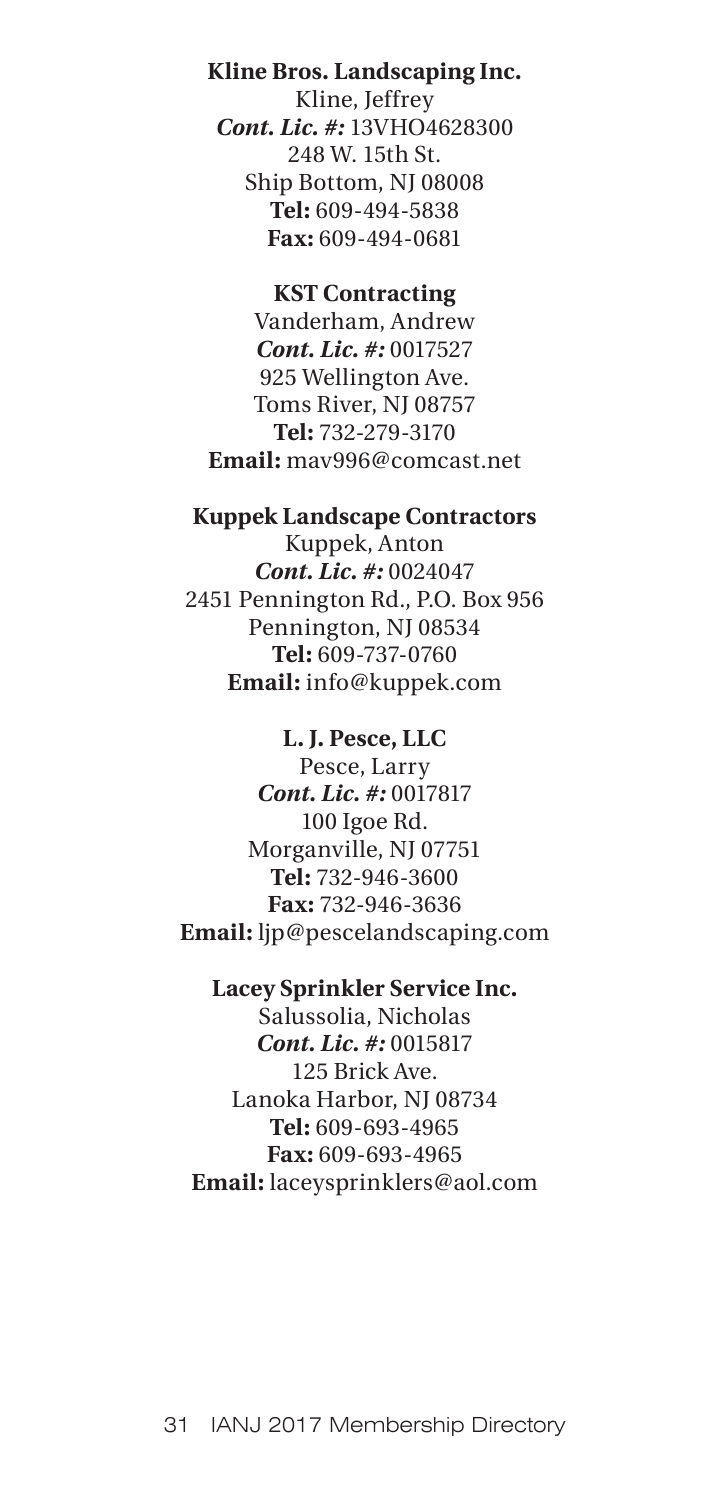**Kline Bros. Landscaping Inc.**
Kline, Jeffrey
***Cont. Lic. #:*** 13VHO4628300
248 W. 15th St.
Ship Bottom, NJ 08008
**Tel:** 609-494-5838
**Fax:** 609-494-0681

**KST Contracting**
Vanderham, Andrew
***Cont. Lic. #:*** 0017527
925 Wellington Ave.
Toms River, NJ 08757
**Tel:** 732-279-3170
**Email:** mav996@comcast.net

**Kuppek Landscape Contractors**
Kuppek, Anton
***Cont. Lic. #:*** 0024047
2451 Pennington Rd., P.O. Box 956
Pennington, NJ 08534
**Tel:** 609-737-0760
**Email:** info@kuppek.com

**L. J. Pesce, LLC**
Pesce, Larry
***Cont. Lic. #:*** 0017817
100 Igoe Rd.
Morganville, NJ 07751
**Tel:** 732-946-3600
**Fax:** 732-946-3636
**Email:** ljp@pescelandscaping.com

**Lacey Sprinkler Service Inc.**
Salussolia, Nicholas
***Cont. Lic. #:*** 0015817
125 Brick Ave.
Lanoka Harbor, NJ 08734
**Tel:** 609-693-4965
**Fax:** 609-693-4965
**Email:** laceysprinklers@aol.com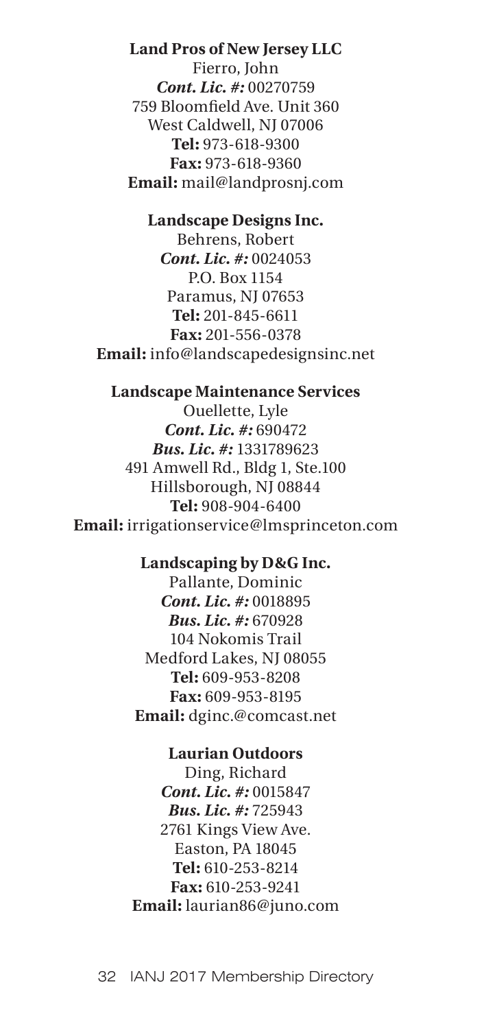**Land Pros of New Jersey LLC**
Fierro, John
***Cont. Lic. #:*** 00270759
759 Bloomfield Ave. Unit 360
West Caldwell, NJ 07006
**Tel:** 973-618-9300
**Fax:** 973-618-9360
**Email:** mail@landprosnj.com

**Landscape Designs Inc.**
Behrens, Robert
***Cont. Lic. #:*** 0024053
P.O. Box 1154
Paramus, NJ 07653
**Tel:** 201-845-6611
**Fax:** 201-556-0378
**Email:** info@landscapedesignsinc.net

**Landscape Maintenance Services**
Ouellette, Lyle
***Cont. Lic. #:*** 690472
***Bus. Lic. #:*** 1331789623
491 Amwell Rd., Bldg 1, Ste.100
Hillsborough, NJ 08844
**Tel:** 908-904-6400
**Email:** irrigationservice@lmsprinceton.com

**Landscaping by D&G Inc.**
Pallante, Dominic
***Cont. Lic. #:*** 0018895
***Bus. Lic. #:*** 670928
104 Nokomis Trail
Medford Lakes, NJ 08055
**Tel:** 609-953-8208
**Fax:** 609-953-8195
**Email:** dginc.@comcast.net

**Laurian Outdoors**
Ding, Richard
***Cont. Lic. #:*** 0015847
***Bus. Lic. #:*** 725943
2761 Kings View Ave.
Easton, PA 18045
**Tel:** 610-253-8214
**Fax:** 610-253-9241
**Email:** laurian86@juno.com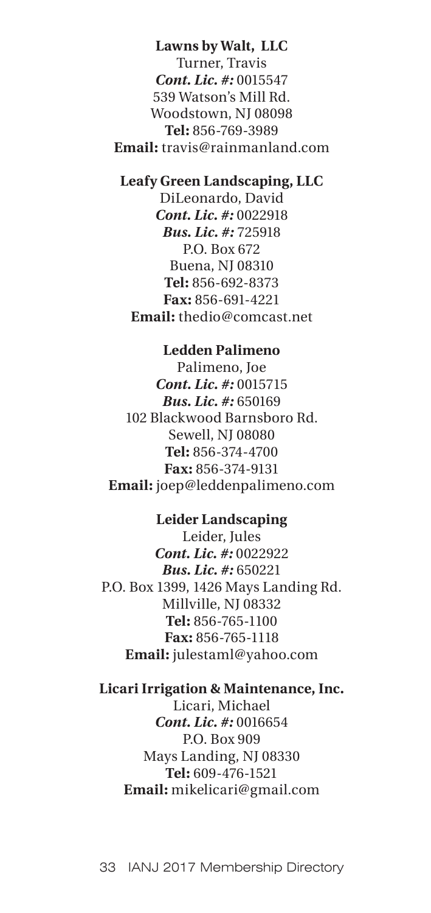**Lawns by Walt, LLC**
Turner, Travis
***Cont. Lic. #:*** 0015547
539 Watson's Mill Rd.
Woodstown, NJ 08098
**Tel:** 856-769-3989
**Email:** travis@rainmanland.com

**Leafy Green Landscaping, LLC**
DiLeonardo, David
***Cont. Lic. #:*** 0022918
***Bus. Lic. #:*** 725918
P.O. Box 672
Buena, NJ 08310
**Tel:** 856-692-8373
**Fax:** 856-691-4221
**Email:** thedio@comcast.net

**Ledden Palimeno**
Palimeno, Joe
***Cont. Lic. #:*** 0015715
***Bus. Lic. #:*** 650169
102 Blackwood Barnsboro Rd.
Sewell, NJ 08080
**Tel:** 856-374-4700
**Fax:** 856-374-9131
**Email:** joep@leddenpalimeno.com

**Leider Landscaping**
Leider, Jules
***Cont. Lic. #:*** 0022922
***Bus. Lic. #:*** 650221
P.O. Box 1399, 1426 Mays Landing Rd.
Millville, NJ 08332
**Tel:** 856-765-1100
**Fax:** 856-765-1118
**Email:** julestaml@yahoo.com

**Licari Irrigation & Maintenance, Inc.**
Licari, Michael
***Cont. Lic. #:*** 0016654
P.O. Box 909
Mays Landing, NJ 08330
**Tel:** 609-476-1521
**Email:** mikelicari@gmail.com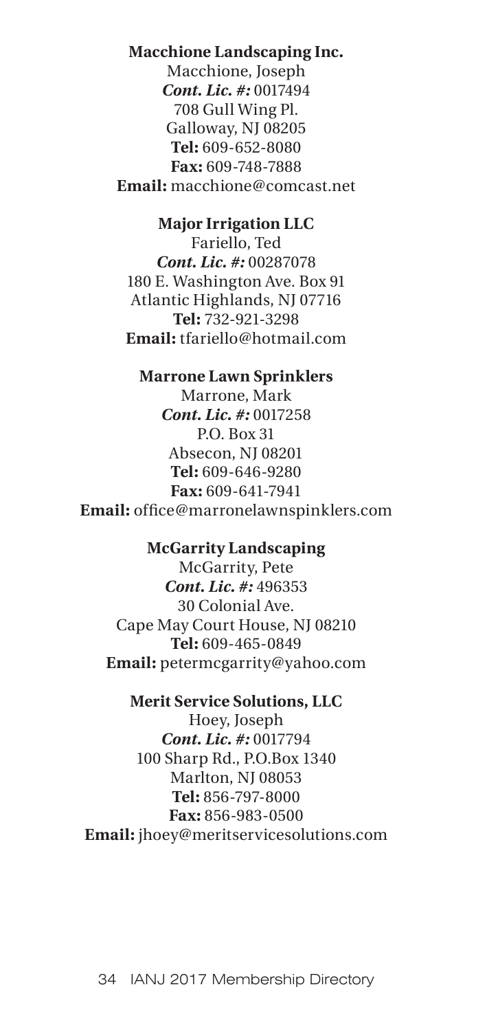**Macchione Landscaping Inc.**
Macchione, Joseph
***Cont. Lic. #:*** 0017494
708 Gull Wing Pl.
Galloway, NJ 08205
**Tel:** 609-652-8080
**Fax:** 609-748-7888
**Email:** macchione@comcast.net

**Major Irrigation LLC**
Fariello, Ted
***Cont. Lic. #:*** 00287078
180 E. Washington Ave. Box 91
Atlantic Highlands, NJ 07716
**Tel:** 732-921-3298
**Email:** tfariello@hotmail.com

**Marrone Lawn Sprinklers**
Marrone, Mark
***Cont. Lic. #:*** 0017258
P.O. Box 31
Absecon, NJ 08201
**Tel:** 609-646-9280
**Fax:** 609-641-7941
**Email:** office@marronelawnspinklers.com

**McGarrity Landscaping**
McGarrity, Pete
***Cont. Lic. #:*** 496353
30 Colonial Ave.
Cape May Court House, NJ 08210
**Tel:** 609-465-0849
**Email:** petermcgarrity@yahoo.com

**Merit Service Solutions, LLC**
Hoey, Joseph
***Cont. Lic. #:*** 0017794
100 Sharp Rd., P.O.Box 1340
Marlton, NJ 08053
**Tel:** 856-797-8000
**Fax:** 856-983-0500
**Email:** jhoey@meritservicesolutions.com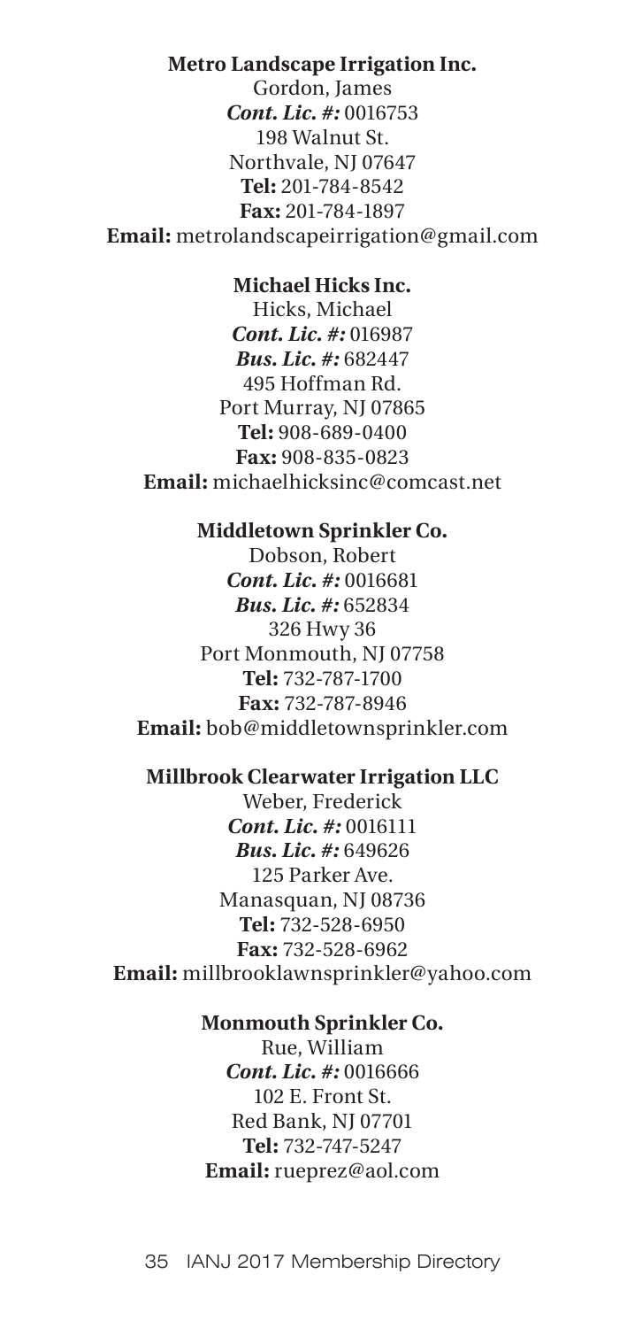**Metro Landscape Irrigation Inc.**
Gordon, James
***Cont. Lic. #:*** 0016753
198 Walnut St.
Northvale, NJ 07647
**Tel:** 201-784-8542
**Fax:** 201-784-1897
**Email:** metrolandscapeirrigation@gmail.com

**Michael Hicks Inc.**
Hicks, Michael
***Cont. Lic. #:*** 016987
***Bus. Lic. #:*** 682447
495 Hoffman Rd.
Port Murray, NJ 07865
**Tel:** 908-689-0400
**Fax:** 908-835-0823
**Email:** michaelhicksinc@comcast.net

**Middletown Sprinkler Co.**
Dobson, Robert
***Cont. Lic. #:*** 0016681
***Bus. Lic. #:*** 652834
326 Hwy 36
Port Monmouth, NJ 07758
**Tel:** 732-787-1700
**Fax:** 732-787-8946
**Email:** bob@middletownsprinkler.com

**Millbrook Clearwater Irrigation LLC**
Weber, Frederick
***Cont. Lic. #:*** 0016111
***Bus. Lic. #:*** 649626
125 Parker Ave.
Manasquan, NJ 08736
**Tel:** 732-528-6950
**Fax:** 732-528-6962
**Email:** millbrooklawnsprinkler@yahoo.com

**Monmouth Sprinkler Co.**
Rue, William
***Cont. Lic. #:*** 0016666
102 E. Front St.
Red Bank, NJ 07701
**Tel:** 732-747-5247
**Email:** rueprez@aol.com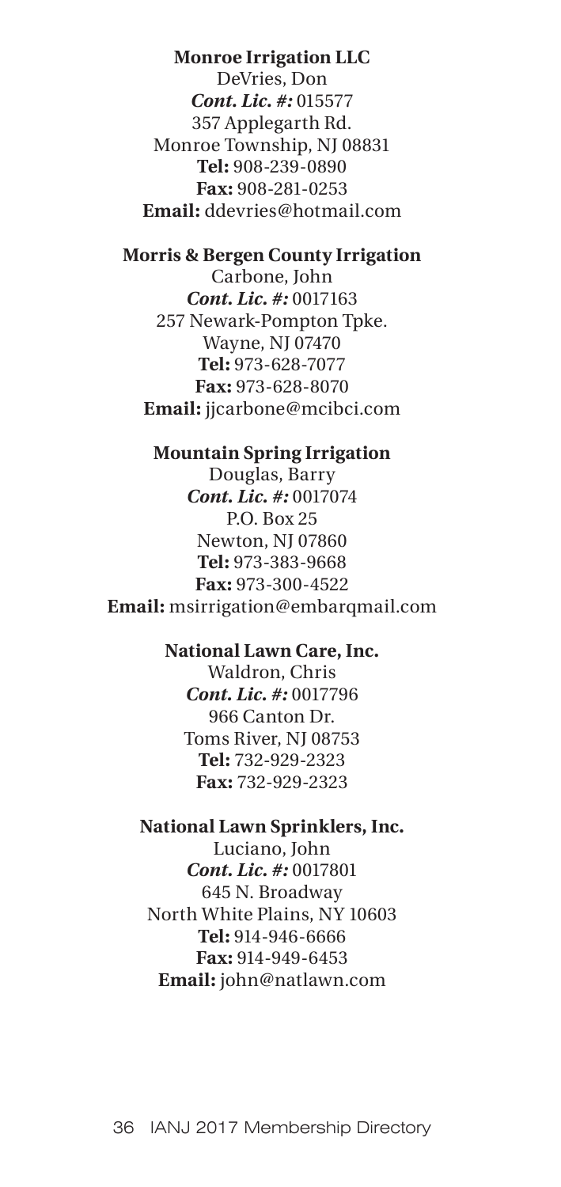**Monroe Irrigation LLC**
DeVries, Don
***Cont. Lic. #:*** 015577
357 Applegarth Rd.
Monroe Township, NJ 08831
**Tel:** 908-239-0890
**Fax:** 908-281-0253
**Email:** ddevries@hotmail.com

**Morris & Bergen County Irrigation**
Carbone, John
***Cont. Lic. #:*** 0017163
257 Newark-Pompton Tpke.
Wayne, NJ 07470
**Tel:** 973-628-7077
**Fax:** 973-628-8070
**Email:** jjcarbone@mcibci.com

**Mountain Spring Irrigation**
Douglas, Barry
***Cont. Lic. #:*** 0017074
P.O. Box 25
Newton, NJ 07860
**Tel:** 973-383-9668
**Fax:** 973-300-4522
**Email:** msirrigation@embarqmail.com

**National Lawn Care, Inc.**
Waldron, Chris
***Cont. Lic. #:*** 0017796
966 Canton Dr.
Toms River, NJ 08753
**Tel:** 732-929-2323
**Fax:** 732-929-2323

**National Lawn Sprinklers, Inc.**
Luciano, John
***Cont. Lic. #:*** 0017801
645 N. Broadway
North White Plains, NY 10603
**Tel:** 914-946-6666
**Fax:** 914-949-6453
**Email:** john@natlawn.com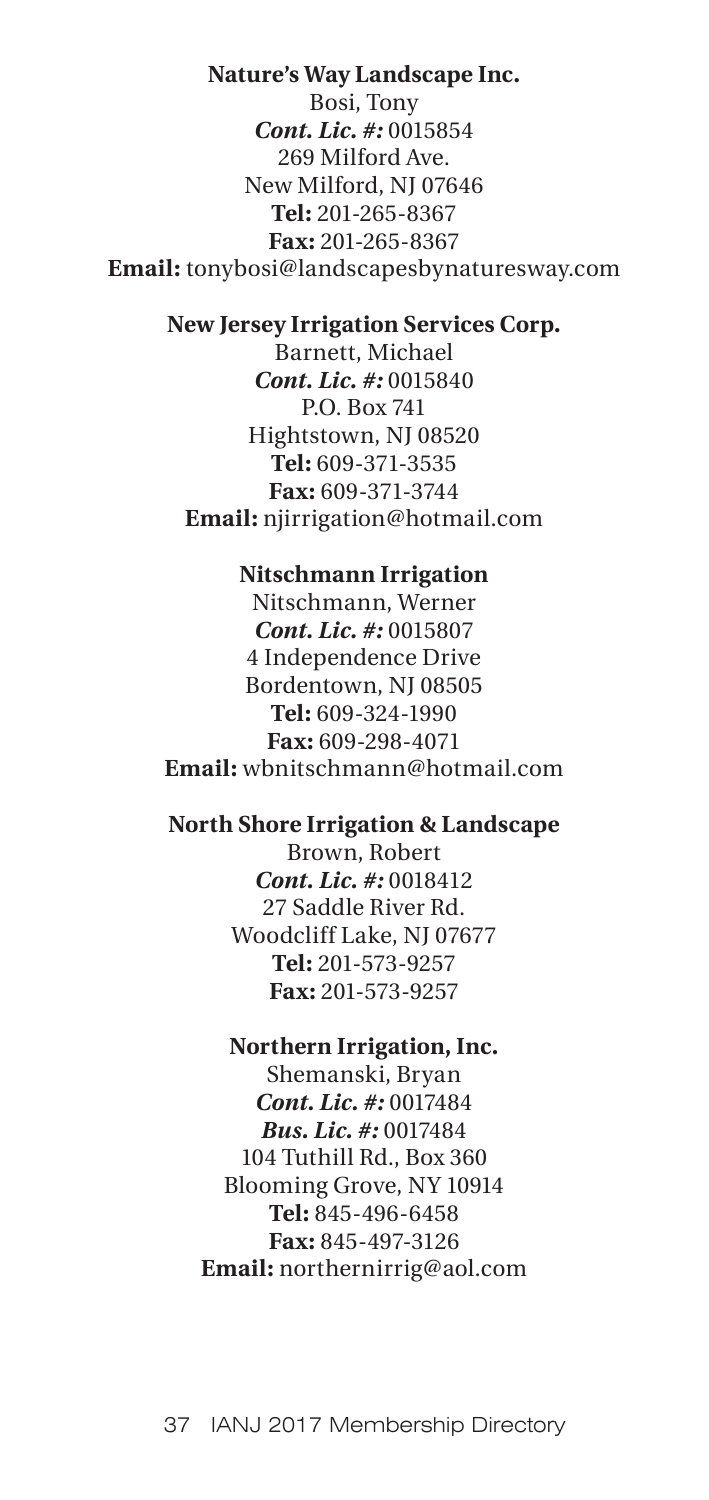**Nature's Way Landscape Inc.**
Bosi, Tony
***Cont. Lic. #:*** 0015854
269 Milford Ave.
New Milford, NJ 07646
**Tel:** 201-265-8367
**Fax:** 201-265-8367
**Email:** tonybosi@landscapesbynaturesway.com

**New Jersey Irrigation Services Corp.**
Barnett, Michael
***Cont. Lic. #:*** 0015840
P.O. Box 741
Hightstown, NJ 08520
**Tel:** 609-371-3535
**Fax:** 609-371-3744
**Email:** njirrigation@hotmail.com

**Nitschmann Irrigation**
Nitschmann, Werner
***Cont. Lic. #:*** 0015807
4 Independence Drive
Bordentown, NJ 08505
**Tel:** 609-324-1990
**Fax:** 609-298-4071
**Email:** wbnitschmann@hotmail.com

**North Shore Irrigation & Landscape**
Brown, Robert
***Cont. Lic. #:*** 0018412
27 Saddle River Rd.
Woodcliff Lake, NJ 07677
**Tel:** 201-573-9257
**Fax:** 201-573-9257

**Northern Irrigation, Inc.**
Shemanski, Bryan
***Cont. Lic. #:*** 0017484
***Bus. Lic. #:*** 0017484
104 Tuthill Rd., Box 360
Blooming Grove, NY 10914
**Tel:** 845-496-6458
**Fax:** 845-497-3126
**Email:** northernirrig@aol.com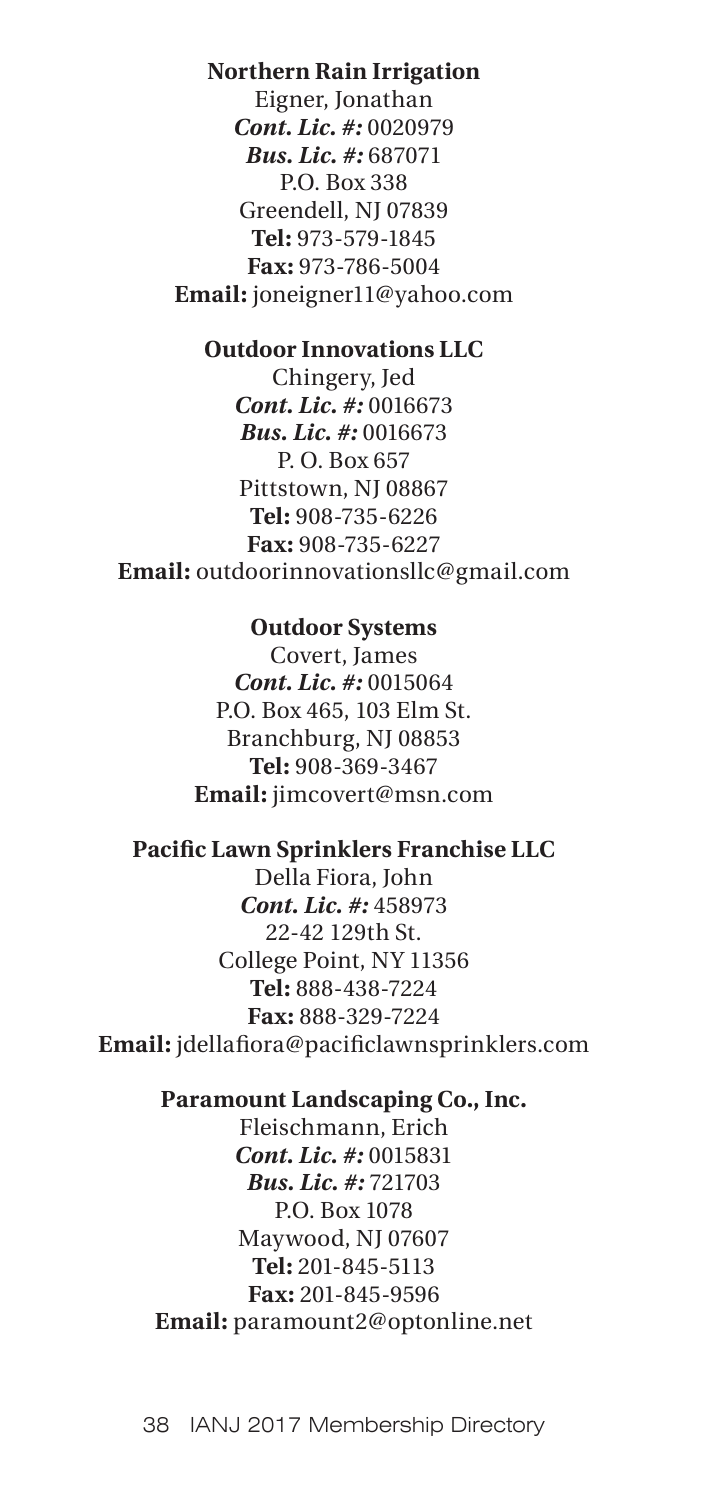**Northern Rain Irrigation**

Eigner, Jonathan
***Cont. Lic. #:*** 0020979
***Bus. Lic. #:*** 687071
P.O. Box 338
Greendell, NJ 07839
**Tel:** 973-579-1845
**Fax:** 973-786-5004
**Email:** joneigner11@yahoo.com

**Outdoor Innovations LLC**

Chingery, Jed
***Cont. Lic. #:*** 0016673
***Bus. Lic. #:*** 0016673
P. O. Box 657
Pittstown, NJ 08867
**Tel:** 908-735-6226
**Fax:** 908-735-6227
**Email:** outdoorinnovationsllc@gmail.com

**Outdoor Systems**

Covert, James
***Cont. Lic. #:*** 0015064
P.O. Box 465, 103 Elm St.
Branchburg, NJ 08853
**Tel:** 908-369-3467
**Email:** jimcovert@msn.com

**Pacific Lawn Sprinklers Franchise LLC**

Della Fiora, John
***Cont. Lic. #:*** 458973
22-42 129th St.
College Point, NY 11356
**Tel:** 888-438-7224
**Fax:** 888-329-7224
**Email:** jdellafiora@pacificlawnsprinklers.com

**Paramount Landscaping Co., Inc.**

Fleischmann, Erich
***Cont. Lic. #:*** 0015831
***Bus. Lic. #:*** 721703
P.O. Box 1078
Maywood, NJ 07607
**Tel:** 201-845-5113
**Fax:** 201-845-9596
**Email:** paramount2@optonline.net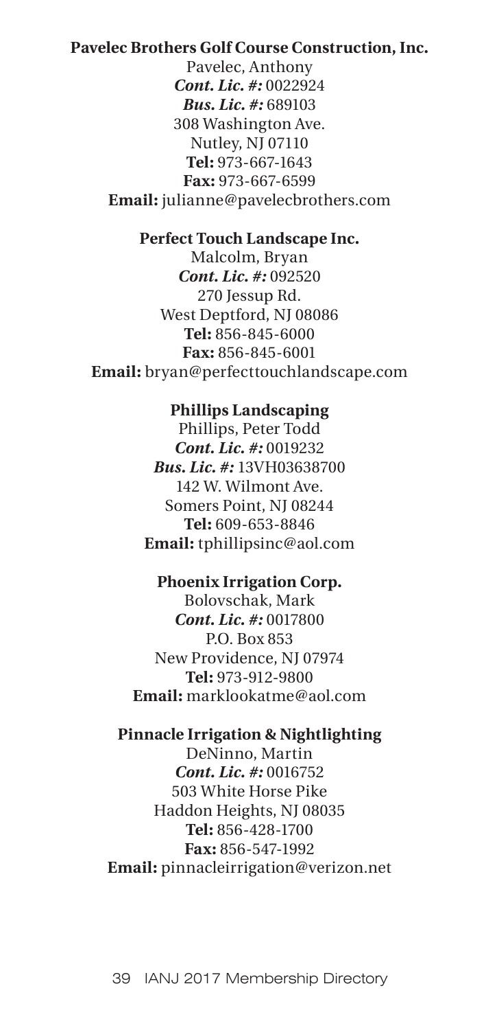**Pavelec Brothers Golf Course Construction, Inc.**
Pavelec, Anthony
***Cont. Lic. #:*** 0022924
***Bus. Lic. #:*** 689103
308 Washington Ave.
Nutley, NJ 07110
**Tel:** 973-667-1643
**Fax:** 973-667-6599
**Email:** julianne@pavelecbrothers.com

**Perfect Touch Landscape Inc.**
Malcolm, Bryan
***Cont. Lic. #:*** 092520
270 Jessup Rd.
West Deptford, NJ 08086
**Tel:** 856-845-6000
**Fax:** 856-845-6001
**Email:** bryan@perfecttouchlandscape.com

**Phillips Landscaping**
Phillips, Peter Todd
***Cont. Lic. #:*** 0019232
***Bus. Lic. #:*** 13VH03638700
142 W. Wilmont Ave.
Somers Point, NJ 08244
**Tel:** 609-653-8846
**Email:** tphillipsinc@aol.com

**Phoenix Irrigation Corp.**
Bolovschak, Mark
***Cont. Lic. #:*** 0017800
P.O. Box 853
New Providence, NJ 07974
**Tel:** 973-912-9800
**Email:** marklookatme@aol.com

**Pinnacle Irrigation & Nightlighting**
DeNinno, Martin
***Cont. Lic. #:*** 0016752
503 White Horse Pike
Haddon Heights, NJ 08035
**Tel:** 856-428-1700
**Fax:** 856-547-1992
**Email:** pinnacleirrigation@verizon.net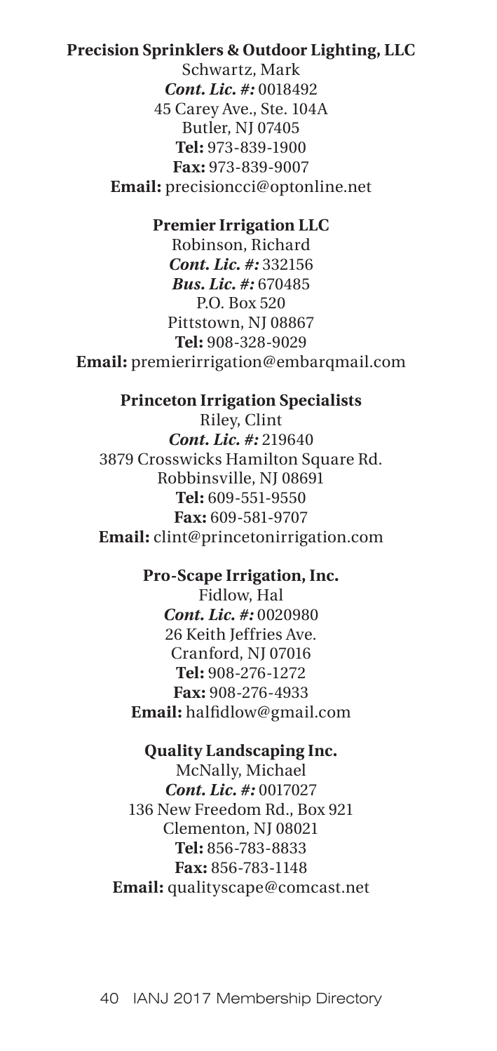**Precision Sprinklers & Outdoor Lighting, LLC**
Schwartz, Mark
***Cont. Lic. #:*** 0018492
45 Carey Ave., Ste. 104A
Butler, NJ 07405
**Tel:** 973-839-1900
**Fax:** 973-839-9007
**Email:** precisioncci@optonline.net

**Premier Irrigation LLC**
Robinson, Richard
***Cont. Lic. #:*** 332156
***Bus. Lic. #:*** 670485
P.O. Box 520
Pittstown, NJ 08867
**Tel:** 908-328-9029
**Email:** premierirrigation@embarqmail.com

**Princeton Irrigation Specialists**
Riley, Clint
***Cont. Lic. #:*** 219640
3879 Crosswicks Hamilton Square Rd.
Robbinsville, NJ 08691
**Tel:** 609-551-9550
**Fax:** 609-581-9707
**Email:** clint@princetonirrigation.com

**Pro-Scape Irrigation, Inc.**
Fidlow, Hal
***Cont. Lic. #:*** 0020980
26 Keith Jeffries Ave.
Cranford, NJ 07016
**Tel:** 908-276-1272
**Fax:** 908-276-4933
**Email:** halfidlow@gmail.com

**Quality Landscaping Inc.**
McNally, Michael
***Cont. Lic. #:*** 0017027
136 New Freedom Rd., Box 921
Clementon, NJ 08021
**Tel:** 856-783-8833
**Fax:** 856-783-1148
**Email:** qualityscape@comcast.net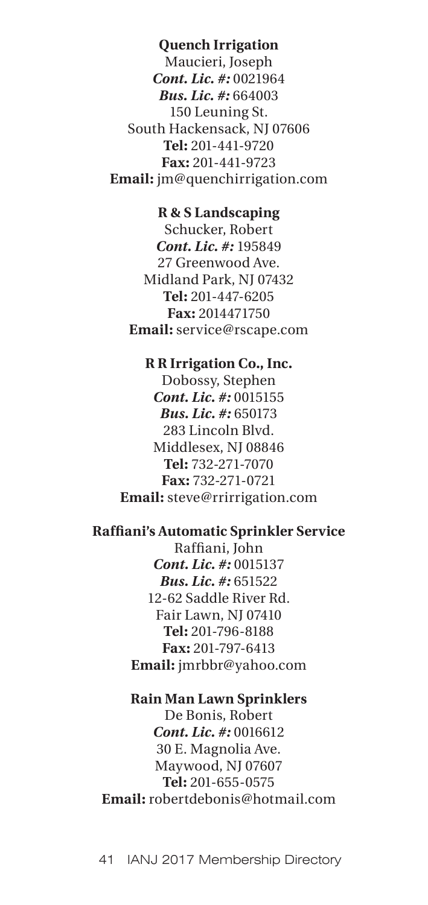**Quench Irrigation**
Maucieri, Joseph
***Cont. Lic. #:*** 0021964
***Bus. Lic. #:*** 664003
150 Leuning St.
South Hackensack, NJ 07606
**Tel:** 201-441-9720
**Fax:** 201-441-9723
**Email:** jm@quenchirrigation.com

**R & S Landscaping**
Schucker, Robert
***Cont. Lic. #:*** 195849
27 Greenwood Ave.
Midland Park, NJ 07432
**Tel:** 201-447-6205
**Fax:** 2014471750
**Email:** service@rscape.com

**R R Irrigation Co., Inc.**
Dobossy, Stephen
***Cont. Lic. #:*** 0015155
***Bus. Lic. #:*** 650173
283 Lincoln Blvd.
Middlesex, NJ 08846
**Tel:** 732-271-7070
**Fax:** 732-271-0721
**Email:** steve@rrirrigation.com

**Raffiani's Automatic Sprinkler Service**
Raffiani, John
***Cont. Lic. #:*** 0015137
***Bus. Lic. #:*** 651522
12-62 Saddle River Rd.
Fair Lawn, NJ 07410
**Tel:** 201-796-8188
**Fax:** 201-797-6413
**Email:** jmrbbr@yahoo.com

**Rain Man Lawn Sprinklers**
De Bonis, Robert
***Cont. Lic. #:*** 0016612
30 E. Magnolia Ave.
Maywood, NJ 07607
**Tel:** 201-655-0575
**Email:** robertdebonis@hotmail.com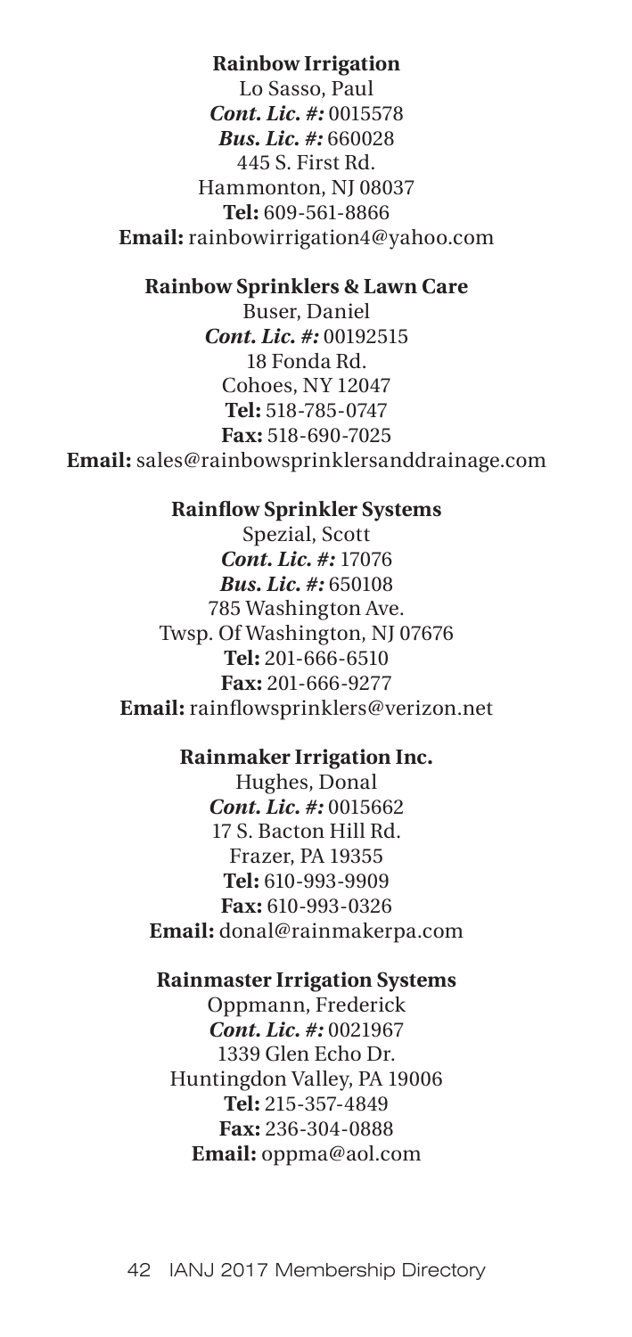**Rainbow Irrigation**

Lo Sasso, Paul
***Cont. Lic. #:*** 0015578
***Bus. Lic. #:*** 660028
445 S. First Rd.
Hammonton, NJ 08037
**Tel:** 609-561-8866
**Email:** rainbowirrigation4@yahoo.com

**Rainbow Sprinklers & Lawn Care**

Buser, Daniel
***Cont. Lic. #:*** 00192515
18 Fonda Rd.
Cohoes, NY 12047
**Tel:** 518-785-0747
**Fax:** 518-690-7025
**Email:** sales@rainbowsprinklersanddrainage.com

**Rainflow Sprinkler Systems**

Spezial, Scott
***Cont. Lic. #:*** 17076
***Bus. Lic. #:*** 650108
785 Washington Ave.
Twsp. Of Washington, NJ 07676
**Tel:** 201-666-6510
**Fax:** 201-666-9277
**Email:** rainflowsprinklers@verizon.net

**Rainmaker Irrigation Inc.**

Hughes, Donal
***Cont. Lic. #:*** 0015662
17 S. Bacton Hill Rd.
Frazer, PA 19355
**Tel:** 610-993-9909
**Fax:** 610-993-0326
**Email:** donal@rainmakerpa.com

**Rainmaster Irrigation Systems**

Oppmann, Frederick
***Cont. Lic. #:*** 0021967
1339 Glen Echo Dr.
Huntingdon Valley, PA 19006
**Tel:** 215-357-4849
**Fax:** 236-304-0888
**Email:** oppma@aol.com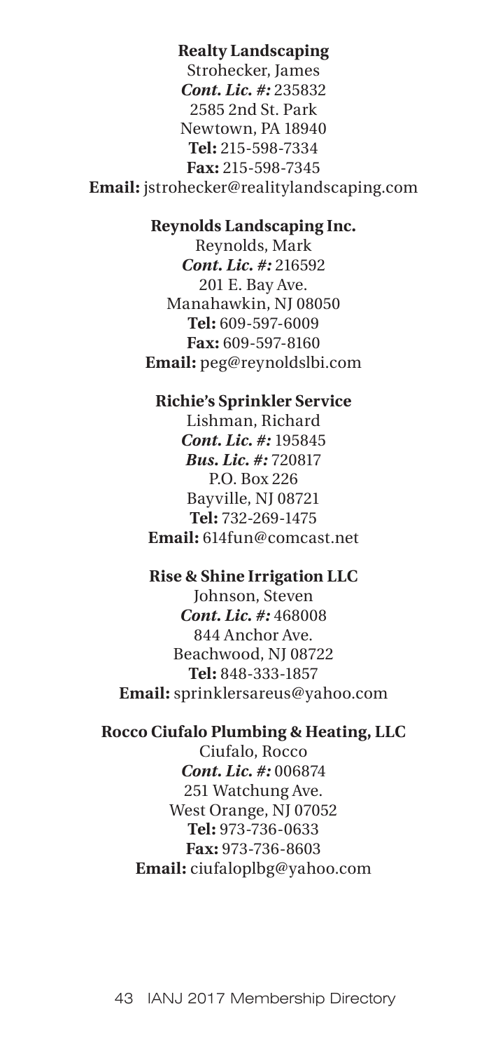**Realty Landscaping**
Strohecker, James
***Cont. Lic. #:*** 235832
2585 2nd St. Park
Newtown, PA 18940
**Tel:** 215-598-7334
**Fax:** 215-598-7345
**Email:** jstrohecker@realitylandscaping.com

**Reynolds Landscaping Inc.**
Reynolds, Mark
***Cont. Lic. #:*** 216592
201 E. Bay Ave.
Manahawkin, NJ 08050
**Tel:** 609-597-6009
**Fax:** 609-597-8160
**Email:** peg@reynoldslbi.com

**Richie's Sprinkler Service**
Lishman, Richard
***Cont. Lic. #:*** 195845
***Bus. Lic. #:*** 720817
P.O. Box 226
Bayville, NJ 08721
**Tel:** 732-269-1475
**Email:** 614fun@comcast.net

**Rise & Shine Irrigation LLC**
Johnson, Steven
***Cont. Lic. #:*** 468008
844 Anchor Ave.
Beachwood, NJ 08722
**Tel:** 848-333-1857
**Email:** sprinklersareus@yahoo.com

**Rocco Ciufalo Plumbing & Heating, LLC**
Ciufalo, Rocco
***Cont. Lic. #:*** 006874
251 Watchung Ave.
West Orange, NJ 07052
**Tel:** 973-736-0633
**Fax:** 973-736-8603
**Email:** ciufaloplbg@yahoo.com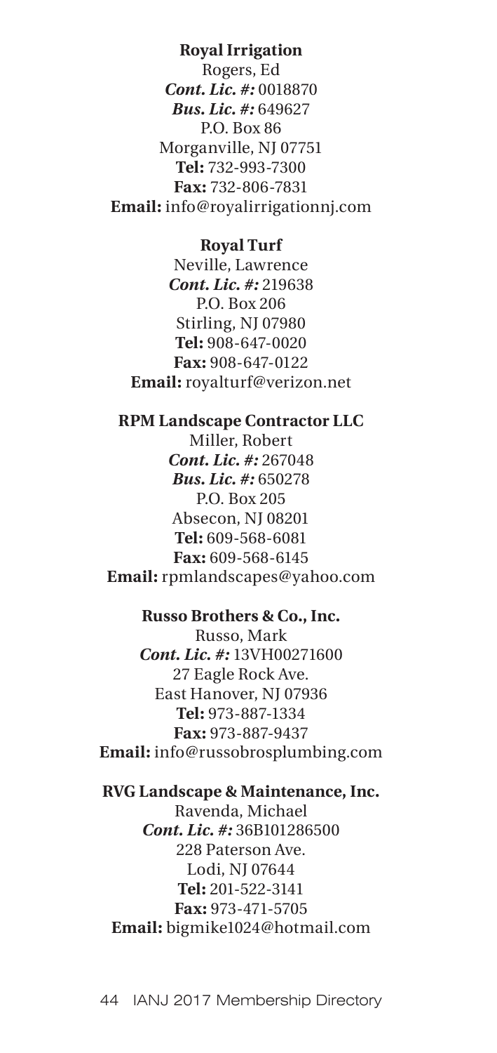**Royal Irrigation**
Rogers, Ed
***Cont. Lic. #:*** 0018870
***Bus. Lic. #:*** 649627
P.O. Box 86
Morganville, NJ 07751
**Tel:** 732-993-7300
**Fax:** 732-806-7831
**Email:** info@royalirrigationnj.com

**Royal Turf**
Neville, Lawrence
***Cont. Lic. #:*** 219638
P.O. Box 206
Stirling, NJ 07980
**Tel:** 908-647-0020
**Fax:** 908-647-0122
**Email:** royalturf@verizon.net

**RPM Landscape Contractor LLC**
Miller, Robert
***Cont. Lic. #:*** 267048
***Bus. Lic. #:*** 650278
P.O. Box 205
Absecon, NJ 08201
**Tel:** 609-568-6081
**Fax:** 609-568-6145
**Email:** rpmlandscapes@yahoo.com

**Russo Brothers & Co., Inc.**
Russo, Mark
***Cont. Lic. #:*** 13VH00271600
27 Eagle Rock Ave.
East Hanover, NJ 07936
**Tel:** 973-887-1334
**Fax:** 973-887-9437
**Email:** info@russobrosplumbing.com

**RVG Landscape & Maintenance, Inc.**
Ravenda, Michael
***Cont. Lic. #:*** 36B101286500
228 Paterson Ave.
Lodi, NJ 07644
**Tel:** 201-522-3141
**Fax:** 973-471-5705
**Email:** bigmike1024@hotmail.com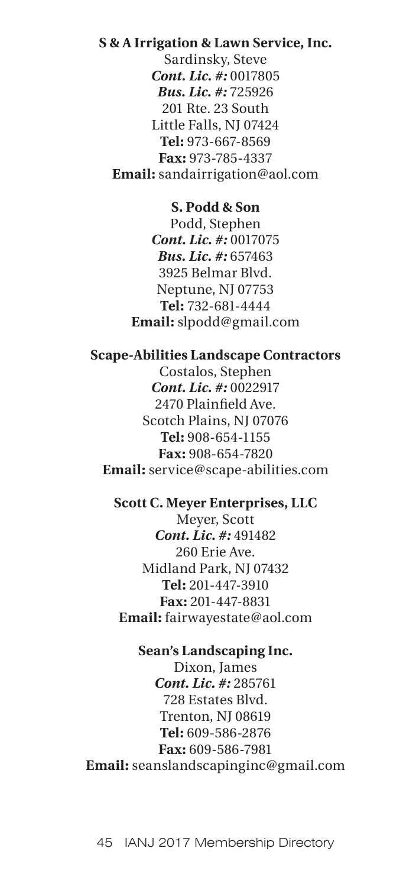**S & A Irrigation & Lawn Service, Inc.**
Sardinsky, Steve
***Cont. Lic. #:*** 0017805
***Bus. Lic. #:*** 725926
201 Rte. 23 South
Little Falls, NJ 07424
**Tel:** 973-667-8569
**Fax:** 973-785-4337
**Email:** sandairrigation@aol.com

**S. Podd & Son**
Podd, Stephen
***Cont. Lic. #:*** 0017075
***Bus. Lic. #:*** 657463
3925 Belmar Blvd.
Neptune, NJ 07753
**Tel:** 732-681-4444
**Email:** slpodd@gmail.com

**Scape-Abilities Landscape Contractors**
Costalos, Stephen
***Cont. Lic. #:*** 0022917
2470 Plainfield Ave.
Scotch Plains, NJ 07076
**Tel:** 908-654-1155
**Fax:** 908-654-7820
**Email:** service@scape-abilities.com

**Scott C. Meyer Enterprises, LLC**
Meyer, Scott
***Cont. Lic. #:*** 491482
260 Erie Ave.
Midland Park, NJ 07432
**Tel:** 201-447-3910
**Fax:** 201-447-8831
**Email:** fairwayestate@aol.com

**Sean's Landscaping Inc.**
Dixon, James
***Cont. Lic. #:*** 285761
728 Estates Blvd.
Trenton, NJ 08619
**Tel:** 609-586-2876
**Fax:** 609-586-7981
**Email:** seanslandscapinginc@gmail.com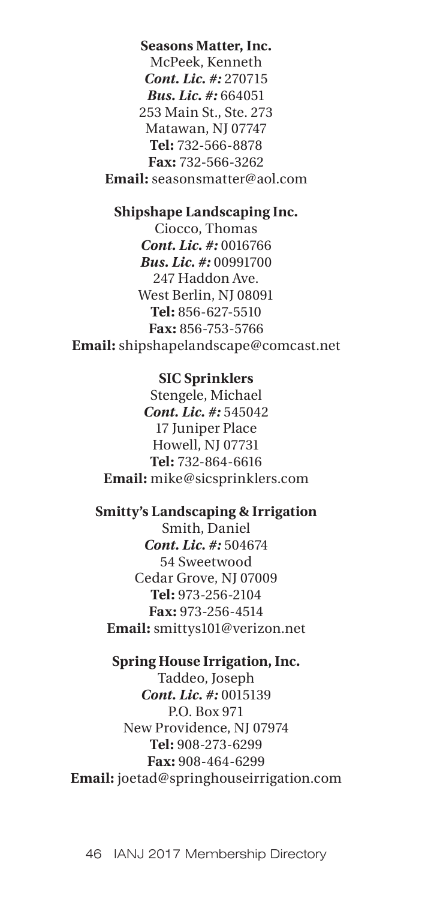**Seasons Matter, Inc.**
McPeek, Kenneth
***Cont. Lic. #:*** 270715
***Bus. Lic. #:*** 664051
253 Main St., Ste. 273
Matawan, NJ 07747
**Tel:** 732-566-8878
**Fax:** 732-566-3262
**Email:** seasonsmatter@aol.com

**Shipshape Landscaping Inc.**
Ciocco, Thomas
***Cont. Lic. #:*** 0016766
***Bus. Lic. #:*** 00991700
247 Haddon Ave.
West Berlin, NJ 08091
**Tel:** 856-627-5510
**Fax:** 856-753-5766
**Email:** shipshapelandscape@comcast.net

**SIC Sprinklers**
Stengele, Michael
***Cont. Lic. #:*** 545042
17 Juniper Place
Howell, NJ 07731
**Tel:** 732-864-6616
**Email:** mike@sicsprinklers.com

**Smitty's Landscaping & Irrigation**
Smith, Daniel
***Cont. Lic. #:*** 504674
54 Sweetwood
Cedar Grove, NJ 07009
**Tel:** 973-256-2104
**Fax:** 973-256-4514
**Email:** smittys101@verizon.net

**Spring House Irrigation, Inc.**
Taddeo, Joseph
***Cont. Lic. #:*** 0015139
P.O. Box 971
New Providence, NJ 07974
**Tel:** 908-273-6299
**Fax:** 908-464-6299
**Email:** joetad@springhouseirrigation.com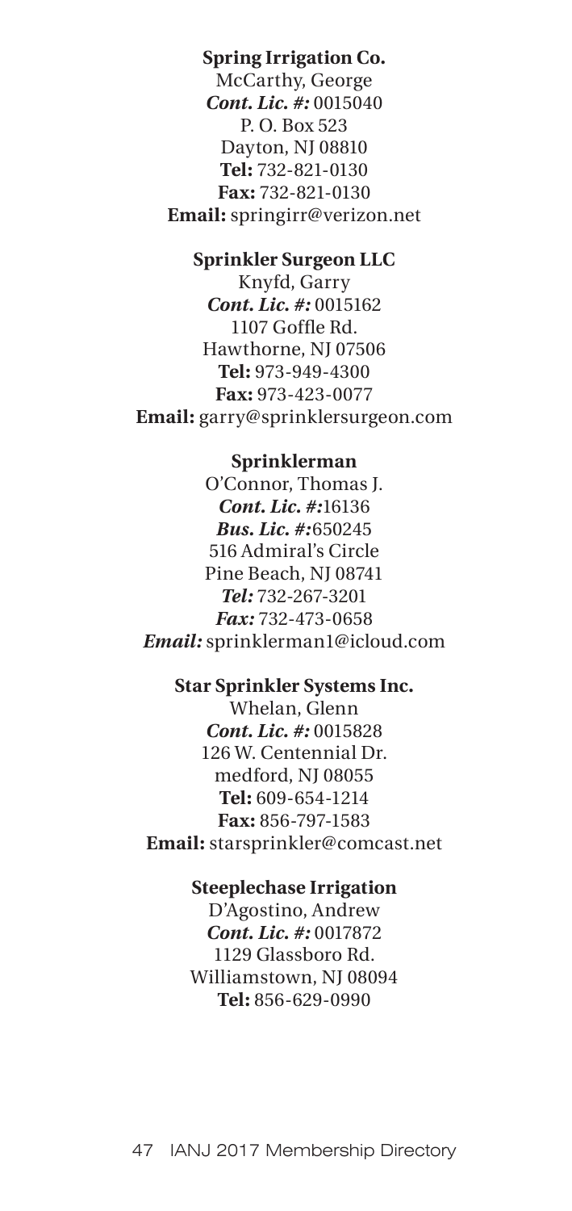**Spring Irrigation Co.**
McCarthy, George
***Cont. Lic. #:*** 0015040
P. O. Box 523
Dayton, NJ 08810
**Tel:** 732-821-0130
**Fax:** 732-821-0130
**Email:** springirr@verizon.net

**Sprinkler Surgeon LLC**
Knyfd, Garry
***Cont. Lic. #:*** 0015162
1107 Goffle Rd.
Hawthorne, NJ 07506
**Tel:** 973-949-4300
**Fax:** 973-423-0077
**Email:** garry@sprinklersurgeon.com

**Sprinklerman**
O'Connor, Thomas J.
***Cont. Lic. #:***16136
***Bus. Lic. #:***650245
516 Admiral's Circle
Pine Beach, NJ 08741
***Tel:*** 732-267-3201
***Fax:*** 732-473-0658
***Email:*** sprinklerman1@icloud.com

**Star Sprinkler Systems Inc.**
Whelan, Glenn
***Cont. Lic. #:*** 0015828
126 W. Centennial Dr.
medford, NJ 08055
**Tel:** 609-654-1214
**Fax:** 856-797-1583
**Email:** starsprinkler@comcast.net

**Steeplechase Irrigation**
D'Agostino, Andrew
***Cont. Lic. #:*** 0017872
1129 Glassboro Rd.
Williamstown, NJ 08094
**Tel:** 856-629-0990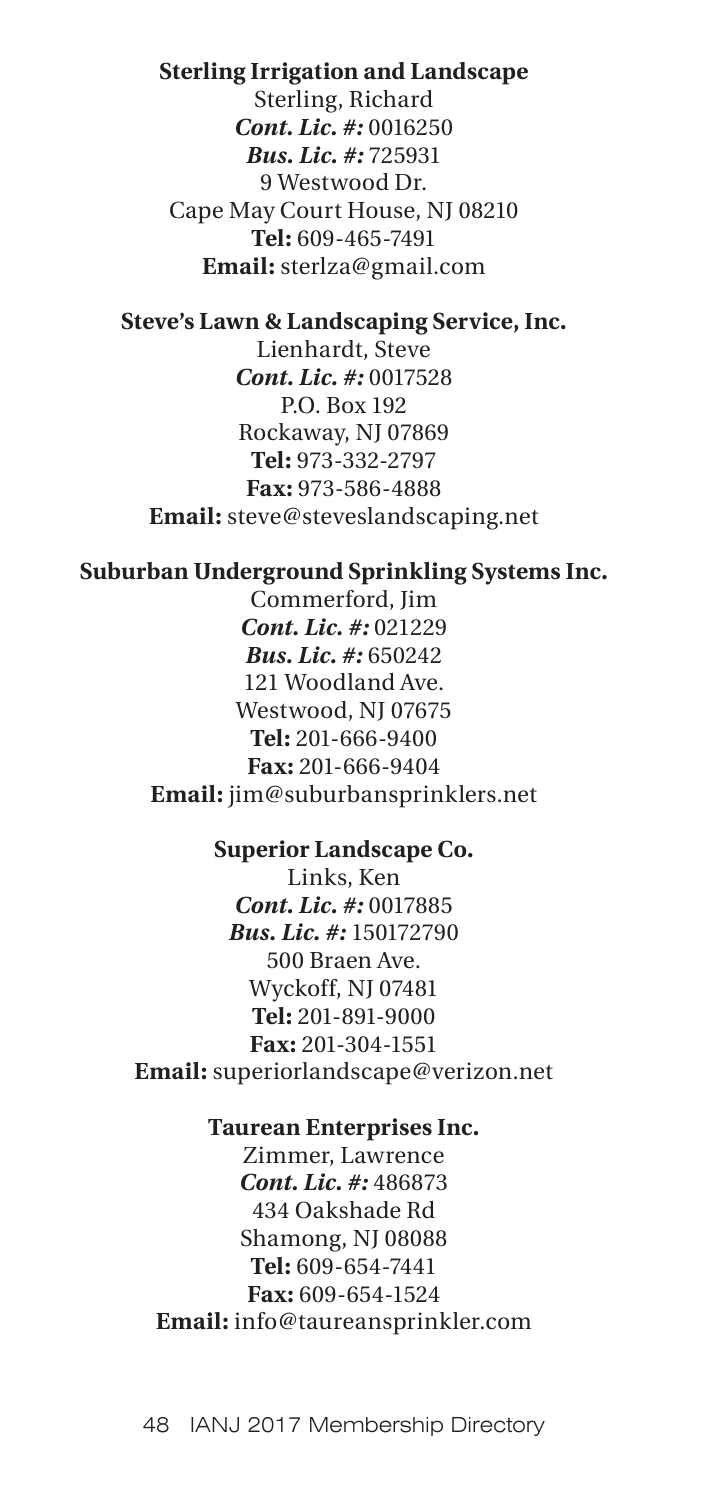**Sterling Irrigation and Landscape**
Sterling, Richard
***Cont. Lic. #:*** 0016250
***Bus. Lic. #:*** 725931
9 Westwood Dr.
Cape May Court House, NJ 08210
**Tel:** 609-465-7491
**Email:** sterlza@gmail.com

**Steve's Lawn & Landscaping Service, Inc.**
Lienhardt, Steve
***Cont. Lic. #:*** 0017528
P.O. Box 192
Rockaway, NJ 07869
**Tel:** 973-332-2797
**Fax:** 973-586-4888
**Email:** steve@steveslandscaping.net

**Suburban Underground Sprinkling Systems Inc.**
Commerford, Jim
***Cont. Lic. #:*** 021229
***Bus. Lic. #:*** 650242
121 Woodland Ave.
Westwood, NJ 07675
**Tel:** 201-666-9400
**Fax:** 201-666-9404
**Email:** jim@suburbansprinklers.net

**Superior Landscape Co.**
Links, Ken
***Cont. Lic. #:*** 0017885
***Bus. Lic. #:*** 150172790
500 Braen Ave.
Wyckoff, NJ 07481
**Tel:** 201-891-9000
**Fax:** 201-304-1551
**Email:** superiorlandscape@verizon.net

**Taurean Enterprises Inc.**
Zimmer, Lawrence
***Cont. Lic. #:*** 486873
434 Oakshade Rd
Shamong, NJ 08088
**Tel:** 609-654-7441
**Fax:** 609-654-1524
**Email:** info@taureansprinkler.com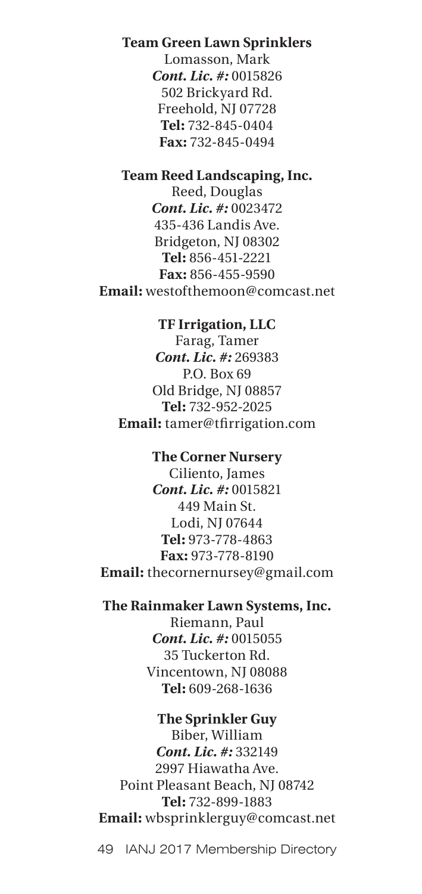**Team Green Lawn Sprinklers**
Lomasson, Mark
***Cont. Lic. #:*** 0015826
502 Brickyard Rd.
Freehold, NJ 07728
**Tel:** 732-845-0404
**Fax:** 732-845-0494

**Team Reed Landscaping, Inc.**
Reed, Douglas
***Cont. Lic. #:*** 0023472
435-436 Landis Ave.
Bridgeton, NJ 08302
**Tel:** 856-451-2221
**Fax:** 856-455-9590
**Email:** westofthemoon@comcast.net

**TF Irrigation, LLC**
Farag, Tamer
***Cont. Lic. #:*** 269383
P.O. Box 69
Old Bridge, NJ 08857
**Tel:** 732-952-2025
**Email:** tamer@tfirrigation.com

**The Corner Nursery**
Ciliento, James
***Cont. Lic. #:*** 0015821
449 Main St.
Lodi, NJ 07644
**Tel:** 973-778-4863
**Fax:** 973-778-8190
**Email:** thecornernursey@gmail.com

**The Rainmaker Lawn Systems, Inc.**
Riemann, Paul
***Cont. Lic. #:*** 0015055
35 Tuckerton Rd.
Vincentown, NJ 08088
**Tel:** 609-268-1636

**The Sprinkler Guy**
Biber, William
***Cont. Lic. #:*** 332149
2997 Hiawatha Ave.
Point Pleasant Beach, NJ 08742
**Tel:** 732-899-1883
**Email:** wbsprinklerguy@comcast.net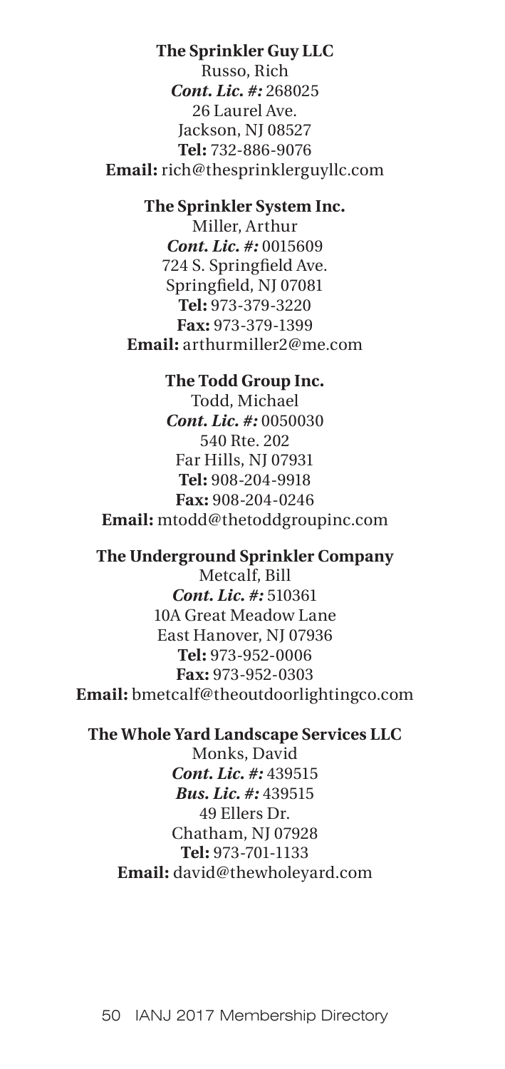**The Sprinkler Guy LLC**
Russo, Rich
***Cont. Lic. #:*** 268025
26 Laurel Ave.
Jackson, NJ 08527
**Tel:** 732-886-9076
**Email:** rich@thesprinklerguyllc.com

**The Sprinkler System Inc.**
Miller, Arthur
***Cont. Lic. #:*** 0015609
724 S. Springfield Ave.
Springfield, NJ 07081
**Tel:** 973-379-3220
**Fax:** 973-379-1399
**Email:** arthurmiller2@me.com

**The Todd Group Inc.**
Todd, Michael
***Cont. Lic. #:*** 0050030
540 Rte. 202
Far Hills, NJ 07931
**Tel:** 908-204-9918
**Fax:** 908-204-0246
**Email:** mtodd@thetoddgroupinc.com

**The Underground Sprinkler Company**
Metcalf, Bill
***Cont. Lic. #:*** 510361
10A Great Meadow Lane
East Hanover, NJ 07936
**Tel:** 973-952-0006
**Fax:** 973-952-0303
**Email:** bmetcalf@theoutdoorlightingco.com

**The Whole Yard Landscape Services LLC**
Monks, David
***Cont. Lic. #:*** 439515
***Bus. Lic. #:*** 439515
49 Ellers Dr.
Chatham, NJ 07928
**Tel:** 973-701-1133
**Email:** david@thewholeyard.com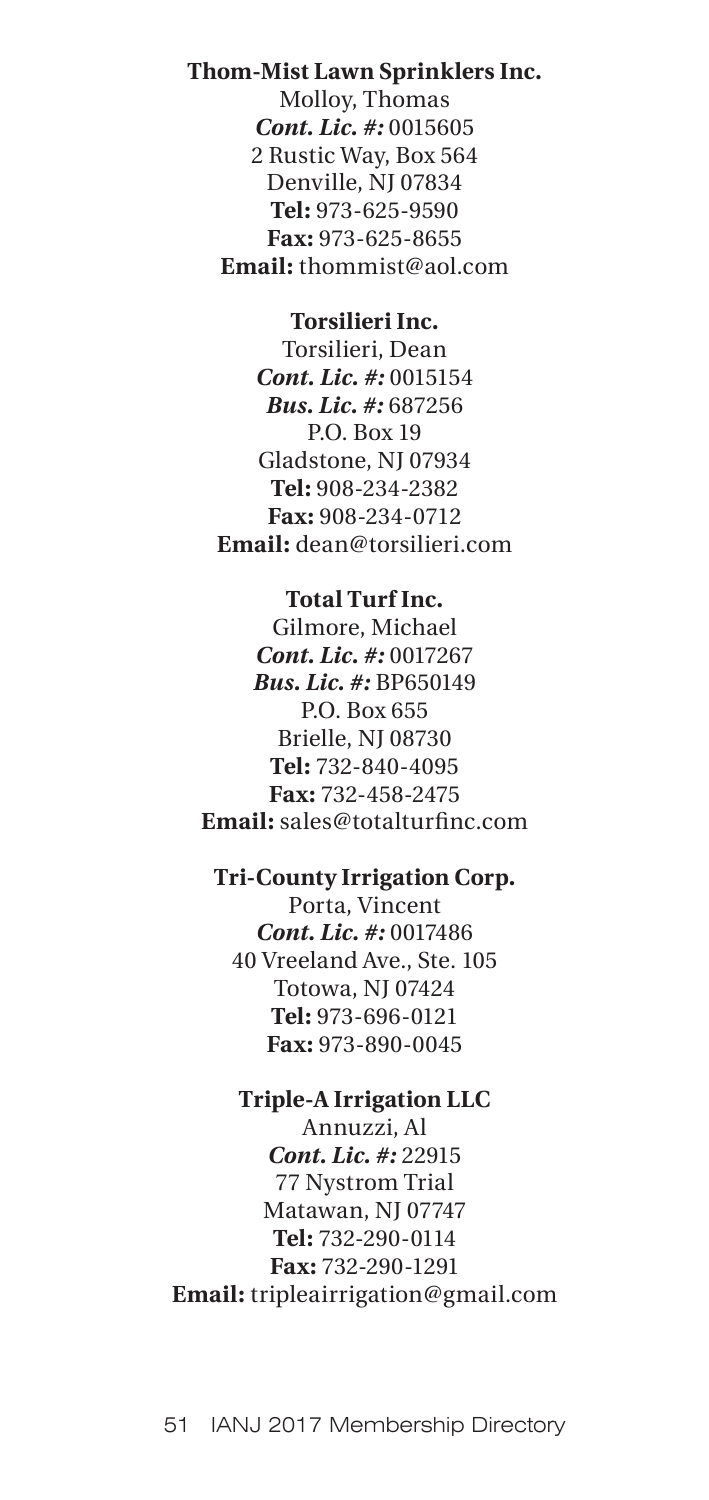**Thom-Mist Lawn Sprinklers Inc.**
Molloy, Thomas
***Cont. Lic. #:*** 0015605
2 Rustic Way, Box 564
Denville, NJ 07834
**Tel:** 973-625-9590
**Fax:** 973-625-8655
**Email:** thommist@aol.com

**Torsilieri Inc.**
Torsilieri, Dean
***Cont. Lic. #:*** 0015154
***Bus. Lic. #:*** 687256
P.O. Box 19
Gladstone, NJ 07934
**Tel:** 908-234-2382
**Fax:** 908-234-0712
**Email:** dean@torsilieri.com

**Total Turf Inc.**
Gilmore, Michael
***Cont. Lic. #:*** 0017267
***Bus. Lic. #:*** BP650149
P.O. Box 655
Brielle, NJ 08730
**Tel:** 732-840-4095
**Fax:** 732-458-2475
**Email:** sales@totalturfinc.com

**Tri-County Irrigation Corp.**
Porta, Vincent
***Cont. Lic. #:*** 0017486
40 Vreeland Ave., Ste. 105
Totowa, NJ 07424
**Tel:** 973-696-0121
**Fax:** 973-890-0045

**Triple-A Irrigation LLC**
Annuzzi, Al
***Cont. Lic. #:*** 22915
77 Nystrom Trial
Matawan, NJ 07747
**Tel:** 732-290-0114
**Fax:** 732-290-1291
**Email:** tripleairrigation@gmail.com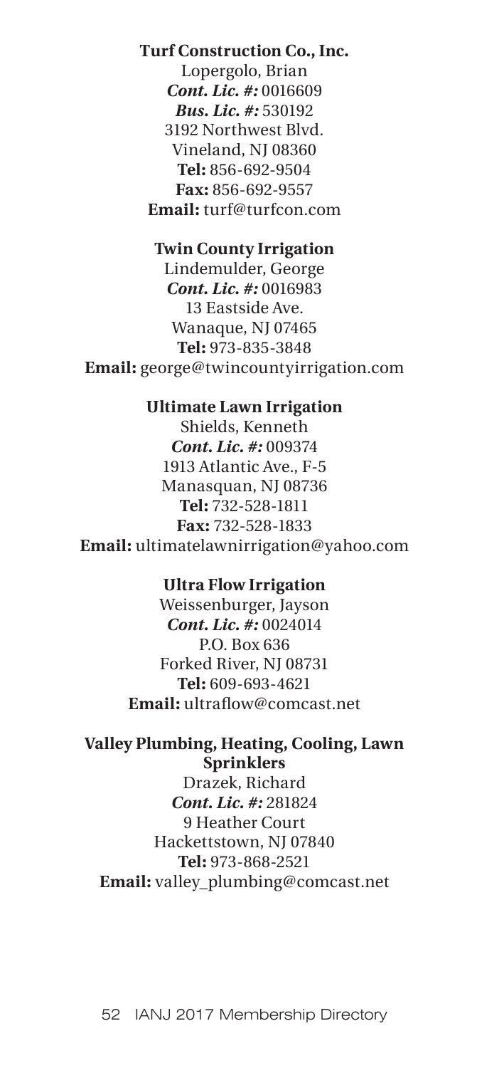**Turf Construction Co., Inc.**
Lopergolo, Brian
***Cont. Lic. #:*** 0016609
***Bus. Lic. #:*** 530192
3192 Northwest Blvd.
Vineland, NJ 08360
**Tel:** 856-692-9504
**Fax:** 856-692-9557
**Email:** turf@turfcon.com

**Twin County Irrigation**
Lindemulder, George
***Cont. Lic. #:*** 0016983
13 Eastside Ave.
Wanaque, NJ 07465
**Tel:** 973-835-3848
**Email:** george@twincountyirrigation.com

**Ultimate Lawn Irrigation**
Shields, Kenneth
***Cont. Lic. #:*** 009374
1913 Atlantic Ave., F-5
Manasquan, NJ 08736
**Tel:** 732-528-1811
**Fax:** 732-528-1833
**Email:** ultimatelawnirrigation@yahoo.com

**Ultra Flow Irrigation**
Weissenburger, Jayson
***Cont. Lic. #:*** 0024014
P.O. Box 636
Forked River, NJ 08731
**Tel:** 609-693-4621
**Email:** ultraflow@comcast.net

**Valley Plumbing, Heating, Cooling, Lawn Sprinklers**
Drazek, Richard
***Cont. Lic. #:*** 281824
9 Heather Court
Hackettstown, NJ 07840
**Tel:** 973-868-2521
**Email:** valley_plumbing@comcast.net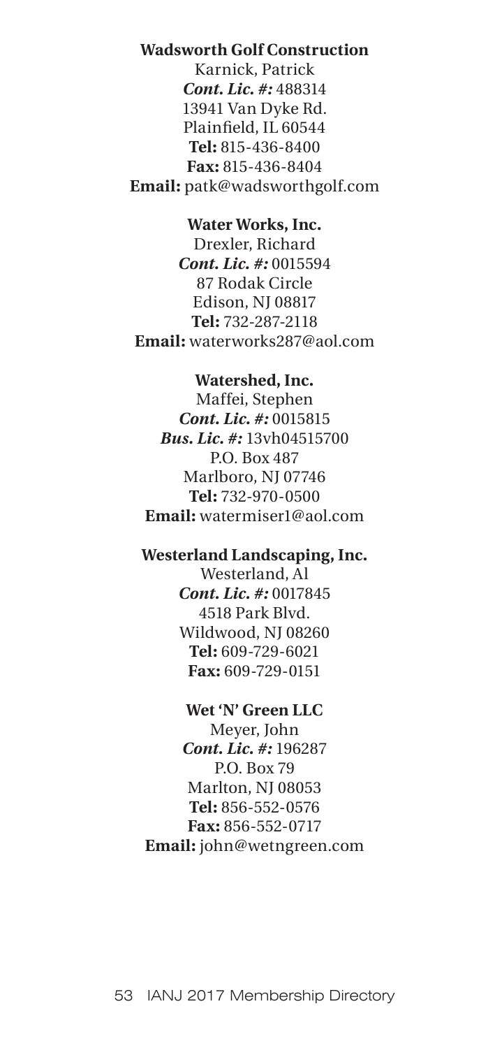**Wadsworth Golf Construction**
Karnick, Patrick
***Cont. Lic. #:*** 488314
13941 Van Dyke Rd.
Plainfield, IL 60544
**Tel:** 815-436-8400
**Fax:** 815-436-8404
**Email:** patk@wadsworthgolf.com

**Water Works, Inc.**
Drexler, Richard
***Cont. Lic. #:*** 0015594
87 Rodak Circle
Edison, NJ 08817
**Tel:** 732-287-2118
**Email:** waterworks287@aol.com

**Watershed, Inc.**
Maffei, Stephen
***Cont. Lic. #:*** 0015815
***Bus. Lic. #:*** 13vh04515700
P.O. Box 487
Marlboro, NJ 07746
**Tel:** 732-970-0500
**Email:** watermiser1@aol.com

**Westerland Landscaping, Inc.**
Westerland, Al
***Cont. Lic. #:*** 0017845
4518 Park Blvd.
Wildwood, NJ 08260
**Tel:** 609-729-6021
**Fax:** 609-729-0151

**Wet 'N' Green LLC**
Meyer, John
***Cont. Lic. #:*** 196287
P.O. Box 79
Marlton, NJ 08053
**Tel:** 856-552-0576
**Fax:** 856-552-0717
**Email:** john@wetngreen.com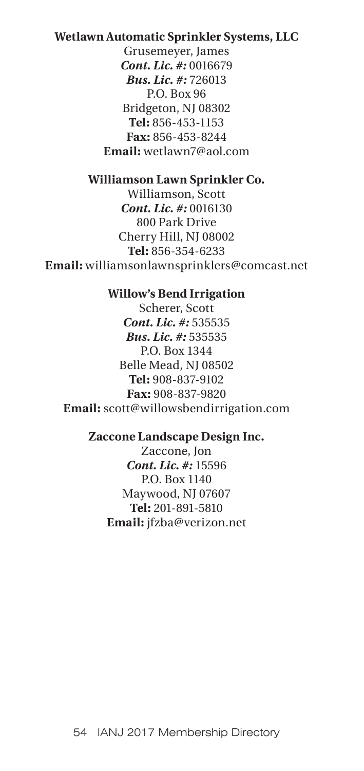**Wetlawn Automatic Sprinkler Systems, LLC**
Grusemeyer, James
***Cont. Lic. #:*** 0016679
***Bus. Lic. #:*** 726013
P.O. Box 96
Bridgeton, NJ 08302
**Tel:** 856-453-1153
**Fax:** 856-453-8244
**Email:** wetlawn7@aol.com

**Williamson Lawn Sprinkler Co.**
Williamson, Scott
***Cont. Lic. #:*** 0016130
800 Park Drive
Cherry Hill, NJ 08002
**Tel:** 856-354-6233
**Email:** williamsonlawnsprinklers@comcast.net

**Willow's Bend Irrigation**
Scherer, Scott
***Cont. Lic. #:*** 535535
***Bus. Lic. #:*** 535535
P.O. Box 1344
Belle Mead, NJ 08502
**Tel:** 908-837-9102
**Fax:** 908-837-9820
**Email:** scott@willowsbendirrigation.com

**Zaccone Landscape Design Inc.**
Zaccone, Jon
***Cont. Lic. #:*** 15596
P.O. Box 1140
Maywood, NJ 07607
**Tel:** 201-891-5810
**Email:** jfzba@verizon.net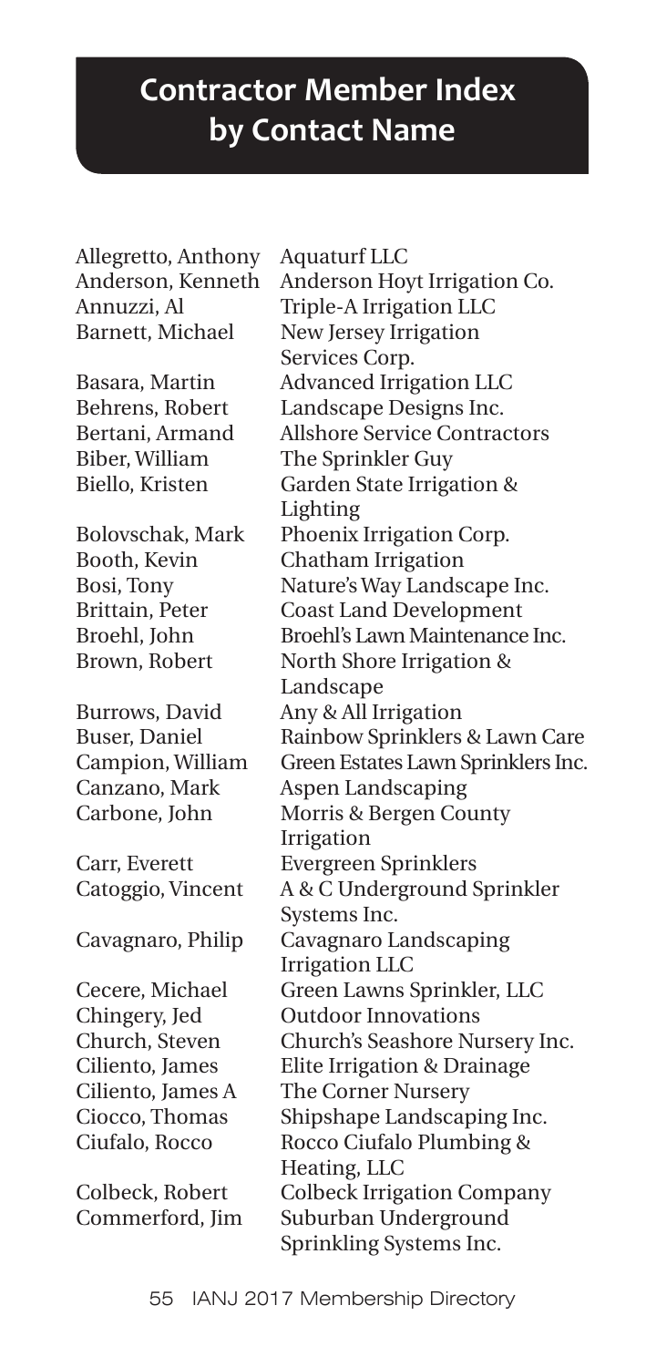# Contractor Member Index by Contact Name

| Contact Name | Company |
|---|---|
| Allegretto, Anthony | Aquaturf LLC |
| Anderson, Kenneth | Anderson Hoyt Irrigation Co. |
| Annuzzi, Al | Triple-A Irrigation LLC |
| Barnett, Michael | New Jersey Irrigation Services Corp. |
| Basara, Martin | Advanced Irrigation LLC |
| Behrens, Robert | Landscape Designs Inc. |
| Bertani, Armand | Allshore Service Contractors |
| Biber, William | The Sprinkler Guy |
| Biello, Kristen | Garden State Irrigation & Lighting |
| Bolovschak, Mark | Phoenix Irrigation Corp. |
| Booth, Kevin | Chatham Irrigation |
| Bosi, Tony | Nature's Way Landscape Inc. |
| Brittain, Peter | Coast Land Development |
| Broehl, John | Broehl's Lawn Maintenance Inc. |
| Brown, Robert | North Shore Irrigation & Landscape |
| Burrows, David | Any & All Irrigation |
| Buser, Daniel | Rainbow Sprinklers & Lawn Care |
| Campion, William | Green Estates Lawn Sprinklers Inc. |
| Canzano, Mark | Aspen Landscaping |
| Carbone, John | Morris & Bergen County Irrigation |
| Carr, Everett | Evergreen Sprinklers |
| Catoggio, Vincent | A & C Underground Sprinkler Systems Inc. |
| Cavagnaro, Philip | Cavagnaro Landscaping Irrigation LLC |
| Cecere, Michael | Green Lawns Sprinkler, LLC |
| Chingery, Jed | Outdoor Innovations |
| Church, Steven | Church's Seashore Nursery Inc. |
| Ciliento, James | Elite Irrigation & Drainage |
| Ciliento, James A | The Corner Nursery |
| Ciocco, Thomas | Shipshape Landscaping Inc. |
| Ciufalo, Rocco | Rocco Ciufalo Plumbing & Heating, LLC |
| Colbeck, Robert | Colbeck Irrigation Company |
| Commerford, Jim | Suburban Underground Sprinkling Systems Inc. |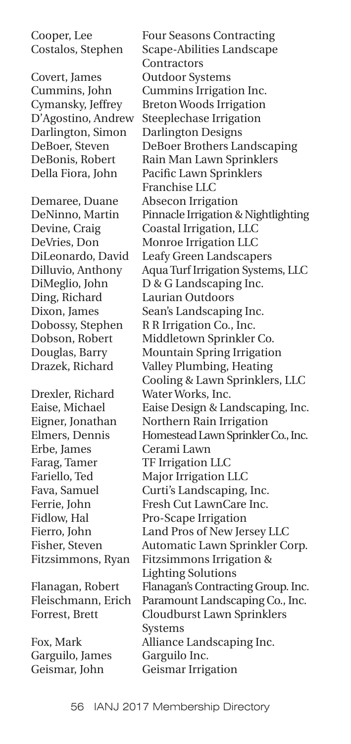| Name | Company |
|---|---|
| Cooper, Lee | Four Seasons Contracting |
| Costalos, Stephen | Scape-Abilities Landscape Contractors |
| Covert, James | Outdoor Systems |
| Cummins, John | Cummins Irrigation Inc. |
| Cymansky, Jeffrey | Breton Woods Irrigation |
| D'Agostino, Andrew | Steeplechase Irrigation |
| Darlington, Simon | Darlington Designs |
| DeBoer, Steven | DeBoer Brothers Landscaping |
| DeBonis, Robert | Rain Man Lawn Sprinklers |
| Della Fiora, John | Pacific Lawn Sprinklers Franchise LLC |
| Demaree, Duane | Absecon Irrigation |
| DeNinno, Martin | Pinnacle Irrigation & Nightlighting |
| Devine, Craig | Coastal Irrigation, LLC |
| DeVries, Don | Monroe Irrigation LLC |
| DiLeonardo, David | Leafy Green Landscapers |
| Dilluvio, Anthony | Aqua Turf Irrigation Systems, LLC |
| DiMeglio, John | D & G Landscaping Inc. |
| Ding, Richard | Laurian Outdoors |
| Dixon, James | Sean's Landscaping Inc. |
| Dobossy, Stephen | R R Irrigation Co., Inc. |
| Dobson, Robert | Middletown Sprinkler Co. |
| Douglas, Barry | Mountain Spring Irrigation |
| Drazek, Richard | Valley Plumbing, Heating Cooling & Lawn Sprinklers, LLC |
| Drexler, Richard | Water Works, Inc. |
| Eaise, Michael | Eaise Design & Landscaping, Inc. |
| Eigner, Jonathan | Northern Rain Irrigation |
| Elmers, Dennis | Homestead Lawn Sprinkler Co., Inc. |
| Erbe, James | Cerami Lawn |
| Farag, Tamer | TF Irrigation LLC |
| Fariello, Ted | Major Irrigation LLC |
| Fava, Samuel | Curti's Landscaping, Inc. |
| Ferrie, John | Fresh Cut LawnCare Inc. |
| Fidlow, Hal | Pro-Scape Irrigation |
| Fierro, John | Land Pros of New Jersey LLC |
| Fisher, Steven | Automatic Lawn Sprinkler Corp. |
| Fitzsimmons, Ryan | Fitzsimmons Irrigation & Lighting Solutions |
| Flanagan, Robert | Flanagan's Contracting Group. Inc. |
| Fleischmann, Erich | Paramount Landscaping Co., Inc. |
| Forrest, Brett | Cloudburst Lawn Sprinklers Systems |
| Fox, Mark | Alliance Landscaping Inc. |
| Garguilo, James | Garguilo Inc. |
| Geismar, John | Geismar Irrigation |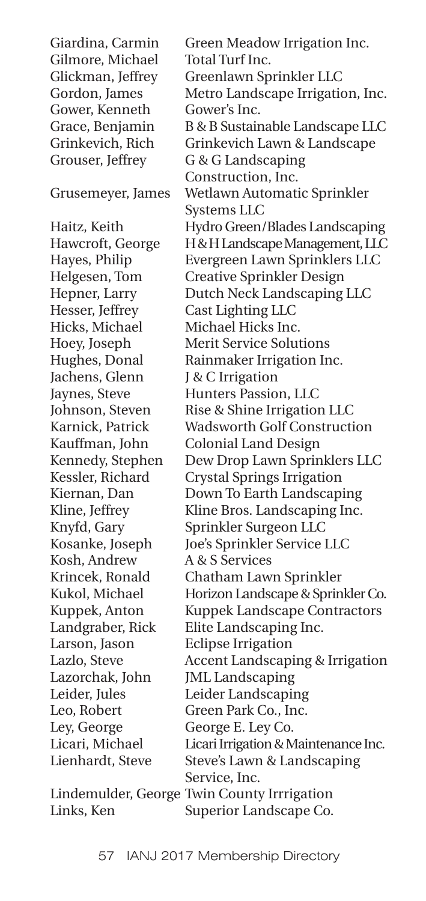| Name | Company |
| --- | --- |
| Giardina, Carmin | Green Meadow Irrigation Inc. |
| Gilmore, Michael | Total Turf Inc. |
| Glickman, Jeffrey | Greenlawn Sprinkler LLC |
| Gordon, James | Metro Landscape Irrigation, Inc. |
| Gower, Kenneth | Gower's Inc. |
| Grace, Benjamin | B & B Sustainable Landscape LLC |
| Grinkevich, Rich | Grinkevich Lawn & Landscape |
| Grouser, Jeffrey | G & G Landscaping Construction, Inc. |
| Grusemeyer, James | Wetlawn Automatic Sprinkler Systems LLC |
| Haitz, Keith | Hydro Green/Blades Landscaping |
| Hawcroft, George | H & H Landscape Management, LLC |
| Hayes, Philip | Evergreen Lawn Sprinklers LLC |
| Helgesen, Tom | Creative Sprinkler Design |
| Hepner, Larry | Dutch Neck Landscaping LLC |
| Hesser, Jeffrey | Cast Lighting LLC |
| Hicks, Michael | Michael Hicks Inc. |
| Hoey, Joseph | Merit Service Solutions |
| Hughes, Donal | Rainmaker Irrigation Inc. |
| Jachens, Glenn | J & C Irrigation |
| Jaynes, Steve | Hunters Passion, LLC |
| Johnson, Steven | Rise & Shine Irrigation LLC |
| Karnick, Patrick | Wadsworth Golf Construction |
| Kauffman, John | Colonial Land Design |
| Kennedy, Stephen | Dew Drop Lawn Sprinklers LLC |
| Kessler, Richard | Crystal Springs Irrigation |
| Kiernan, Dan | Down To Earth Landscaping |
| Kline, Jeffrey | Kline Bros. Landscaping Inc. |
| Knyfd, Gary | Sprinkler Surgeon LLC |
| Kosanke, Joseph | Joe's Sprinkler Service LLC |
| Kosh, Andrew | A & S Services |
| Krincek, Ronald | Chatham Lawn Sprinkler |
| Kukol, Michael | Horizon Landscape & Sprinkler Co. |
| Kuppek, Anton | Kuppek Landscape Contractors |
| Landgraber, Rick | Elite Landscaping Inc. |
| Larson, Jason | Eclipse Irrigation |
| Lazlo, Steve | Accent Landscaping & Irrigation |
| Lazorchak, John | JML Landscaping |
| Leider, Jules | Leider Landscaping |
| Leo, Robert | Green Park Co., Inc. |
| Ley, George | George E. Ley Co. |
| Licari, Michael | Licari Irrigation & Maintenance Inc. |
| Lienhardt, Steve | Steve's Lawn & Landscaping Service, Inc. |
| Lindemulder, George | Twin County Irrrigation |
| Links, Ken | Superior Landscape Co. |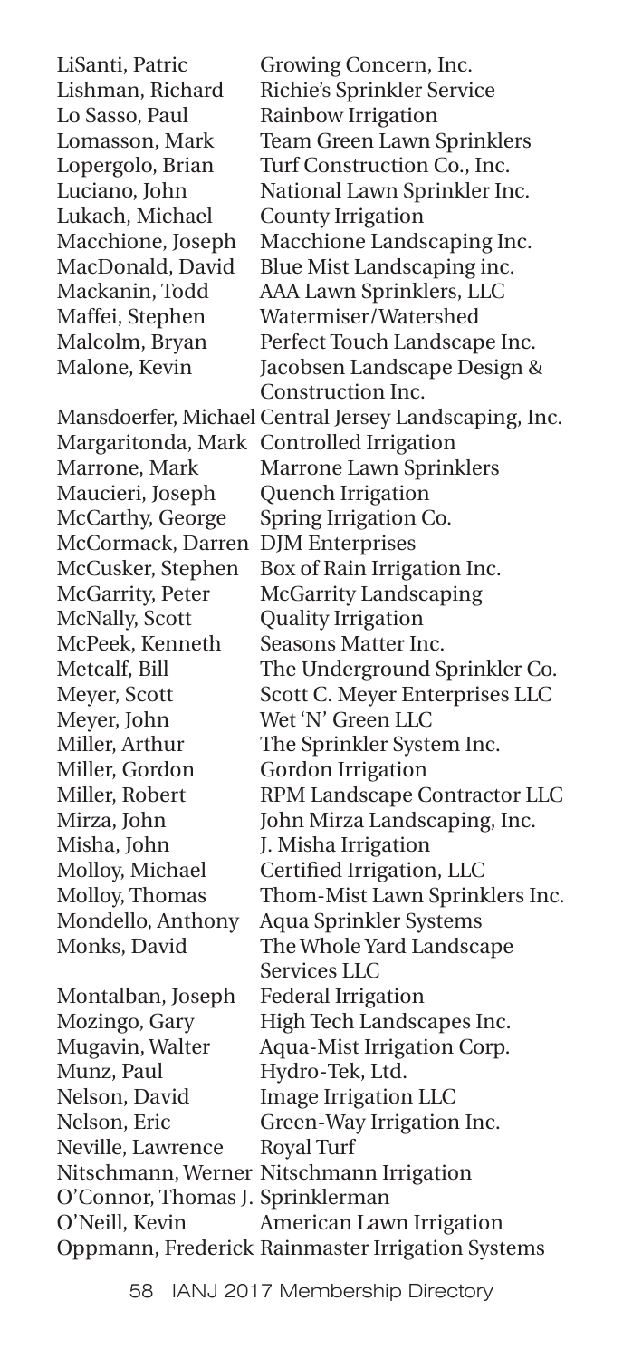| | |
|---|---|
| LiSanti, Patric | Growing Concern, Inc. |
| Lishman, Richard | Richie's Sprinkler Service |
| Lo Sasso, Paul | Rainbow Irrigation |
| Lomasson, Mark | Team Green Lawn Sprinklers |
| Lopergolo, Brian | Turf Construction Co., Inc. |
| Luciano, John | National Lawn Sprinkler Inc. |
| Lukach, Michael | County Irrigation |
| Macchione, Joseph | Macchione Landscaping Inc. |
| MacDonald, David | Blue Mist Landscaping inc. |
| Mackanin, Todd | AAA Lawn Sprinklers, LLC |
| Maffei, Stephen | Watermiser/Watershed |
| Malcolm, Bryan | Perfect Touch Landscape Inc. |
| Malone, Kevin | Jacobsen Landscape Design & Construction Inc. |
| Mansdoerfer, Michael | Central Jersey Landscaping, Inc. |
| Margaritonda, Mark | Controlled Irrigation |
| Marrone, Mark | Marrone Lawn Sprinklers |
| Maucieri, Joseph | Quench Irrigation |
| McCarthy, George | Spring Irrigation Co. |
| McCormack, Darren | DJM Enterprises |
| McCusker, Stephen | Box of Rain Irrigation Inc. |
| McGarrity, Peter | McGarrity Landscaping |
| McNally, Scott | Quality Irrigation |
| McPeek, Kenneth | Seasons Matter Inc. |
| Metcalf, Bill | The Underground Sprinkler Co. |
| Meyer, Scott | Scott C. Meyer Enterprises LLC |
| Meyer, John | Wet 'N' Green LLC |
| Miller, Arthur | The Sprinkler System Inc. |
| Miller, Gordon | Gordon Irrigation |
| Miller, Robert | RPM Landscape Contractor LLC |
| Mirza, John | John Mirza Landscaping, Inc. |
| Misha, John | J. Misha Irrigation |
| Molloy, Michael | Certified Irrigation, LLC |
| Molloy, Thomas | Thom-Mist Lawn Sprinklers Inc. |
| Mondello, Anthony | Aqua Sprinkler Systems |
| Monks, David | The Whole Yard Landscape Services LLC |
| Montalban, Joseph | Federal Irrigation |
| Mozingo, Gary | High Tech Landscapes Inc. |
| Mugavin, Walter | Aqua-Mist Irrigation Corp. |
| Munz, Paul | Hydro-Tek, Ltd. |
| Nelson, David | Image Irrigation LLC |
| Nelson, Eric | Green-Way Irrigation Inc. |
| Neville, Lawrence | Royal Turf |
| Nitschmann, Werner | Nitschmann Irrigation |
| O'Connor, Thomas J. | Sprinklerman |
| O'Neill, Kevin | American Lawn Irrigation |
| Oppmann, Frederick | Rainmaster Irrigation Systems |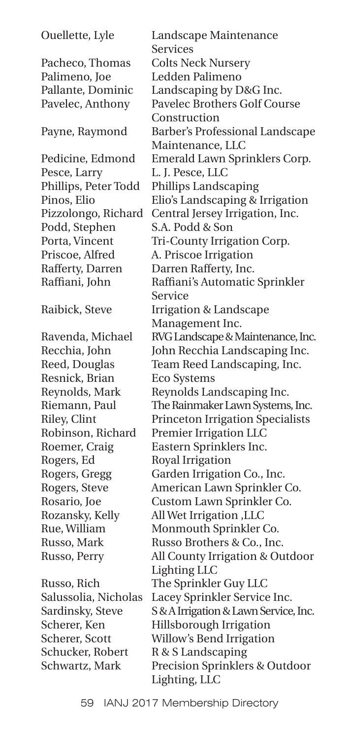| | |
|---|---|
| Ouellette, Lyle | Landscape Maintenance Services |
| Pacheco, Thomas | Colts Neck Nursery |
| Palimeno, Joe | Ledden Palimeno |
| Pallante, Dominic | Landscaping by D&G Inc. |
| Pavelec, Anthony | Pavelec Brothers Golf Course Construction |
| Payne, Raymond | Barber's Professional Landscape Maintenance, LLC |
| Pedicine, Edmond | Emerald Lawn Sprinklers Corp. |
| Pesce, Larry | L. J. Pesce, LLC |
| Phillips, Peter Todd | Phillips Landscaping |
| Pinos, Elio | Elio's Landscaping & Irrigation |
| Pizzolongo, Richard | Central Jersey Irrigation, Inc. |
| Podd, Stephen | S.A. Podd & Son |
| Porta, Vincent | Tri-County Irrigation Corp. |
| Priscoe, Alfred | A. Priscoe Irrigation |
| Rafferty, Darren | Darren Rafferty, Inc. |
| Raffiani, John | Raffiani's Automatic Sprinkler Service |
| Raibick, Steve | Irrigation & Landscape Management Inc. |
| Ravenda, Michael | RVG Landscape & Maintenance, Inc. |
| Recchia, John | John Recchia Landscaping Inc. |
| Reed, Douglas | Team Reed Landscaping, Inc. |
| Resnick, Brian | Eco Systems |
| Reynolds, Mark | Reynolds Landscaping Inc. |
| Riemann, Paul | The Rainmaker Lawn Systems, Inc. |
| Riley, Clint | Princeton Irrigation Specialists |
| Robinson, Richard | Premier Irrigation LLC |
| Roemer, Craig | Eastern Sprinklers Inc. |
| Rogers, Ed | Royal Irrigation |
| Rogers, Gregg | Garden Irrigation Co., Inc. |
| Rogers, Steve | American Lawn Sprinkler Co. |
| Rosario, Joe | Custom Lawn Sprinkler Co. |
| Rozansky, Kelly | All Wet Irrigation ,LLC |
| Rue, William | Monmouth Sprinkler Co. |
| Russo, Mark | Russo Brothers & Co., Inc. |
| Russo, Perry | All County Irrigation & Outdoor Lighting LLC |
| Russo, Rich | The Sprinkler Guy LLC |
| Salussolia, Nicholas | Lacey Sprinkler Service Inc. |
| Sardinsky, Steve | S & A Irrigation & Lawn Service, Inc. |
| Scherer, Ken | Hillsborough Irrigation |
| Scherer, Scott | Willow's Bend Irrigation |
| Schucker, Robert | R & S Landscaping |
| Schwartz, Mark | Precision Sprinklers & Outdoor Lighting, LLC |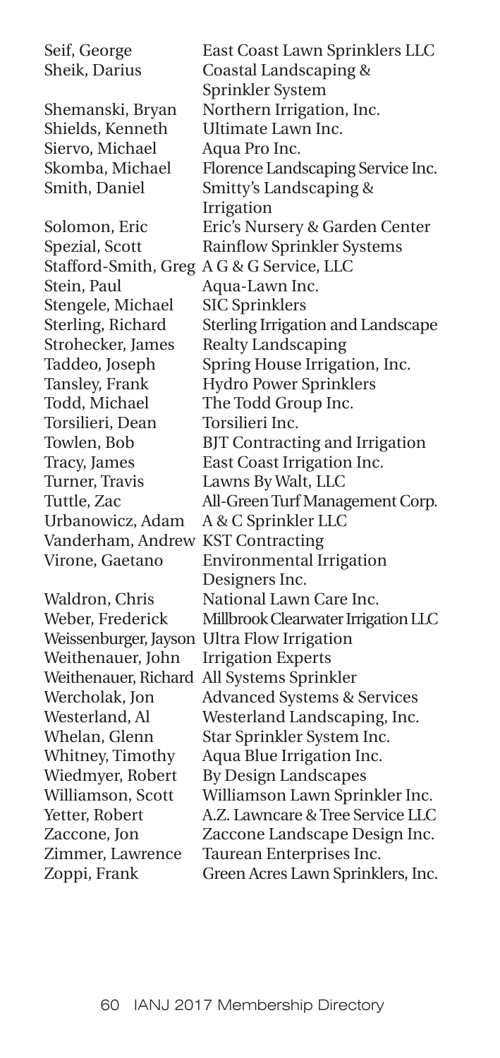| | |
|---|---|
| Seif, George | East Coast Lawn Sprinklers LLC |
| Sheik, Darius | Coastal Landscaping & Sprinkler System |
| Shemanski, Bryan | Northern Irrigation, Inc. |
| Shields, Kenneth | Ultimate Lawn Inc. |
| Siervo, Michael | Aqua Pro Inc. |
| Skomba, Michael | Florence Landscaping Service Inc. |
| Smith, Daniel | Smitty's Landscaping & Irrigation |
| Solomon, Eric | Eric's Nursery & Garden Center |
| Spezial, Scott | Rainflow Sprinkler Systems |
| Stafford-Smith, Greg | A G & G Service, LLC |
| Stein, Paul | Aqua-Lawn Inc. |
| Stengele, Michael | SIC Sprinklers |
| Sterling, Richard | Sterling Irrigation and Landscape |
| Strohecker, James | Realty Landscaping |
| Taddeo, Joseph | Spring House Irrigation, Inc. |
| Tansley, Frank | Hydro Power Sprinklers |
| Todd, Michael | The Todd Group Inc. |
| Torsilieri, Dean | Torsilieri Inc. |
| Towlen, Bob | BJT Contracting and Irrigation |
| Tracy, James | East Coast Irrigation Inc. |
| Turner, Travis | Lawns By Walt, LLC |
| Tuttle, Zac | All-Green Turf Management Corp. |
| Urbanowicz, Adam | A & C Sprinkler LLC |
| Vanderham, Andrew | KST Contracting |
| Virone, Gaetano | Environmental Irrigation Designers Inc. |
| Waldron, Chris | National Lawn Care Inc. |
| Weber, Frederick | Millbrook Clearwater Irrigation LLC |
| Weissenburger, Jayson | Ultra Flow Irrigation |
| Weithenauer, John | Irrigation Experts |
| Weithenauer, Richard | All Systems Sprinkler |
| Wercholak, Jon | Advanced Systems & Services |
| Westerland, Al | Westerland Landscaping, Inc. |
| Whelan, Glenn | Star Sprinkler System Inc. |
| Whitney, Timothy | Aqua Blue Irrigation Inc. |
| Wiedmyer, Robert | By Design Landscapes |
| Williamson, Scott | Williamson Lawn Sprinkler Inc. |
| Yetter, Robert | A.Z. Lawncare & Tree Service LLC |
| Zaccone, Jon | Zaccone Landscape Design Inc. |
| Zimmer, Lawrence | Taurean Enterprises Inc. |
| Zoppi, Frank | Green Acres Lawn Sprinklers, Inc. |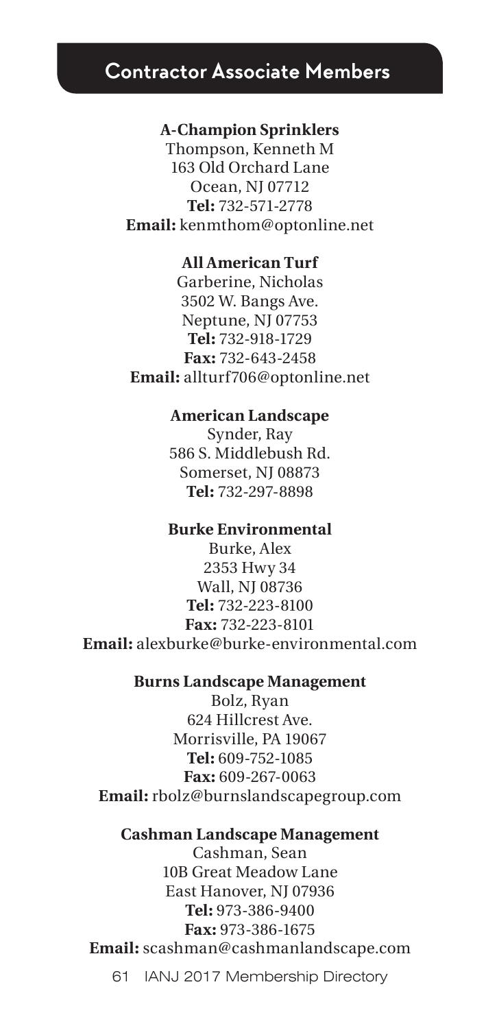## Contractor Associate Members

**A-Champion Sprinklers**
Thompson, Kenneth M
163 Old Orchard Lane
Ocean, NJ 07712
**Tel:** 732-571-2778
**Email:** kenmthom@optonline.net

**All American Turf**
Garberine, Nicholas
3502 W. Bangs Ave.
Neptune, NJ 07753
**Tel:** 732-918-1729
**Fax:** 732-643-2458
**Email:** allturf706@optonline.net

**American Landscape**
Synder, Ray
586 S. Middlebush Rd.
Somerset, NJ 08873
**Tel:** 732-297-8898

**Burke Environmental**
Burke, Alex
2353 Hwy 34
Wall, NJ 08736
**Tel:** 732-223-8100
**Fax:** 732-223-8101
**Email:** alexburke@burke-environmental.com

**Burns Landscape Management**
Bolz, Ryan
624 Hillcrest Ave.
Morrisville, PA 19067
**Tel:** 609-752-1085
**Fax:** 609-267-0063
**Email:** rbolz@burnslandscapegroup.com

**Cashman Landscape Management**
Cashman, Sean
10B Great Meadow Lane
East Hanover, NJ 07936
**Tel:** 973-386-9400
**Fax:** 973-386-1675
**Email:** scashman@cashmanlandscape.com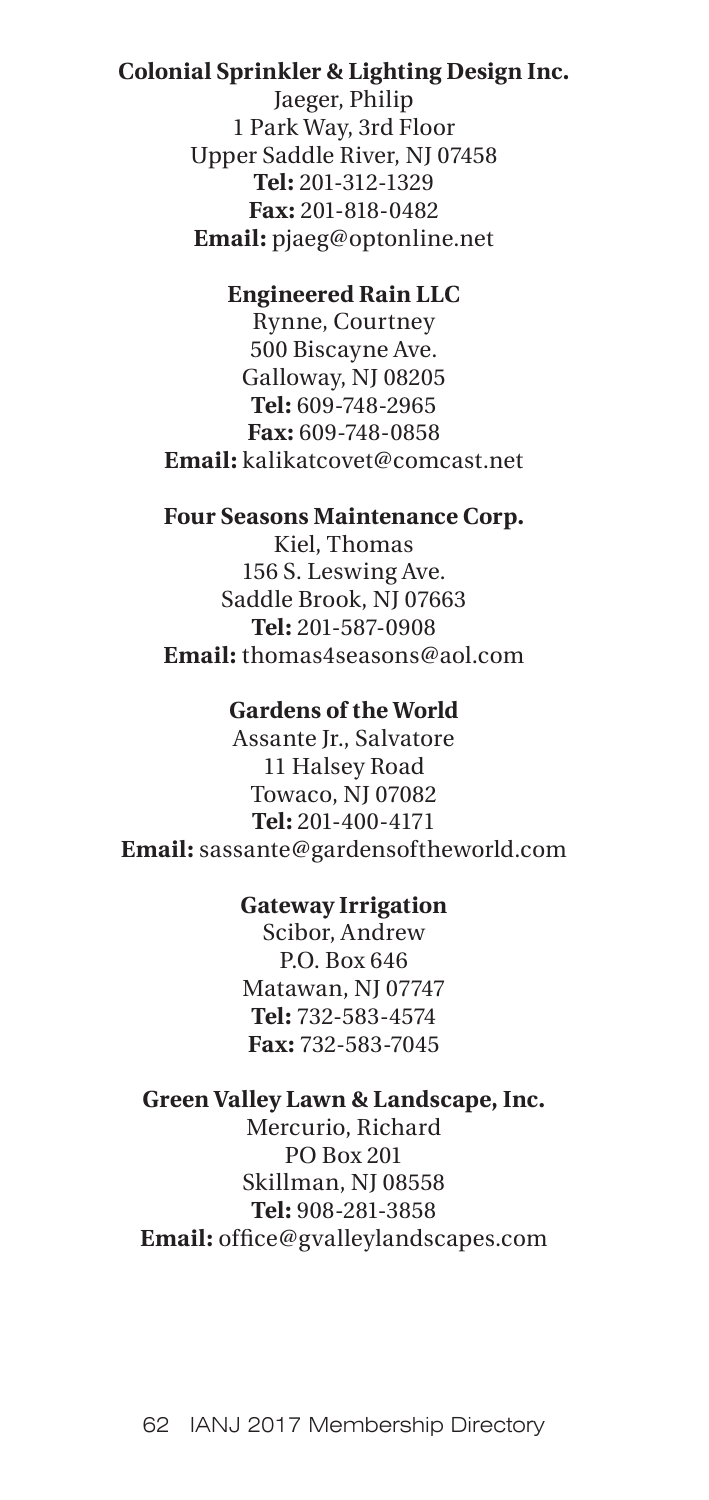**Colonial Sprinkler & Lighting Design Inc.**
Jaeger, Philip
1 Park Way, 3rd Floor
Upper Saddle River, NJ 07458
**Tel:** 201-312-1329
**Fax:** 201-818-0482
**Email:** pjaeg@optonline.net

**Engineered Rain LLC**
Rynne, Courtney
500 Biscayne Ave.
Galloway, NJ 08205
**Tel:** 609-748-2965
**Fax:** 609-748-0858
**Email:** kalikatcovet@comcast.net

**Four Seasons Maintenance Corp.**
Kiel, Thomas
156 S. Leswing Ave.
Saddle Brook, NJ 07663
**Tel:** 201-587-0908
**Email:** thomas4seasons@aol.com

**Gardens of the World**
Assante Jr., Salvatore
11 Halsey Road
Towaco, NJ 07082
**Tel:** 201-400-4171
**Email:** sassante@gardensoftheworld.com

**Gateway Irrigation**
Scibor, Andrew
P.O. Box 646
Matawan, NJ 07747
**Tel:** 732-583-4574
**Fax:** 732-583-7045

**Green Valley Lawn & Landscape, Inc.**
Mercurio, Richard
PO Box 201
Skillman, NJ 08558
**Tel:** 908-281-3858
**Email:** office@gvalleylandscapes.com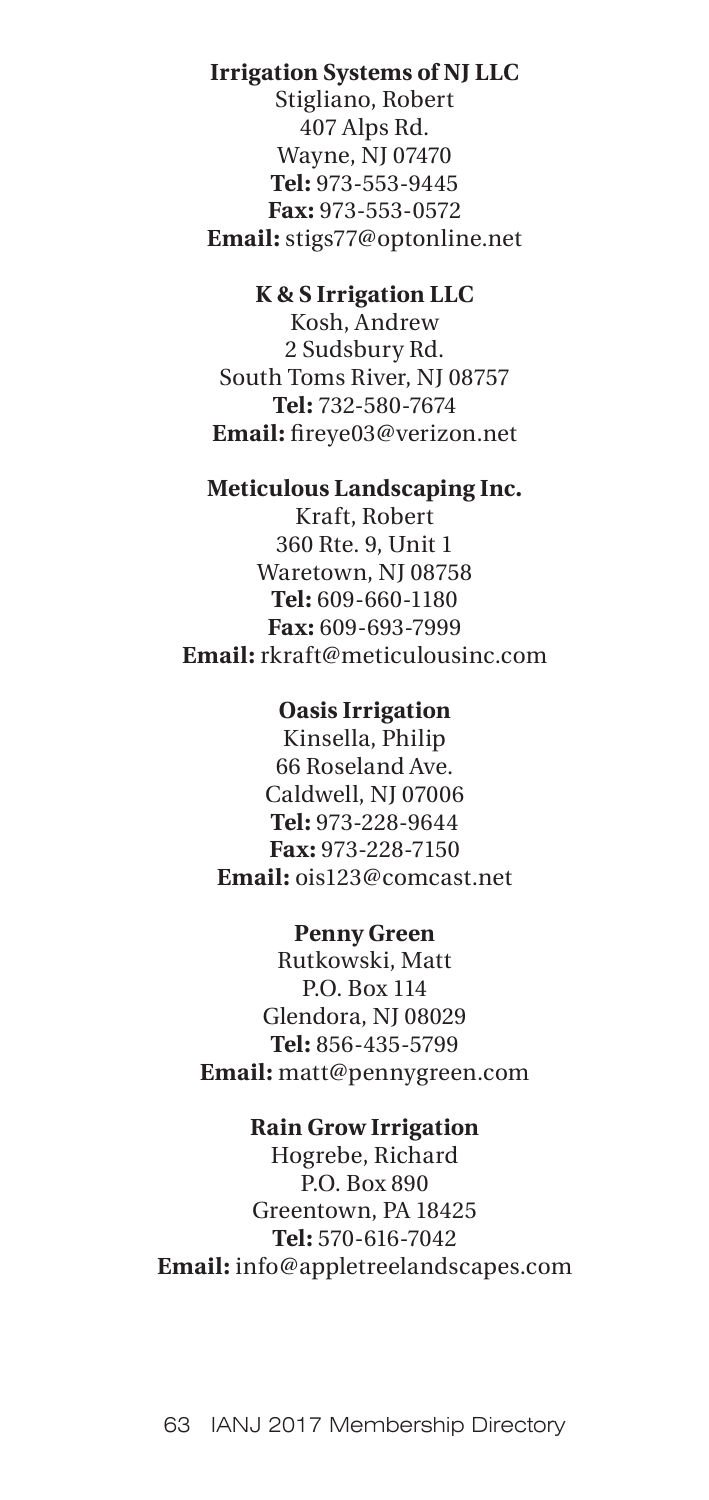**Irrigation Systems of NJ LLC**
Stigliano, Robert
407 Alps Rd.
Wayne, NJ 07470
**Tel:** 973-553-9445
**Fax:** 973-553-0572
**Email:** stigs77@optonline.net

**K & S Irrigation LLC**
Kosh, Andrew
2 Sudsbury Rd.
South Toms River, NJ 08757
**Tel:** 732-580-7674
**Email:** fireye03@verizon.net

**Meticulous Landscaping Inc.**
Kraft, Robert
360 Rte. 9, Unit 1
Waretown, NJ 08758
**Tel:** 609-660-1180
**Fax:** 609-693-7999
**Email:** rkraft@meticulousinc.com

**Oasis Irrigation**
Kinsella, Philip
66 Roseland Ave.
Caldwell, NJ 07006
**Tel:** 973-228-9644
**Fax:** 973-228-7150
**Email:** ois123@comcast.net

**Penny Green**
Rutkowski, Matt
P.O. Box 114
Glendora, NJ 08029
**Tel:** 856-435-5799
**Email:** matt@pennygreen.com

**Rain Grow Irrigation**
Hogrebe, Richard
P.O. Box 890
Greentown, PA 18425
**Tel:** 570-616-7042
**Email:** info@appletreelandscapes.com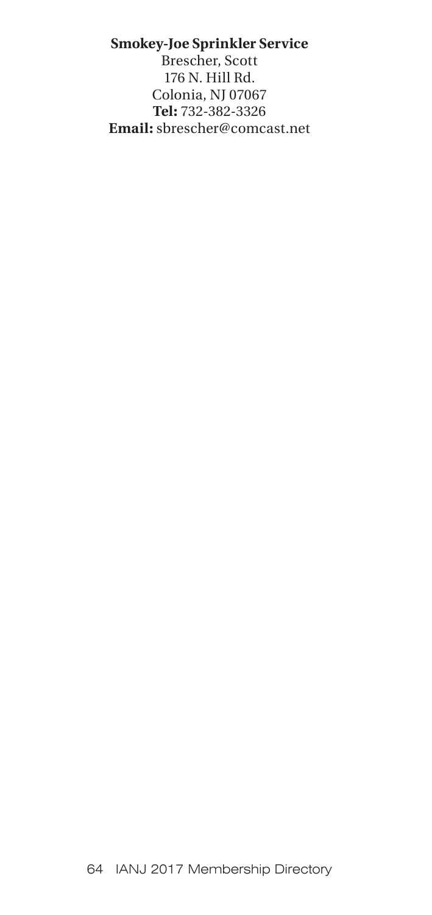**Smokey-Joe Sprinkler Service**
Brescher, Scott
176 N. Hill Rd.
Colonia, NJ 07067
**Tel:** 732-382-3326
**Email:** sbrescher@comcast.net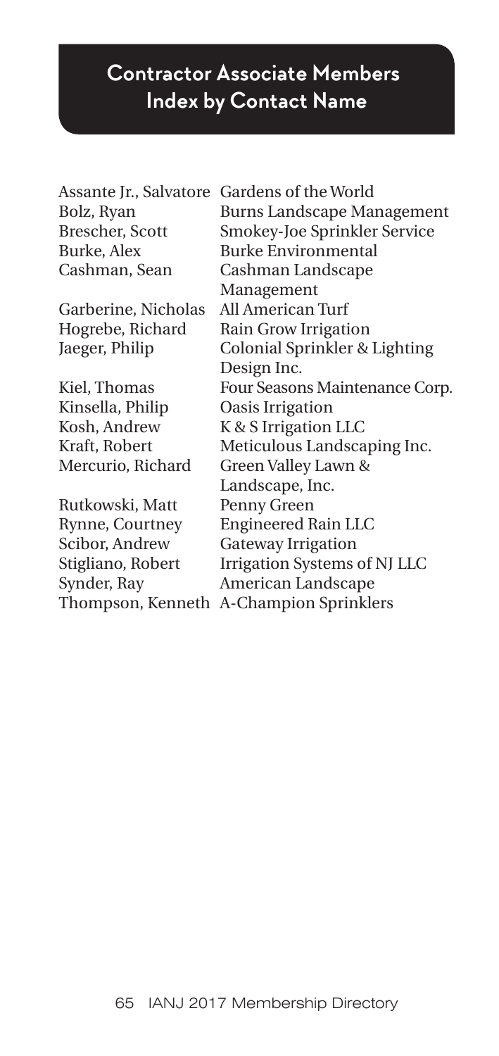## Contractor Associate Members Index by Contact Name

| Contact Name | Company |
|---|---|
| Assante Jr., Salvatore | Gardens of the World |
| Bolz, Ryan | Burns Landscape Management |
| Brescher, Scott | Smokey-Joe Sprinkler Service |
| Burke, Alex | Burke Environmental |
| Cashman, Sean | Cashman Landscape Management |
| Garberine, Nicholas | All American Turf |
| Hogrebe, Richard | Rain Grow Irrigation |
| Jaeger, Philip | Colonial Sprinkler & Lighting Design Inc. |
| Kiel, Thomas | Four Seasons Maintenance Corp. |
| Kinsella, Philip | Oasis Irrigation |
| Kosh, Andrew | K & S Irrigation LLC |
| Kraft, Robert | Meticulous Landscaping Inc. |
| Mercurio, Richard | Green Valley Lawn & Landscape, Inc. |
| Rutkowski, Matt | Penny Green |
| Rynne, Courtney | Engineered Rain LLC |
| Scibor, Andrew | Gateway Irrigation |
| Stigliano, Robert | Irrigation Systems of NJ LLC |
| Synder, Ray | American Landscape |
| Thompson, Kenneth | A-Champion Sprinklers |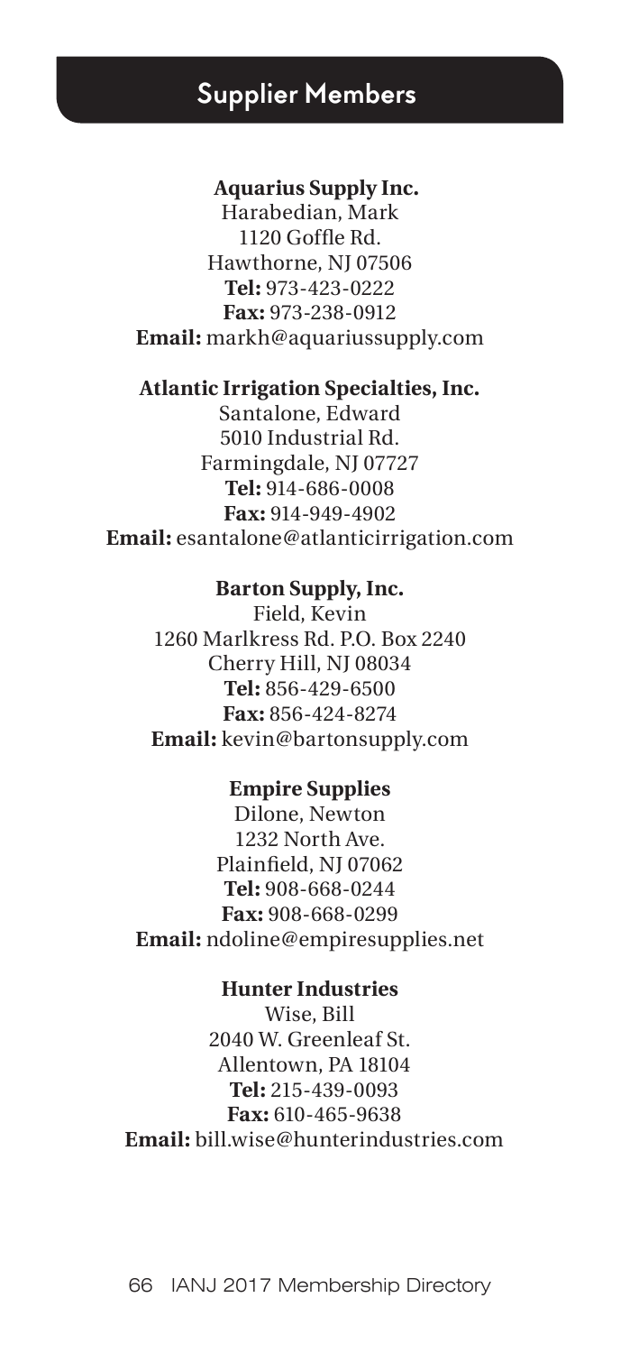# Supplier Members

**Aquarius Supply Inc.**
Harabedian, Mark
1120 Goffle Rd.
Hawthorne, NJ 07506
**Tel:** 973-423-0222
**Fax:** 973-238-0912
**Email:** markh@aquariussupply.com

**Atlantic Irrigation Specialties, Inc.**
Santalone, Edward
5010 Industrial Rd.
Farmingdale, NJ 07727
**Tel:** 914-686-0008
**Fax:** 914-949-4902
**Email:** esantalone@atlanticirrigation.com

**Barton Supply, Inc.**
Field, Kevin
1260 Marlkress Rd. P.O. Box 2240
Cherry Hill, NJ 08034
**Tel:** 856-429-6500
**Fax:** 856-424-8274
**Email:** kevin@bartonsupply.com

**Empire Supplies**
Dilone, Newton
1232 North Ave.
Plainfield, NJ 07062
**Tel:** 908-668-0244
**Fax:** 908-668-0299
**Email:** ndoline@empiresupplies.net

**Hunter Industries**
Wise, Bill
2040 W. Greenleaf St.
Allentown, PA 18104
**Tel:** 215-439-0093
**Fax:** 610-465-9638
**Email:** bill.wise@hunterindustries.com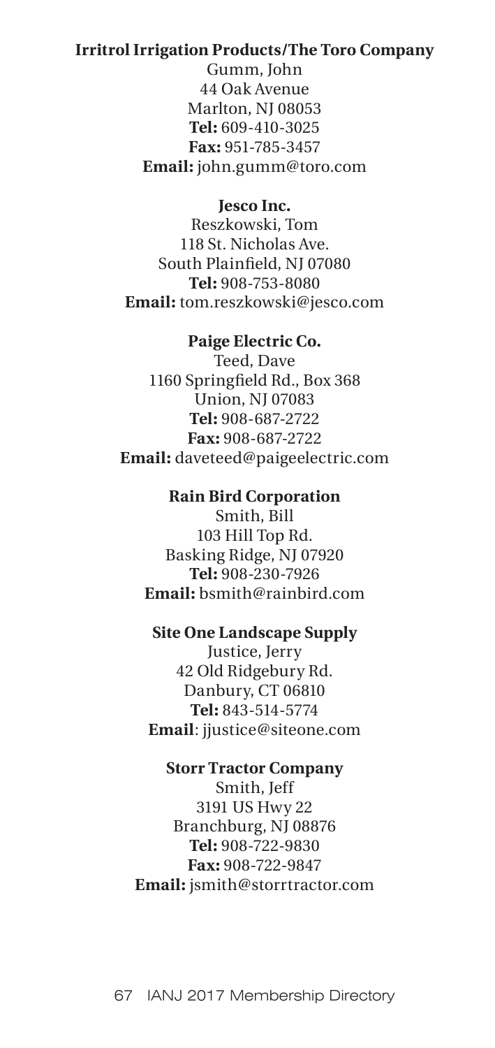**Irritrol Irrigation Products/The Toro Company**

Gumm, John
44 Oak Avenue
Marlton, NJ 08053
**Tel:** 609-410-3025
**Fax:** 951-785-3457
**Email:** john.gumm@toro.com

**Jesco Inc.**

Reszkowski, Tom
118 St. Nicholas Ave.
South Plainfield, NJ 07080
**Tel:** 908-753-8080
**Email:** tom.reszkowski@jesco.com

**Paige Electric Co.**

Teed, Dave
1160 Springfield Rd., Box 368
Union, NJ 07083
**Tel:** 908-687-2722
**Fax:** 908-687-2722
**Email:** daveteed@paigeelectric.com

**Rain Bird Corporation**

Smith, Bill
103 Hill Top Rd.
Basking Ridge, NJ 07920
**Tel:** 908-230-7926
**Email:** bsmith@rainbird.com

**Site One Landscape Supply**

Justice, Jerry
42 Old Ridgebury Rd.
Danbury, CT 06810
**Tel:** 843-514-5774
**Email**: jjustice@siteone.com

**Storr Tractor Company**

Smith, Jeff
3191 US Hwy 22
Branchburg, NJ 08876
**Tel:** 908-722-9830
**Fax:** 908-722-9847
**Email:** jsmith@storrtractor.com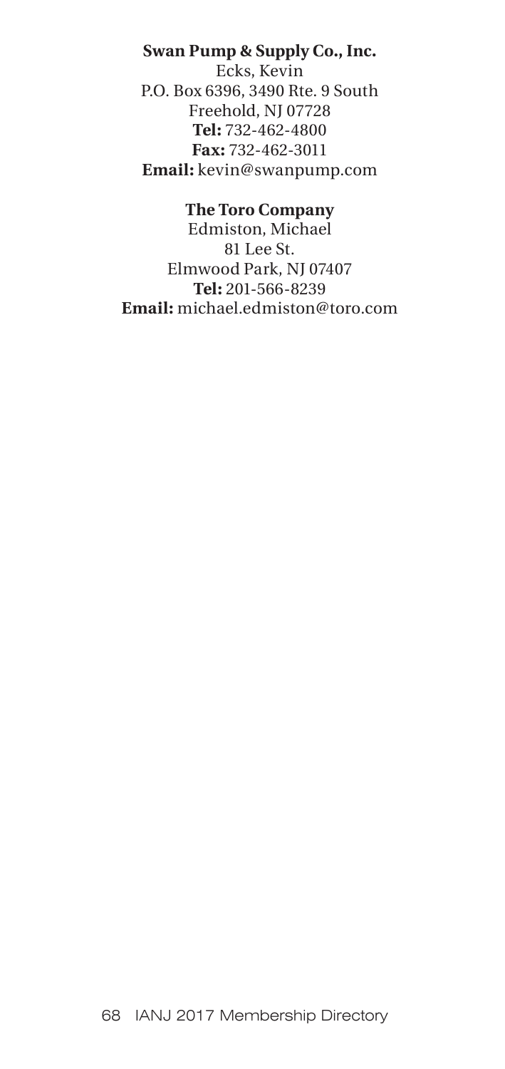**Swan Pump & Supply Co., Inc.**
Ecks, Kevin
P.O. Box 6396, 3490 Rte. 9 South
Freehold, NJ 07728
**Tel:** 732-462-4800
**Fax:** 732-462-3011
**Email:** kevin@swanpump.com

**The Toro Company**
Edmiston, Michael
81 Lee St.
Elmwood Park, NJ 07407
**Tel:** 201-566-8239
**Email:** michael.edmiston@toro.com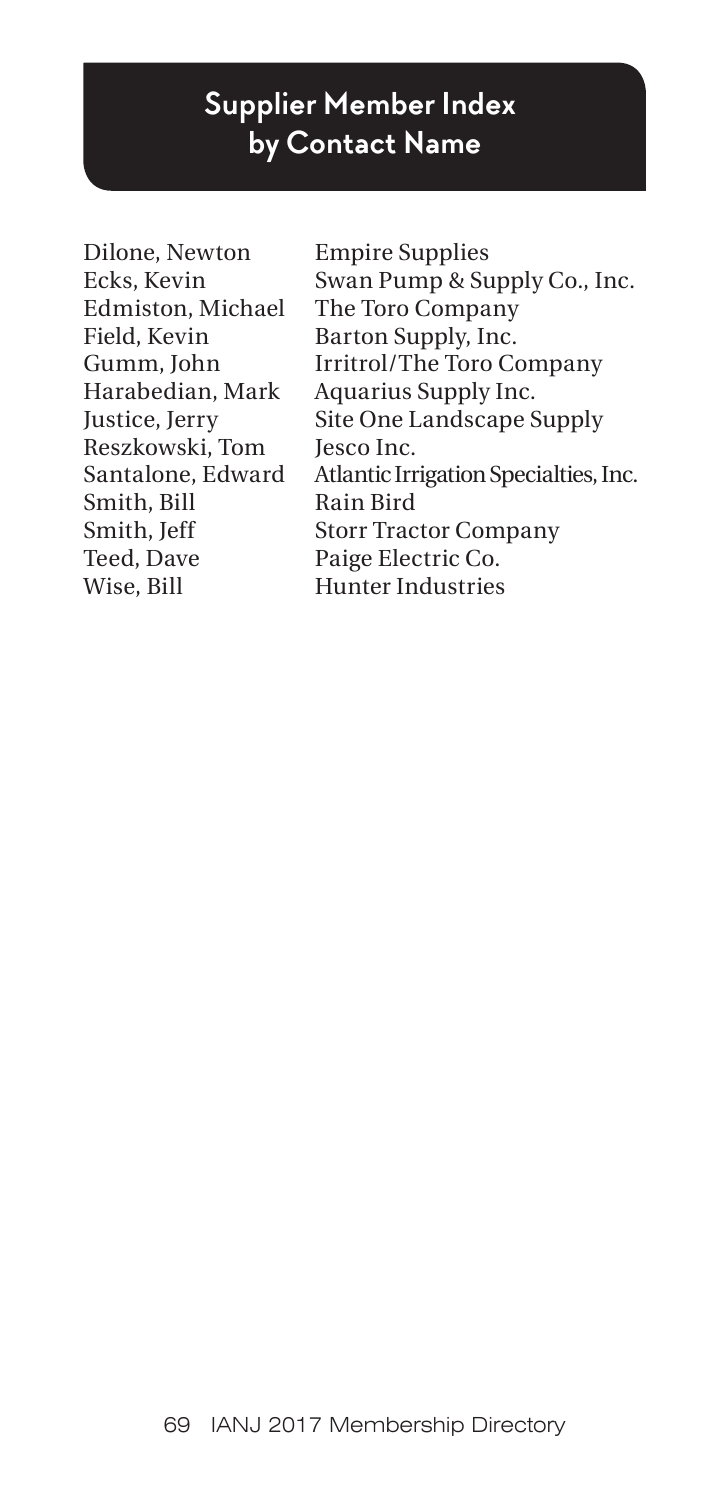## Supplier Member Index by Contact Name

| | |
|---|---|
| Dilone, Newton | Empire Supplies |
| Ecks, Kevin | Swan Pump & Supply Co., Inc. |
| Edmiston, Michael | The Toro Company |
| Field, Kevin | Barton Supply, Inc. |
| Gumm, John | Irritrol/The Toro Company |
| Harabedian, Mark | Aquarius Supply Inc. |
| Justice, Jerry | Site One Landscape Supply |
| Reszkowski, Tom | Jesco Inc. |
| Santalone, Edward | Atlantic Irrigation Specialties, Inc. |
| Smith, Bill | Rain Bird |
| Smith, Jeff | Storr Tractor Company |
| Teed, Dave | Paige Electric Co. |
| Wise, Bill | Hunter Industries |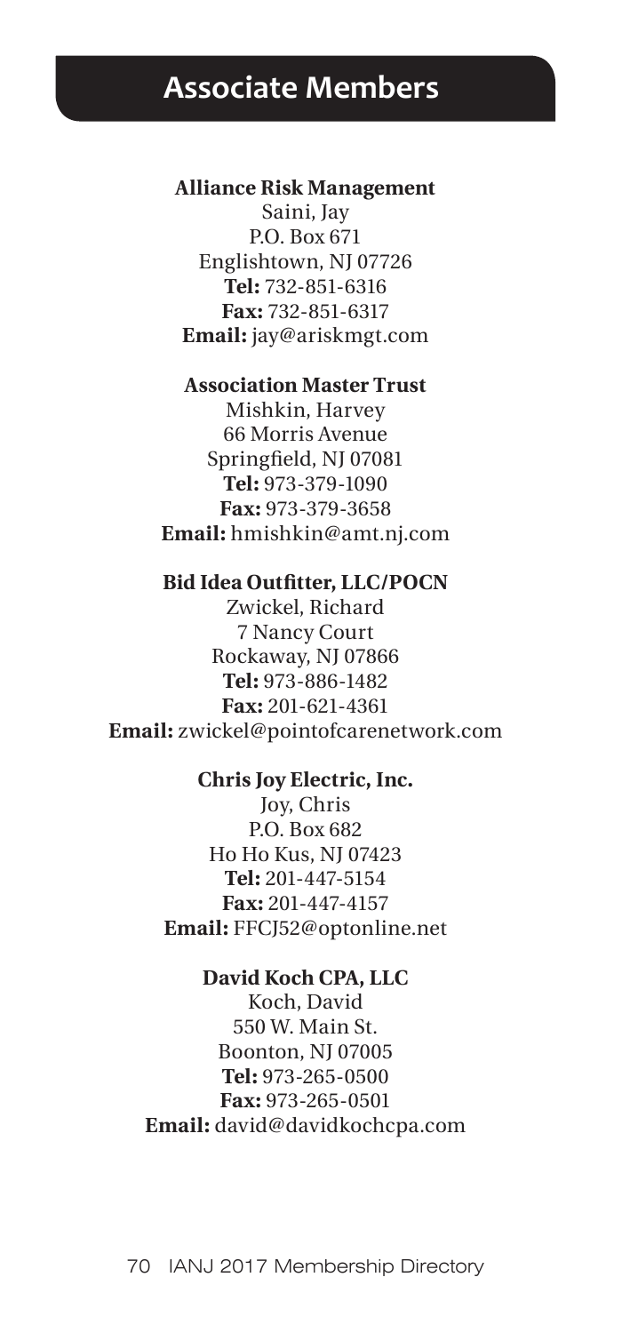# Associate Members

**Alliance Risk Management**
Saini, Jay
P.O. Box 671
Englishtown, NJ 07726
**Tel:** 732-851-6316
**Fax:** 732-851-6317
**Email:** jay@ariskmgt.com

**Association Master Trust**
Mishkin, Harvey
66 Morris Avenue
Springfield, NJ 07081
**Tel:** 973-379-1090
**Fax:** 973-379-3658
**Email:** hmishkin@amt.nj.com

**Bid Idea Outfitter, LLC/POCN**
Zwickel, Richard
7 Nancy Court
Rockaway, NJ 07866
**Tel:** 973-886-1482
**Fax:** 201-621-4361
**Email:** zwickel@pointofcarenetwork.com

**Chris Joy Electric, Inc.**
Joy, Chris
P.O. Box 682
Ho Ho Kus, NJ 07423
**Tel:** 201-447-5154
**Fax:** 201-447-4157
**Email:** FFCJ52@optonline.net

**David Koch CPA, LLC**
Koch, David
550 W. Main St.
Boonton, NJ 07005
**Tel:** 973-265-0500
**Fax:** 973-265-0501
**Email:** david@davidkochcpa.com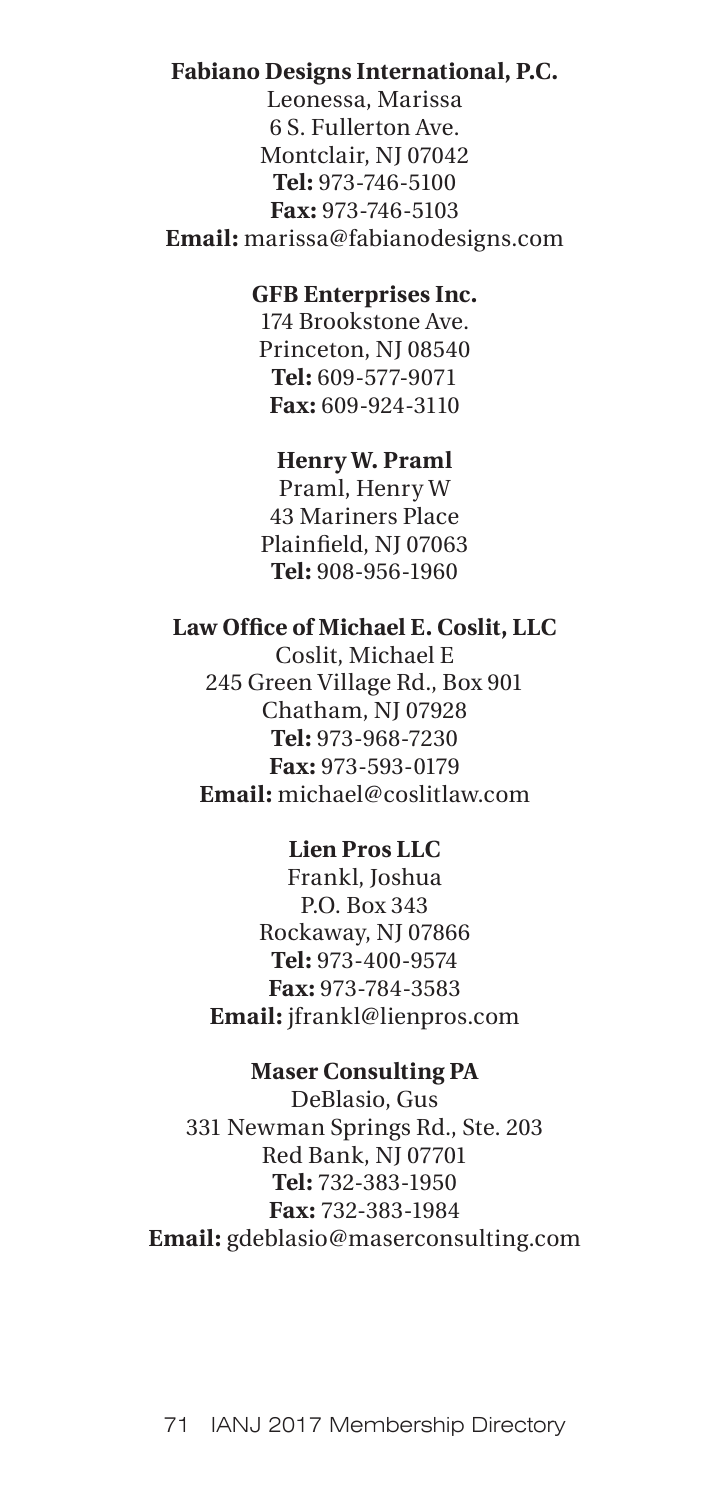**Fabiano Designs International, P.C.**

Leonessa, Marissa
6 S. Fullerton Ave.
Montclair, NJ 07042
**Tel:** 973-746-5100
**Fax:** 973-746-5103
**Email:** marissa@fabianodesigns.com

**GFB Enterprises Inc.**

174 Brookstone Ave.
Princeton, NJ 08540
**Tel:** 609-577-9071
**Fax:** 609-924-3110

**Henry W. Praml**

Praml, Henry W
43 Mariners Place
Plainfield, NJ 07063
**Tel:** 908-956-1960

**Law Office of Michael E. Coslit, LLC**

Coslit, Michael E
245 Green Village Rd., Box 901
Chatham, NJ 07928
**Tel:** 973-968-7230
**Fax:** 973-593-0179
**Email:** michael@coslitlaw.com

**Lien Pros LLC**

Frankl, Joshua
P.O. Box 343
Rockaway, NJ 07866
**Tel:** 973-400-9574
**Fax:** 973-784-3583
**Email:** jfrankl@lienpros.com

**Maser Consulting PA**

DeBlasio, Gus
331 Newman Springs Rd., Ste. 203
Red Bank, NJ 07701
**Tel:** 732-383-1950
**Fax:** 732-383-1984
**Email:** gdeblasio@maserconsulting.com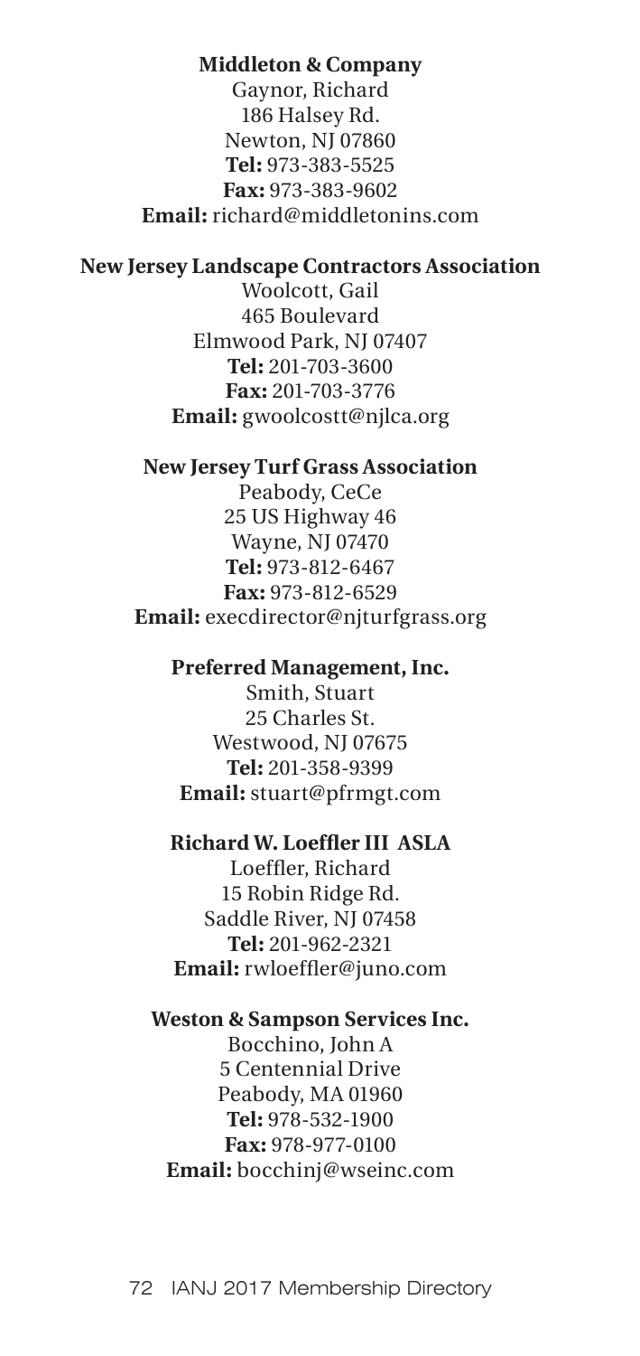**Middleton & Company**
Gaynor, Richard
186 Halsey Rd.
Newton, NJ 07860
**Tel:** 973-383-5525
**Fax:** 973-383-9602
**Email:** richard@middletonins.com

**New Jersey Landscape Contractors Association**
Woolcott, Gail
465 Boulevard
Elmwood Park, NJ 07407
**Tel:** 201-703-3600
**Fax:** 201-703-3776
**Email:** gwoolcostt@njlca.org

**New Jersey Turf Grass Association**
Peabody, CeCe
25 US Highway 46
Wayne, NJ 07470
**Tel:** 973-812-6467
**Fax:** 973-812-6529
**Email:** execdirector@njturfgrass.org

**Preferred Management, Inc.**
Smith, Stuart
25 Charles St.
Westwood, NJ 07675
**Tel:** 201-358-9399
**Email:** stuart@pfrmgt.com

**Richard W. Loeffler III ASLA**
Loeffler, Richard
15 Robin Ridge Rd.
Saddle River, NJ 07458
**Tel:** 201-962-2321
**Email:** rwloeffler@juno.com

**Weston & Sampson Services Inc.**
Bocchino, John A
5 Centennial Drive
Peabody, MA 01960
**Tel:** 978-532-1900
**Fax:** 978-977-0100
**Email:** bocchinj@wseinc.com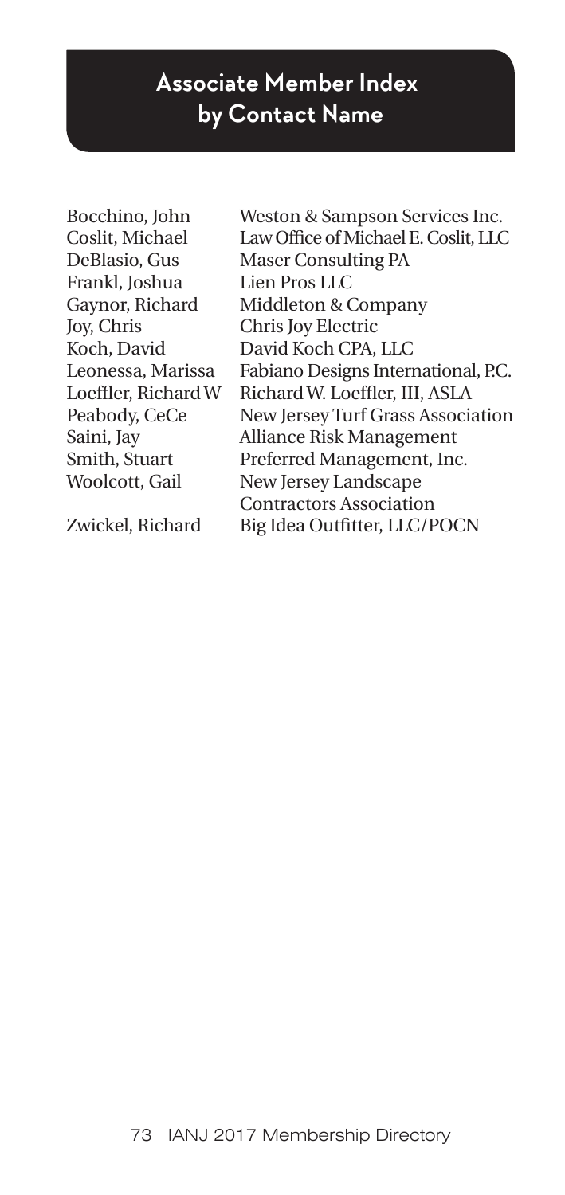# Associate Member Index by Contact Name

| | |
|---|---|
| Bocchino, John | Weston & Sampson Services Inc. |
| Coslit, Michael | Law Office of Michael E. Coslit, LLC |
| DeBlasio, Gus | Maser Consulting PA |
| Frankl, Joshua | Lien Pros LLC |
| Gaynor, Richard | Middleton & Company |
| Joy, Chris | Chris Joy Electric |
| Koch, David | David Koch CPA, LLC |
| Leonessa, Marissa | Fabiano Designs International, P.C. |
| Loeffler, Richard W | Richard W. Loeffler, III, ASLA |
| Peabody, CeCe | New Jersey Turf Grass Association |
| Saini, Jay | Alliance Risk Management |
| Smith, Stuart | Preferred Management, Inc. |
| Woolcott, Gail | New Jersey Landscape Contractors Association |
| Zwickel, Richard | Big Idea Outfitter, LLC/POCN |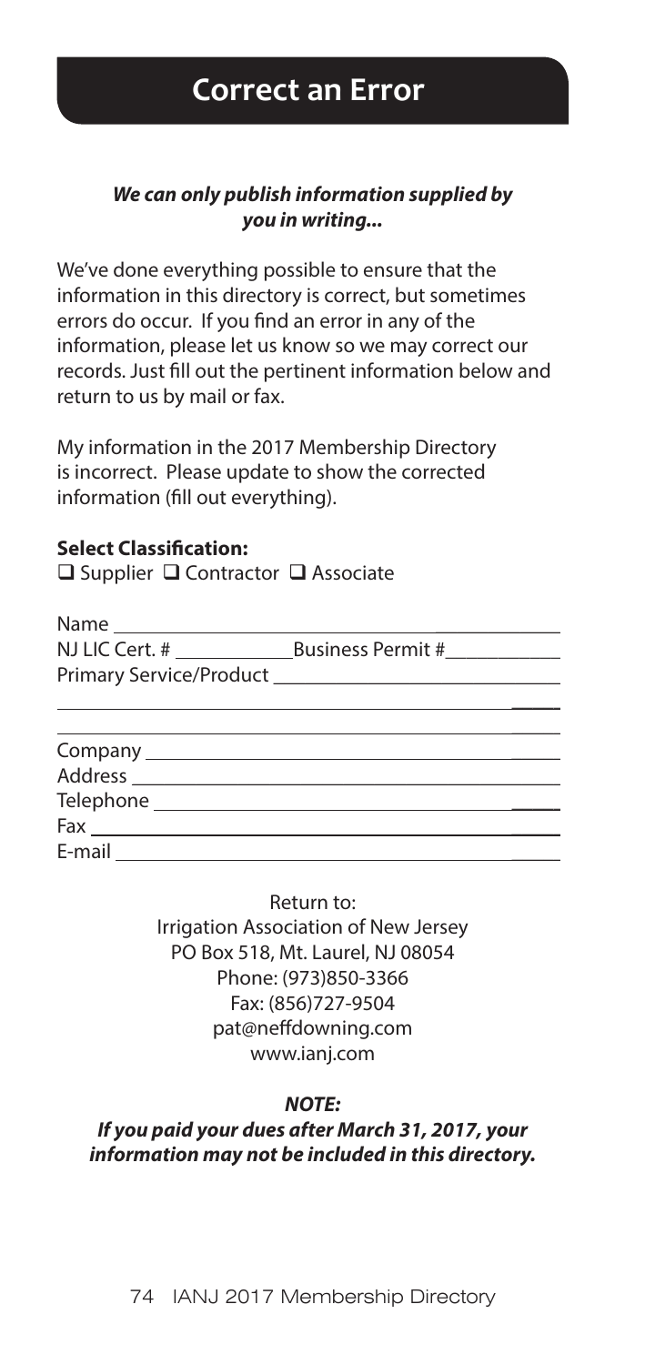# Correct an Error

***We can only publish information supplied by you in writing...***

We've done everything possible to ensure that the information in this directory is correct, but sometimes errors do occur. If you find an error in any of the information, please let us know so we may correct our records. Just fill out the pertinent information below and return to us by mail or fax.

My information in the 2017 Membership Directory is incorrect. Please update to show the corrected information (fill out everything).

**Select Classification:**

❑ Supplier ❑ Contractor ❑ Associate

Name ________________________________________________

NJ LIC Cert. # ____________ Business Permit # ___________

Primary Service/Product ____________________________

________________________________________________

________________________________________________

Company ______________________________________________

Address _______________________________________________

Telephone _____________________________________________

Fax ___________________________________________________

E-mail ________________________________________________

Return to:
Irrigation Association of New Jersey
PO Box 518, Mt. Laurel, NJ 08054
Phone: (973)850-3366
Fax: (856)727-9504
pat@neffdowning.com
www.ianj.com

***NOTE:***

***If you paid your dues after March 31, 2017, your information may not be included in this directory.***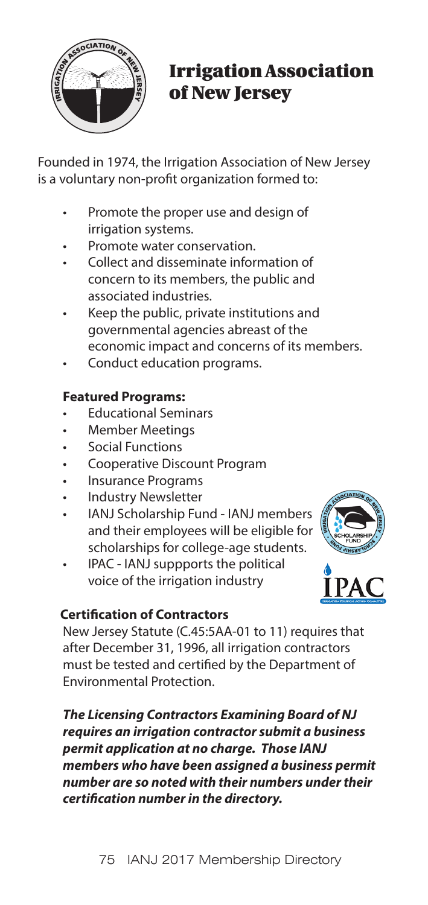# Irrigation Association of New Jersey

Founded in 1974, the Irrigation Association of New Jersey is a voluntary non-profit organization formed to:

- Promote the proper use and design of irrigation systems.
- Promote water conservation.
- Collect and disseminate information of concern to its members, the public and associated industries.
- Keep the public, private institutions and governmental agencies abreast of the economic impact and concerns of its members.
- Conduct education programs.

**Featured Programs:**

- Educational Seminars
- Member Meetings
- Social Functions
- Cooperative Discount Program
- Insurance Programs
- Industry Newsletter
- IANJ Scholarship Fund - IANJ members and their employees will be eligible for scholarships for college-age students.
- IPAC - IANJ suppports the political voice of the irrigation industry

**Certification of Contractors**

New Jersey Statute (C.45:5AA-01 to 11) requires that after December 31, 1996, all irrigation contractors must be tested and certified by the Department of Environmental Protection.

***The Licensing Contractors Examining Board of NJ requires an irrigation contractor submit a business permit application at no charge. Those IANJ members who have been assigned a business permit number are so noted with their numbers under their certification number in the directory.***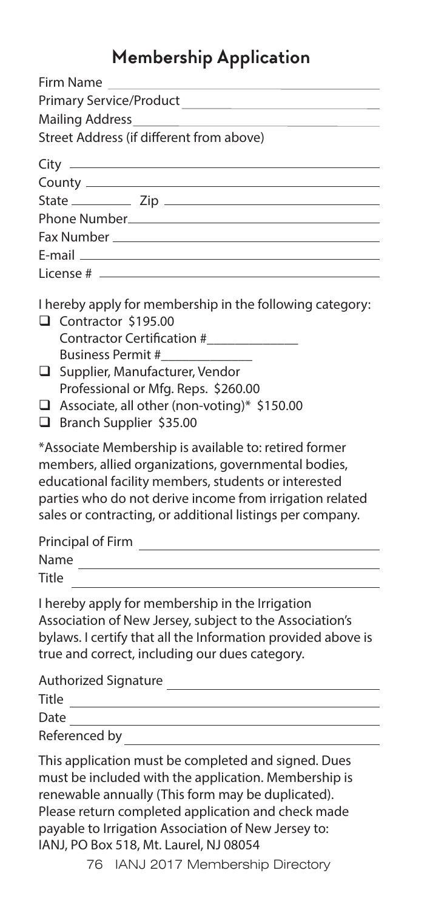# Membership Application

Firm Name \_\_\_\_\_\_\_\_\_\_\_\_\_\_\_\_\_\_\_\_\_\_\_\_\_\_\_\_\_\_

Primary Service/Product \_\_\_\_\_\_\_\_\_\_\_\_\_\_\_\_\_\_\_\_\_\_\_\_\_\_\_\_\_\_

Mailing Address \_\_\_\_\_\_\_\_\_\_\_\_\_\_\_\_\_\_\_\_\_\_\_\_\_\_\_\_\_\_

Street Address (if different from above)

City \_\_\_\_\_\_\_\_\_\_\_\_\_\_\_\_\_\_\_\_\_\_\_\_\_\_\_\_\_\_

County \_\_\_\_\_\_\_\_\_\_\_\_\_\_\_\_\_\_\_\_\_\_\_\_\_\_\_\_\_\_

State \_\_\_\_\_\_\_\_\_\_ Zip \_\_\_\_\_\_\_\_\_\_\_\_\_\_\_\_\_\_\_\_

Phone Number \_\_\_\_\_\_\_\_\_\_\_\_\_\_\_\_\_\_\_\_\_\_\_\_\_\_\_\_\_\_

Fax Number \_\_\_\_\_\_\_\_\_\_\_\_\_\_\_\_\_\_\_\_\_\_\_\_\_\_\_\_\_\_

E-mail \_\_\_\_\_\_\_\_\_\_\_\_\_\_\_\_\_\_\_\_\_\_\_\_\_\_\_\_\_\_

License # \_\_\_\_\_\_\_\_\_\_\_\_\_\_\_\_\_\_\_\_\_\_\_\_\_\_\_\_\_\_

I hereby apply for membership in the following category:

- ☐ Contractor $195.00
  Contractor Certification #\_\_\_\_\_\_\_\_\_\_\_\_\_\_
  Business Permit #\_\_\_\_\_\_\_\_\_\_\_\_\_\_
- ☐ Supplier, Manufacturer, Vendor
  Professional or Mfg. Reps. $260.00
- ☐ Associate, all other (non-voting)* $150.00
- ☐ Branch Supplier $35.00

*Associate Membership is available to: retired former members, allied organizations, governmental bodies, educational facility members, students or interested parties who do not derive income from irrigation related sales or contracting, or additional listings per company.

Principal of Firm \_\_\_\_\_\_\_\_\_\_\_\_\_\_\_\_\_\_\_\_\_\_\_\_\_\_\_\_\_\_

Name \_\_\_\_\_\_\_\_\_\_\_\_\_\_\_\_\_\_\_\_\_\_\_\_\_\_\_\_\_\_

Title \_\_\_\_\_\_\_\_\_\_\_\_\_\_\_\_\_\_\_\_\_\_\_\_\_\_\_\_\_\_

I hereby apply for membership in the Irrigation Association of New Jersey, subject to the Association's bylaws. I certify that all the Information provided above is true and correct, including our dues category.

Authorized Signature \_\_\_\_\_\_\_\_\_\_\_\_\_\_\_\_\_\_\_\_\_\_\_\_\_\_\_\_\_\_

Title \_\_\_\_\_\_\_\_\_\_\_\_\_\_\_\_\_\_\_\_\_\_\_\_\_\_\_\_\_\_

Date \_\_\_\_\_\_\_\_\_\_\_\_\_\_\_\_\_\_\_\_\_\_\_\_\_\_\_\_\_\_

Referenced by \_\_\_\_\_\_\_\_\_\_\_\_\_\_\_\_\_\_\_\_\_\_\_\_\_\_\_\_\_\_

This application must be completed and signed. Dues must be included with the application. Membership is renewable annually (This form may be duplicated). Please return completed application and check made payable to Irrigation Association of New Jersey to: IANJ, PO Box 518, Mt. Laurel, NJ 08054